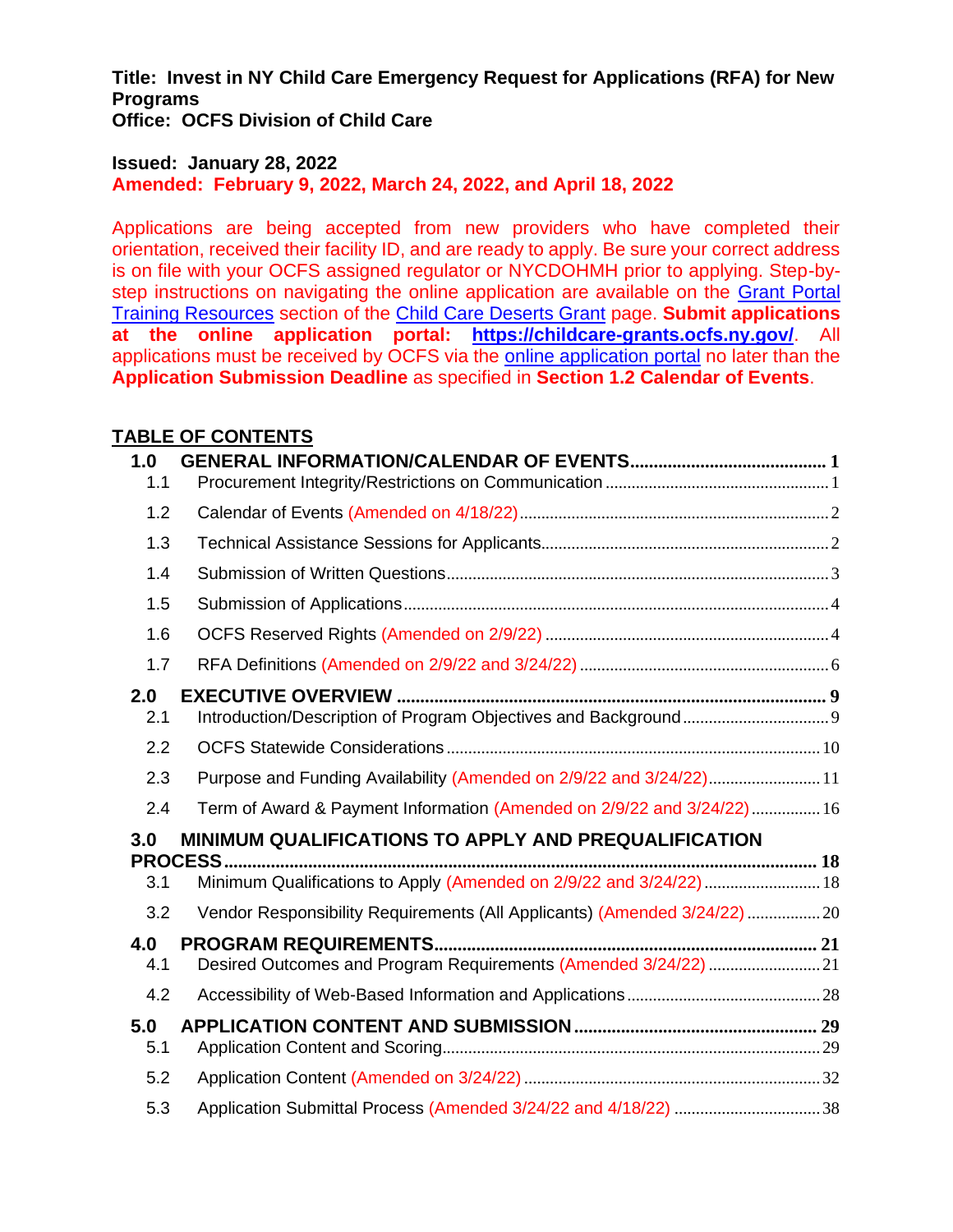**Title: Invest in NY Child Care Emergency Request for Applications (RFA) for New Programs**
**Office: OCFS Division of Child Care**

**Issued: January 28, 2022**
**Amended: February 9, 2022, March 24, 2022, and April 18, 2022**

Applications are being accepted from new providers who have completed their orientation, received their facility ID, and are ready to apply. Be sure your correct address is on file with your OCFS assigned regulator or NYCDOHMH prior to applying. Step-by-step instructions on navigating the online application are available on the Grant Portal Training Resources section of the Child Care Deserts Grant page. **Submit applications at the online application portal: https://childcare-grants.ocfs.ny.gov/**. All applications must be received by OCFS via the online application portal no later than the **Application Submission Deadline** as specified in **Section 1.2 Calendar of Events**.

## TABLE OF CONTENTS

**1.0 GENERAL INFORMATION/CALENDAR OF EVENTS** ..... 1
- 1.1 Procurement Integrity/Restrictions on Communication ..... 1
- 1.2 Calendar of Events (Amended on 4/18/22) ..... 2
- 1.3 Technical Assistance Sessions for Applicants ..... 2
- 1.4 Submission of Written Questions ..... 3
- 1.5 Submission of Applications ..... 4
- 1.6 OCFS Reserved Rights (Amended on 2/9/22) ..... 4
- 1.7 RFA Definitions (Amended on 2/9/22 and 3/24/22) ..... 6

**2.0 EXECUTIVE OVERVIEW** ..... 9
- 2.1 Introduction/Description of Program Objectives and Background ..... 9
- 2.2 OCFS Statewide Considerations ..... 10
- 2.3 Purpose and Funding Availability (Amended on 2/9/22 and 3/24/22) ..... 11
- 2.4 Term of Award & Payment Information (Amended on 2/9/22 and 3/24/22) ..... 16

**3.0 MINIMUM QUALIFICATIONS TO APPLY AND PREQUALIFICATION PROCESS** ..... 18
- 3.1 Minimum Qualifications to Apply (Amended on 2/9/22 and 3/24/22) ..... 18
- 3.2 Vendor Responsibility Requirements (All Applicants) (Amended 3/24/22) ..... 20

**4.0 PROGRAM REQUIREMENTS** ..... 21
- 4.1 Desired Outcomes and Program Requirements (Amended 3/24/22) ..... 21
- 4.2 Accessibility of Web-Based Information and Applications ..... 28

**5.0 APPLICATION CONTENT AND SUBMISSION** ..... 29
- 5.1 Application Content and Scoring ..... 29
- 5.2 Application Content (Amended on 3/24/22) ..... 32
- 5.3 Application Submittal Process (Amended 3/24/22 and 4/18/22) ..... 38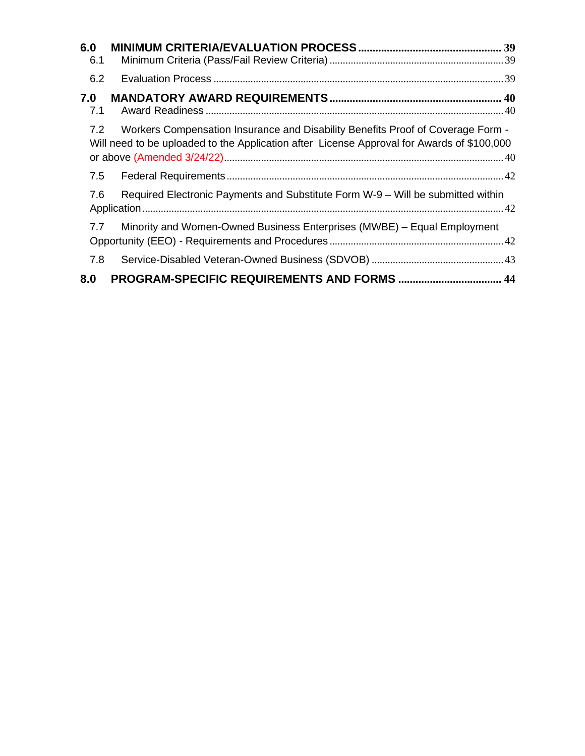**6.0 MINIMUM CRITERIA/EVALUATION PROCESS ..... 39**

6.1 Minimum Criteria (Pass/Fail Review Criteria) ..... 39

6.2 Evaluation Process ..... 39

**7.0 MANDATORY AWARD REQUIREMENTS ..... 40**

7.1 Award Readiness ..... 40

7.2 Workers Compensation Insurance and Disability Benefits Proof of Coverage Form - Will need to be uploaded to the Application after License Approval for Awards of $100,000 or above (Amended 3/24/22) ..... 40

7.5 Federal Requirements ..... 42

7.6 Required Electronic Payments and Substitute Form W-9 – Will be submitted within Application ..... 42

7.7 Minority and Women-Owned Business Enterprises (MWBE) – Equal Employment Opportunity (EEO) - Requirements and Procedures ..... 42

7.8 Service-Disabled Veteran-Owned Business (SDVOB) ..... 43

**8.0 PROGRAM-SPECIFIC REQUIREMENTS AND FORMS ..... 44**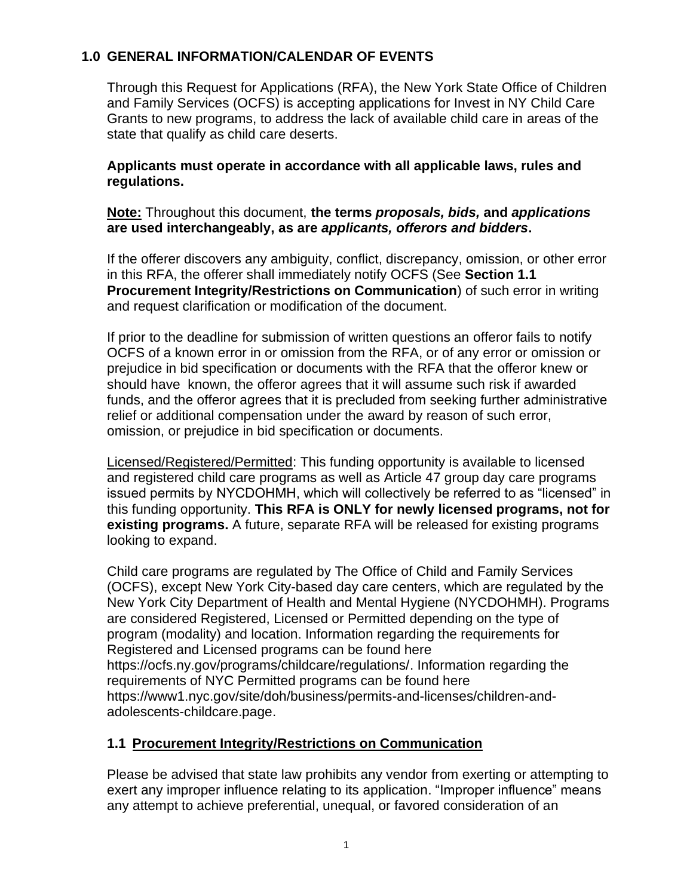## 1.0 GENERAL INFORMATION/CALENDAR OF EVENTS

Through this Request for Applications (RFA), the New York State Office of Children and Family Services (OCFS) is accepting applications for Invest in NY Child Care Grants to new programs, to address the lack of available child care in areas of the state that qualify as child care deserts.

**Applicants must operate in accordance with all applicable laws, rules and regulations.**

**Note:** Throughout this document, **the terms *proposals, bids,* and *applications* are used interchangeably, as are *applicants, offerors and bidders*.**

If the offerer discovers any ambiguity, conflict, discrepancy, omission, or other error in this RFA, the offerer shall immediately notify OCFS (See **Section 1.1 Procurement Integrity/Restrictions on Communication**) of such error in writing and request clarification or modification of the document.

If prior to the deadline for submission of written questions an offeror fails to notify OCFS of a known error in or omission from the RFA, or of any error or omission or prejudice in bid specification or documents with the RFA that the offeror knew or should have known, the offeror agrees that it will assume such risk if awarded funds, and the offeror agrees that it is precluded from seeking further administrative relief or additional compensation under the award by reason of such error, omission, or prejudice in bid specification or documents.

Licensed/Registered/Permitted: This funding opportunity is available to licensed and registered child care programs as well as Article 47 group day care programs issued permits by NYCDOHMH, which will collectively be referred to as "licensed" in this funding opportunity. **This RFA is ONLY for newly licensed programs, not for existing programs.** A future, separate RFA will be released for existing programs looking to expand.

Child care programs are regulated by The Office of Child and Family Services (OCFS), except New York City-based day care centers, which are regulated by the New York City Department of Health and Mental Hygiene (NYCDOHMH). Programs are considered Registered, Licensed or Permitted depending on the type of program (modality) and location. Information regarding the requirements for Registered and Licensed programs can be found here https://ocfs.ny.gov/programs/childcare/regulations/. Information regarding the requirements of NYC Permitted programs can be found here https://www1.nyc.gov/site/doh/business/permits-and-licenses/children-and-adolescents-childcare.page.

### 1.1 Procurement Integrity/Restrictions on Communication

Please be advised that state law prohibits any vendor from exerting or attempting to exert any improper influence relating to its application. "Improper influence" means any attempt to achieve preferential, unequal, or favored consideration of an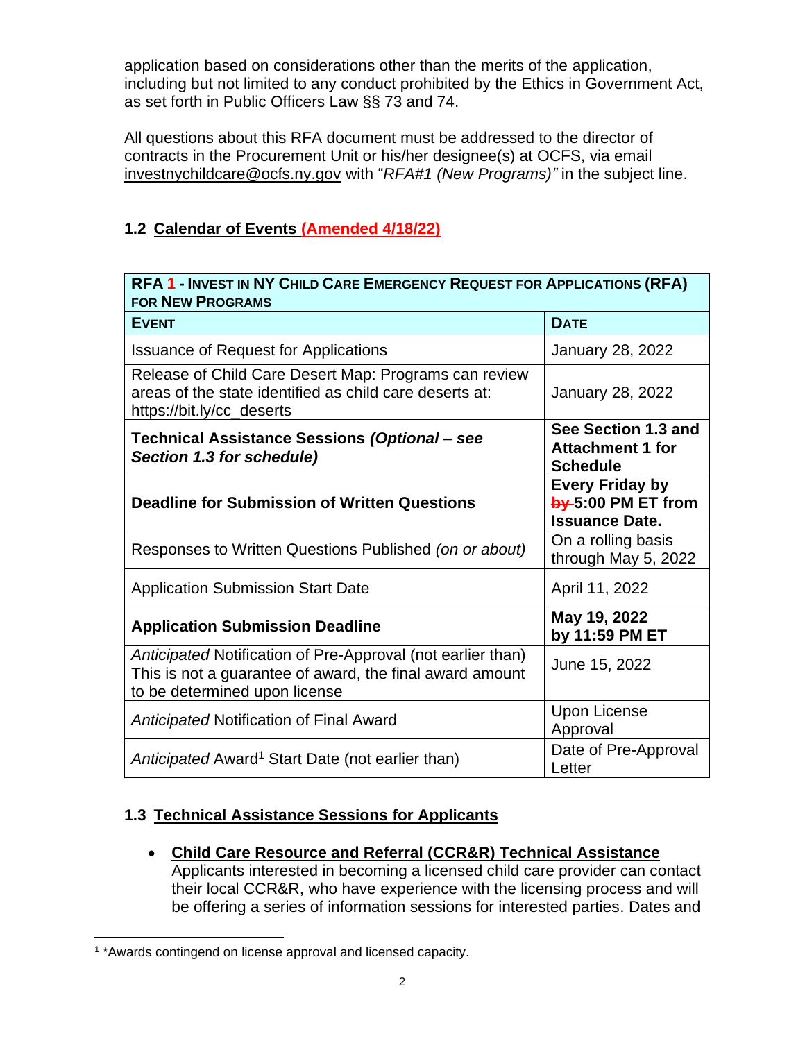application based on considerations other than the merits of the application, including but not limited to any conduct prohibited by the Ethics in Government Act, as set forth in Public Officers Law §§ 73 and 74.

All questions about this RFA document must be addressed to the director of contracts in the Procurement Unit or his/her designee(s) at OCFS, via email investnychildcare@ocfs.ny.gov with "*RFA#1 (New Programs)"* in the subject line.

### 1.2 Calendar of Events (Amended 4/18/22)

| **RFA 1 - Invest in NY Child Care Emergency Request for Applications (RFA) for New Programs** | |
|---|---|
| **Event** | **Date** |
| Issuance of Request for Applications | January 28, 2022 |
| Release of Child Care Desert Map: Programs can review areas of the state identified as child care deserts at: https://bit.ly/cc_deserts | January 28, 2022 |
| **Technical Assistance Sessions *(Optional – see Section 1.3 for schedule)*** | **See Section 1.3 and Attachment 1 for Schedule** |
| **Deadline for Submission of Written Questions** | **Every Friday by ~~by~~ 5:00 PM ET from Issuance Date.** |
| Responses to Written Questions Published *(on or about)* | On a rolling basis through May 5, 2022 |
| Application Submission Start Date | April 11, 2022 |
| **Application Submission Deadline** | **May 19, 2022 by 11:59 PM ET** |
| *Anticipated* Notification of Pre-Approval (not earlier than) This is not a guarantee of award, the final award amount to be determined upon license | June 15, 2022 |
| *Anticipated* Notification of Final Award | Upon License Approval |
| *Anticipated* Award[1] Start Date (not earlier than) | Date of Pre-Approval Letter |

### 1.3 Technical Assistance Sessions for Applicants

- **Child Care Resource and Referral (CCR&R) Technical Assistance**
  Applicants interested in becoming a licensed child care provider can contact their local CCR&R, who have experience with the licensing process and will be offering a series of information sessions for interested parties. Dates and

[1] *Awards contingend on license approval and licensed capacity.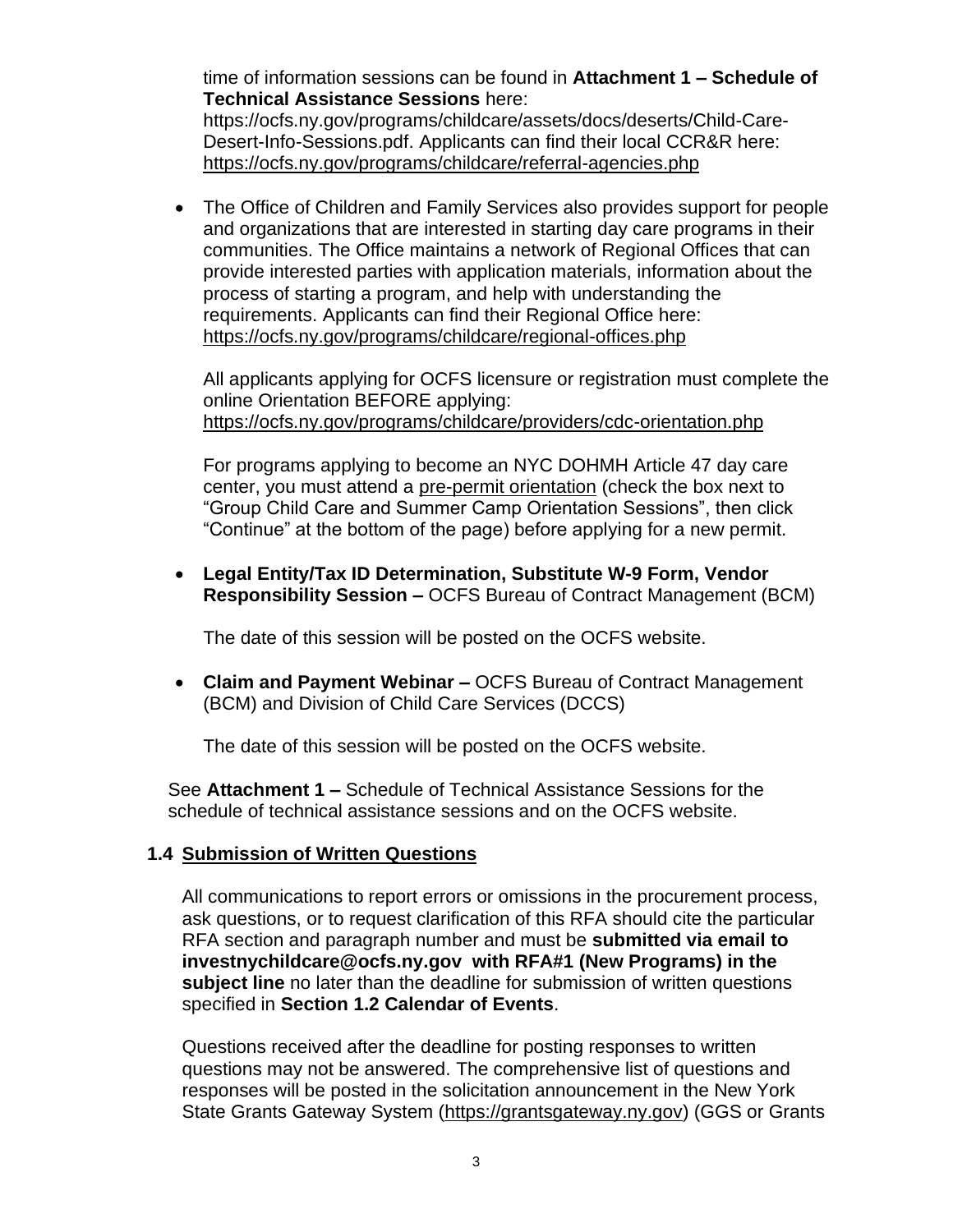time of information sessions can be found in **Attachment 1 – Schedule of Technical Assistance Sessions** here: https://ocfs.ny.gov/programs/childcare/assets/docs/deserts/Child-Care-Desert-Info-Sessions.pdf. Applicants can find their local CCR&R here: https://ocfs.ny.gov/programs/childcare/referral-agencies.php

- The Office of Children and Family Services also provides support for people and organizations that are interested in starting day care programs in their communities. The Office maintains a network of Regional Offices that can provide interested parties with application materials, information about the process of starting a program, and help with understanding the requirements. Applicants can find their Regional Office here: https://ocfs.ny.gov/programs/childcare/regional-offices.php

  All applicants applying for OCFS licensure or registration must complete the online Orientation BEFORE applying: https://ocfs.ny.gov/programs/childcare/providers/cdc-orientation.php

  For programs applying to become an NYC DOHMH Article 47 day care center, you must attend a pre-permit orientation (check the box next to "Group Child Care and Summer Camp Orientation Sessions", then click "Continue" at the bottom of the page) before applying for a new permit.

- **Legal Entity/Tax ID Determination, Substitute W-9 Form, Vendor Responsibility Session –** OCFS Bureau of Contract Management (BCM)

  The date of this session will be posted on the OCFS website.

- **Claim and Payment Webinar –** OCFS Bureau of Contract Management (BCM) and Division of Child Care Services (DCCS)

  The date of this session will be posted on the OCFS website.

See **Attachment 1 –** Schedule of Technical Assistance Sessions for the schedule of technical assistance sessions and on the OCFS website.

## 1.4 Submission of Written Questions

All communications to report errors or omissions in the procurement process, ask questions, or to request clarification of this RFA should cite the particular RFA section and paragraph number and must be **submitted via email to investnychildcare@ocfs.ny.gov with RFA#1 (New Programs) in the subject line** no later than the deadline for submission of written questions specified in **Section 1.2 Calendar of Events**.

Questions received after the deadline for posting responses to written questions may not be answered. The comprehensive list of questions and responses will be posted in the solicitation announcement in the New York State Grants Gateway System (https://grantsgateway.ny.gov) (GGS or Grants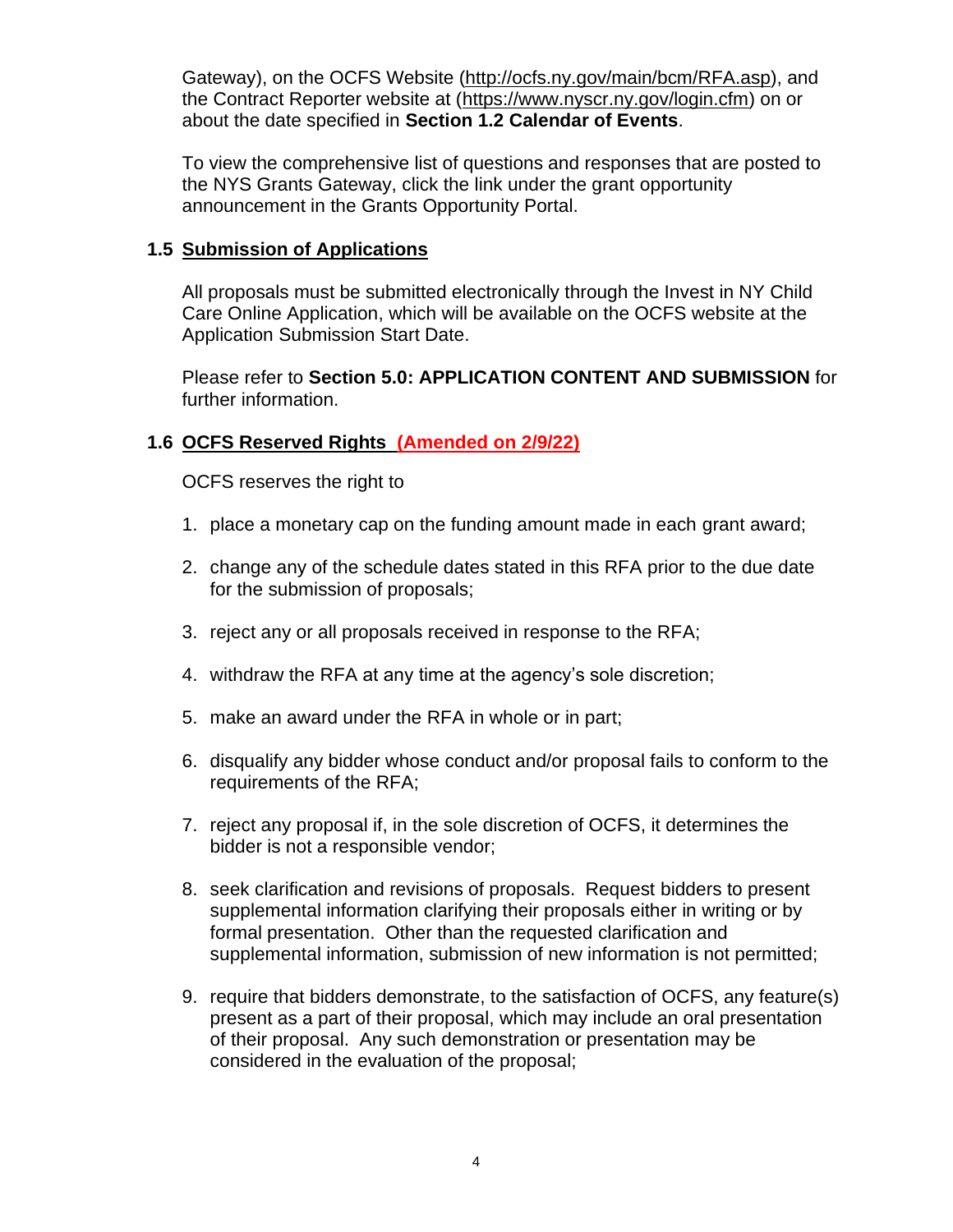Gateway), on the OCFS Website (http://ocfs.ny.gov/main/bcm/RFA.asp), and the Contract Reporter website at (https://www.nyscr.ny.gov/login.cfm) on or about the date specified in **Section 1.2 Calendar of Events**.

To view the comprehensive list of questions and responses that are posted to the NYS Grants Gateway, click the link under the grant opportunity announcement in the Grants Opportunity Portal.

### 1.5 Submission of Applications

All proposals must be submitted electronically through the Invest in NY Child Care Online Application, which will be available on the OCFS website at the Application Submission Start Date.

Please refer to **Section 5.0: APPLICATION CONTENT AND SUBMISSION** for further information.

### 1.6 OCFS Reserved Rights (Amended on 2/9/22)

OCFS reserves the right to

1. place a monetary cap on the funding amount made in each grant award;
2. change any of the schedule dates stated in this RFA prior to the due date for the submission of proposals;
3. reject any or all proposals received in response to the RFA;
4. withdraw the RFA at any time at the agency's sole discretion;
5. make an award under the RFA in whole or in part;
6. disqualify any bidder whose conduct and/or proposal fails to conform to the requirements of the RFA;
7. reject any proposal if, in the sole discretion of OCFS, it determines the bidder is not a responsible vendor;
8. seek clarification and revisions of proposals. Request bidders to present supplemental information clarifying their proposals either in writing or by formal presentation. Other than the requested clarification and supplemental information, submission of new information is not permitted;
9. require that bidders demonstrate, to the satisfaction of OCFS, any feature(s) present as a part of their proposal, which may include an oral presentation of their proposal. Any such demonstration or presentation may be considered in the evaluation of the proposal;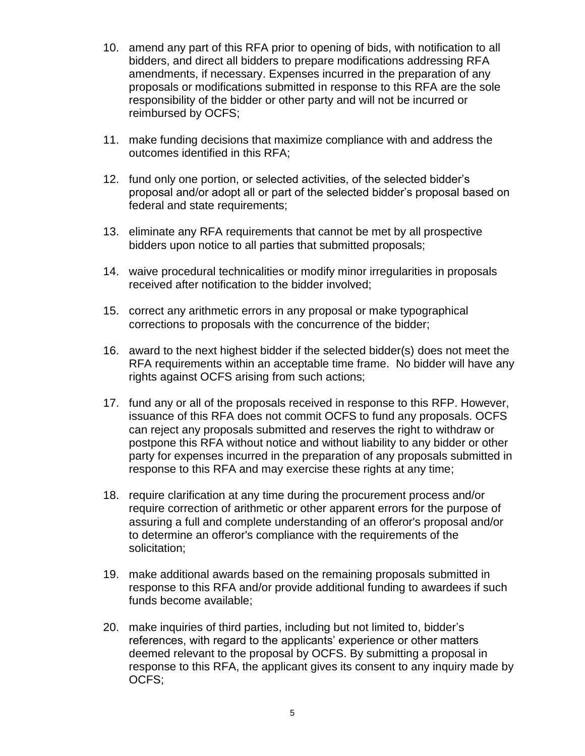10. amend any part of this RFA prior to opening of bids, with notification to all bidders, and direct all bidders to prepare modifications addressing RFA amendments, if necessary. Expenses incurred in the preparation of any proposals or modifications submitted in response to this RFA are the sole responsibility of the bidder or other party and will not be incurred or reimbursed by OCFS;

11. make funding decisions that maximize compliance with and address the outcomes identified in this RFA;

12. fund only one portion, or selected activities, of the selected bidder's proposal and/or adopt all or part of the selected bidder's proposal based on federal and state requirements;

13. eliminate any RFA requirements that cannot be met by all prospective bidders upon notice to all parties that submitted proposals;

14. waive procedural technicalities or modify minor irregularities in proposals received after notification to the bidder involved;

15. correct any arithmetic errors in any proposal or make typographical corrections to proposals with the concurrence of the bidder;

16. award to the next highest bidder if the selected bidder(s) does not meet the RFA requirements within an acceptable time frame. No bidder will have any rights against OCFS arising from such actions;

17. fund any or all of the proposals received in response to this RFP. However, issuance of this RFA does not commit OCFS to fund any proposals. OCFS can reject any proposals submitted and reserves the right to withdraw or postpone this RFA without notice and without liability to any bidder or other party for expenses incurred in the preparation of any proposals submitted in response to this RFA and may exercise these rights at any time;

18. require clarification at any time during the procurement process and/or require correction of arithmetic or other apparent errors for the purpose of assuring a full and complete understanding of an offeror's proposal and/or to determine an offeror's compliance with the requirements of the solicitation;

19. make additional awards based on the remaining proposals submitted in response to this RFA and/or provide additional funding to awardees if such funds become available;

20. make inquiries of third parties, including but not limited to, bidder's references, with regard to the applicants' experience or other matters deemed relevant to the proposal by OCFS. By submitting a proposal in response to this RFA, the applicant gives its consent to any inquiry made by OCFS;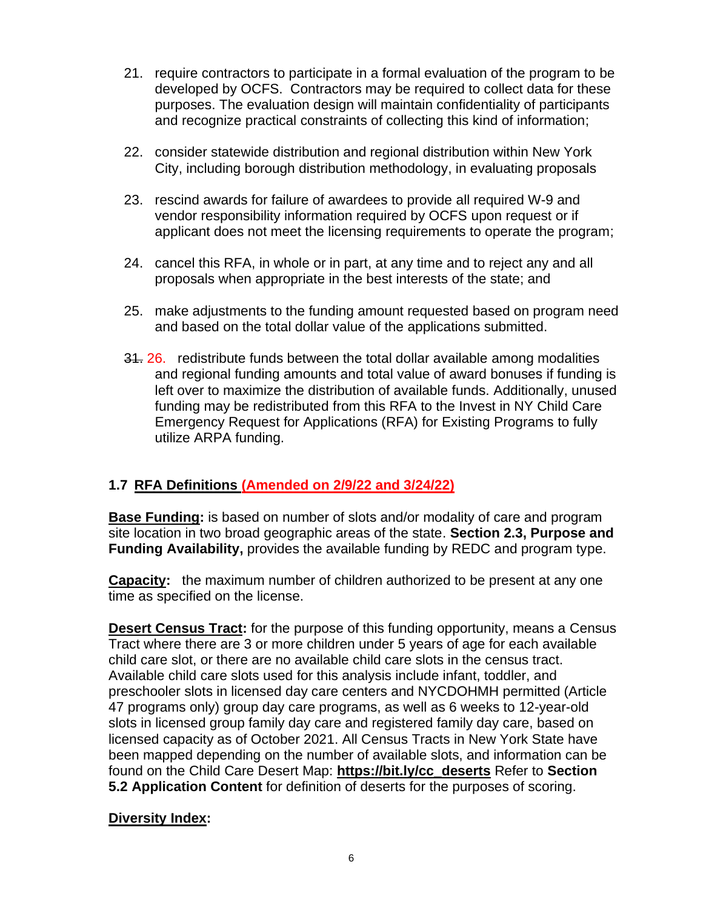21. require contractors to participate in a formal evaluation of the program to be developed by OCFS. Contractors may be required to collect data for these purposes. The evaluation design will maintain confidentiality of participants and recognize practical constraints of collecting this kind of information;

22. consider statewide distribution and regional distribution within New York City, including borough distribution methodology, in evaluating proposals

23. rescind awards for failure of awardees to provide all required W-9 and vendor responsibility information required by OCFS upon request or if applicant does not meet the licensing requirements to operate the program;

24. cancel this RFA, in whole or in part, at any time and to reject any and all proposals when appropriate in the best interests of the state; and

25. make adjustments to the funding amount requested based on program need and based on the total dollar value of the applications submitted.

~~31.~~ 26. redistribute funds between the total dollar available among modalities and regional funding amounts and total value of award bonuses if funding is left over to maximize the distribution of available funds. Additionally, unused funding may be redistributed from this RFA to the Invest in NY Child Care Emergency Request for Applications (RFA) for Existing Programs to fully utilize ARPA funding.

## 1.7 RFA Definitions (Amended on 2/9/22 and 3/24/22)

**Base Funding:** is based on number of slots and/or modality of care and program site location in two broad geographic areas of the state. **Section 2.3, Purpose and Funding Availability,** provides the available funding by REDC and program type.

**Capacity:** the maximum number of children authorized to be present at any one time as specified on the license.

**Desert Census Tract:** for the purpose of this funding opportunity, means a Census Tract where there are 3 or more children under 5 years of age for each available child care slot, or there are no available child care slots in the census tract. Available child care slots used for this analysis include infant, toddler, and preschooler slots in licensed day care centers and NYCDOHMH permitted (Article 47 programs only) group day care programs, as well as 6 weeks to 12-year-old slots in licensed group family day care and registered family day care, based on licensed capacity as of October 2021. All Census Tracts in New York State have been mapped depending on the number of available slots, and information can be found on the Child Care Desert Map: **https://bit.ly/cc_deserts** Refer to **Section 5.2 Application Content** for definition of deserts for the purposes of scoring.

**Diversity Index:**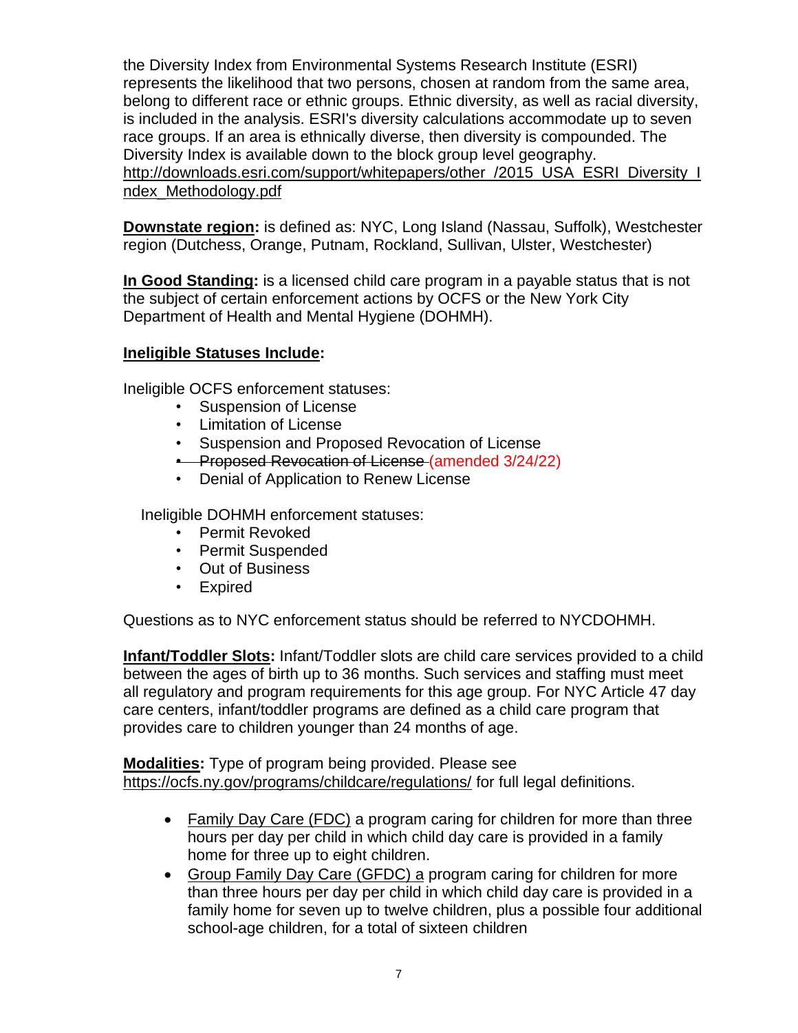the Diversity Index from Environmental Systems Research Institute (ESRI) represents the likelihood that two persons, chosen at random from the same area, belong to different race or ethnic groups. Ethnic diversity, as well as racial diversity, is included in the analysis. ESRI's diversity calculations accommodate up to seven race groups. If an area is ethnically diverse, then diversity is compounded. The Diversity Index is available down to the block group level geography. http://downloads.esri.com/support/whitepapers/other_/2015_USA_ESRI_Diversity_Index_Methodology.pdf

**Downstate region:** is defined as: NYC, Long Island (Nassau, Suffolk), Westchester region (Dutchess, Orange, Putnam, Rockland, Sullivan, Ulster, Westchester)

**In Good Standing:** is a licensed child care program in a payable status that is not the subject of certain enforcement actions by OCFS or the New York City Department of Health and Mental Hygiene (DOHMH).

**Ineligible Statuses Include:**

Ineligible OCFS enforcement statuses:

- Suspension of License
- Limitation of License
- Suspension and Proposed Revocation of License
- ~~Proposed Revocation of License~~ (amended 3/24/22)
- Denial of Application to Renew License

Ineligible DOHMH enforcement statuses:

- Permit Revoked
- Permit Suspended
- Out of Business
- Expired

Questions as to NYC enforcement status should be referred to NYCDOHMH.

**Infant/Toddler Slots:** Infant/Toddler slots are child care services provided to a child between the ages of birth up to 36 months. Such services and staffing must meet all regulatory and program requirements for this age group. For NYC Article 47 day care centers, infant/toddler programs are defined as a child care program that provides care to children younger than 24 months of age.

**Modalities:** Type of program being provided. Please see https://ocfs.ny.gov/programs/childcare/regulations/ for full legal definitions.

- Family Day Care (FDC) a program caring for children for more than three hours per day per child in which child day care is provided in a family home for three up to eight children.
- Group Family Day Care (GFDC) a program caring for children for more than three hours per day per child in which child day care is provided in a family home for seven up to twelve children, plus a possible four additional school-age children, for a total of sixteen children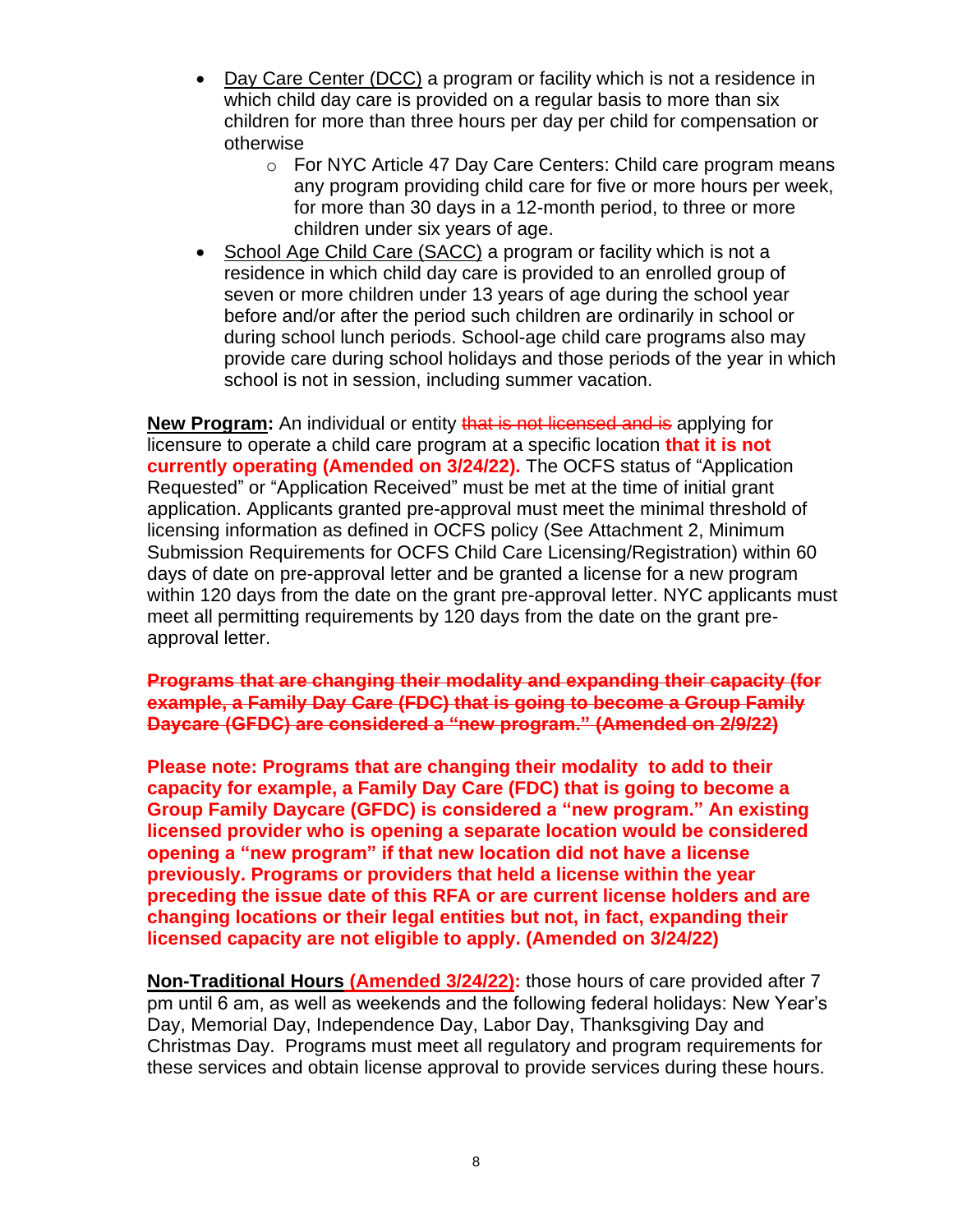- Day Care Center (DCC) a program or facility which is not a residence in which child day care is provided on a regular basis to more than six children for more than three hours per day per child for compensation or otherwise
  - For NYC Article 47 Day Care Centers: Child care program means any program providing child care for five or more hours per week, for more than 30 days in a 12-month period, to three or more children under six years of age.
- School Age Child Care (SACC) a program or facility which is not a residence in which child day care is provided to an enrolled group of seven or more children under 13 years of age during the school year before and/or after the period such children are ordinarily in school or during school lunch periods. School-age child care programs also may provide care during school holidays and those periods of the year in which school is not in session, including summer vacation.

**New Program:** An individual or entity ~~that is not licensed and is~~ applying for licensure to operate a child care program at a specific location **that it is not currently operating (Amended on 3/24/22).** The OCFS status of "Application Requested" or "Application Received" must be met at the time of initial grant application. Applicants granted pre-approval must meet the minimal threshold of licensing information as defined in OCFS policy (See Attachment 2, Minimum Submission Requirements for OCFS Child Care Licensing/Registration) within 60 days of date on pre-approval letter and be granted a license for a new program within 120 days from the date on the grant pre-approval letter. NYC applicants must meet all permitting requirements by 120 days from the date on the grant pre-approval letter.

~~**Programs that are changing their modality and expanding their capacity (for example, a Family Day Care (FDC) that is going to become a Group Family Daycare (GFDC) are considered a "new program." (Amended on 2/9/22)**~~

**Please note: Programs that are changing their modality to add to their capacity for example, a Family Day Care (FDC) that is going to become a Group Family Daycare (GFDC) is considered a "new program." An existing licensed provider who is opening a separate location would be considered opening a "new program" if that new location did not have a license previously. Programs or providers that held a license within the year preceding the issue date of this RFA or are current license holders and are changing locations or their legal entities but not, in fact, expanding their licensed capacity are not eligible to apply. (Amended on 3/24/22)**

**Non-Traditional Hours (Amended 3/24/22):** those hours of care provided after 7 pm until 6 am, as well as weekends and the following federal holidays: New Year's Day, Memorial Day, Independence Day, Labor Day, Thanksgiving Day and Christmas Day. Programs must meet all regulatory and program requirements for these services and obtain license approval to provide services during these hours.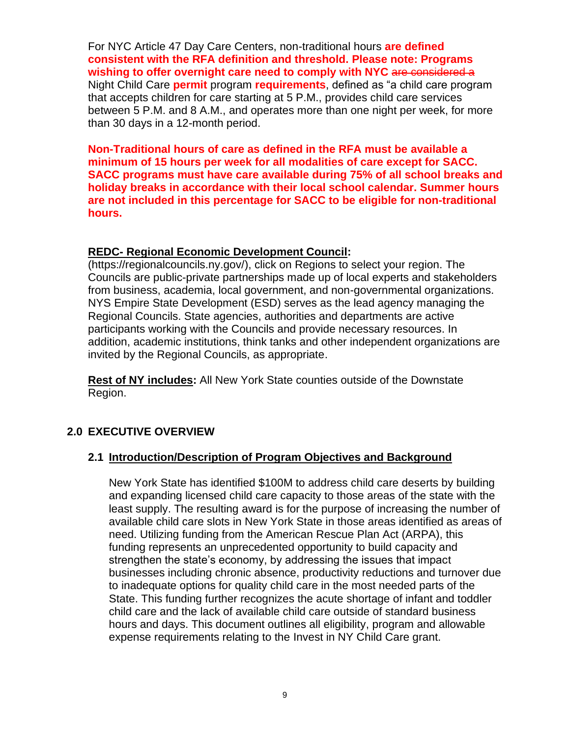For NYC Article 47 Day Care Centers, non-traditional hours **are defined consistent with the RFA definition and threshold. Please note: Programs wishing to offer overnight care need to comply with NYC** ~~are considered a~~ Night Child Care **permit** program **requirements**, defined as "a child care program that accepts children for care starting at 5 P.M., provides child care services between 5 P.M. and 8 A.M., and operates more than one night per week, for more than 30 days in a 12-month period.

**Non-Traditional hours of care as defined in the RFA must be available a minimum of 15 hours per week for all modalities of care except for SACC. SACC programs must have care available during 75% of all school breaks and holiday breaks in accordance with their local school calendar. Summer hours are not included in this percentage for SACC to be eligible for non-traditional hours.**

**REDC- Regional Economic Development Council:** (https://regionalcouncils.ny.gov/), click on Regions to select your region. The Councils are public-private partnerships made up of local experts and stakeholders from business, academia, local government, and non-governmental organizations. NYS Empire State Development (ESD) serves as the lead agency managing the Regional Councils. State agencies, authorities and departments are active participants working with the Councils and provide necessary resources. In addition, academic institutions, think tanks and other independent organizations are invited by the Regional Councils, as appropriate.

**Rest of NY includes:** All New York State counties outside of the Downstate Region.

## 2.0 EXECUTIVE OVERVIEW

### 2.1 Introduction/Description of Program Objectives and Background

New York State has identified $100M to address child care deserts by building and expanding licensed child care capacity to those areas of the state with the least supply. The resulting award is for the purpose of increasing the number of available child care slots in New York State in those areas identified as areas of need. Utilizing funding from the American Rescue Plan Act (ARPA), this funding represents an unprecedented opportunity to build capacity and strengthen the state's economy, by addressing the issues that impact businesses including chronic absence, productivity reductions and turnover due to inadequate options for quality child care in the most needed parts of the State. This funding further recognizes the acute shortage of infant and toddler child care and the lack of available child care outside of standard business hours and days. This document outlines all eligibility, program and allowable expense requirements relating to the Invest in NY Child Care grant.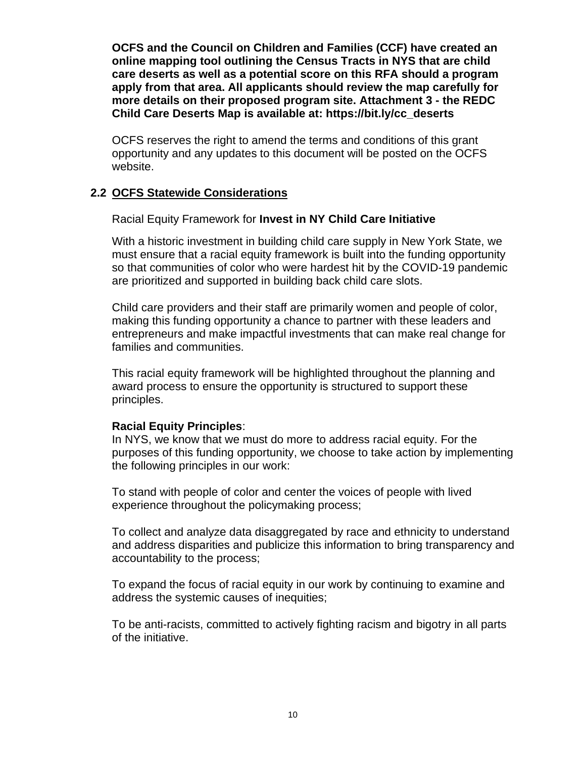**OCFS and the Council on Children and Families (CCF) have created an online mapping tool outlining the Census Tracts in NYS that are child care deserts as well as a potential score on this RFA should a program apply from that area. All applicants should review the map carefully for more details on their proposed program site. Attachment 3 - the REDC Child Care Deserts Map is available at: https://bit.ly/cc_deserts**

OCFS reserves the right to amend the terms and conditions of this grant opportunity and any updates to this document will be posted on the OCFS website.

## 2.2 OCFS Statewide Considerations

Racial Equity Framework for **Invest in NY Child Care Initiative**

With a historic investment in building child care supply in New York State, we must ensure that a racial equity framework is built into the funding opportunity so that communities of color who were hardest hit by the COVID-19 pandemic are prioritized and supported in building back child care slots.

Child care providers and their staff are primarily women and people of color, making this funding opportunity a chance to partner with these leaders and entrepreneurs and make impactful investments that can make real change for families and communities.

This racial equity framework will be highlighted throughout the planning and award process to ensure the opportunity is structured to support these principles.

**Racial Equity Principles**:
In NYS, we know that we must do more to address racial equity. For the purposes of this funding opportunity, we choose to take action by implementing the following principles in our work:

To stand with people of color and center the voices of people with lived experience throughout the policymaking process;

To collect and analyze data disaggregated by race and ethnicity to understand and address disparities and publicize this information to bring transparency and accountability to the process;

To expand the focus of racial equity in our work by continuing to examine and address the systemic causes of inequities;

To be anti-racists, committed to actively fighting racism and bigotry in all parts of the initiative.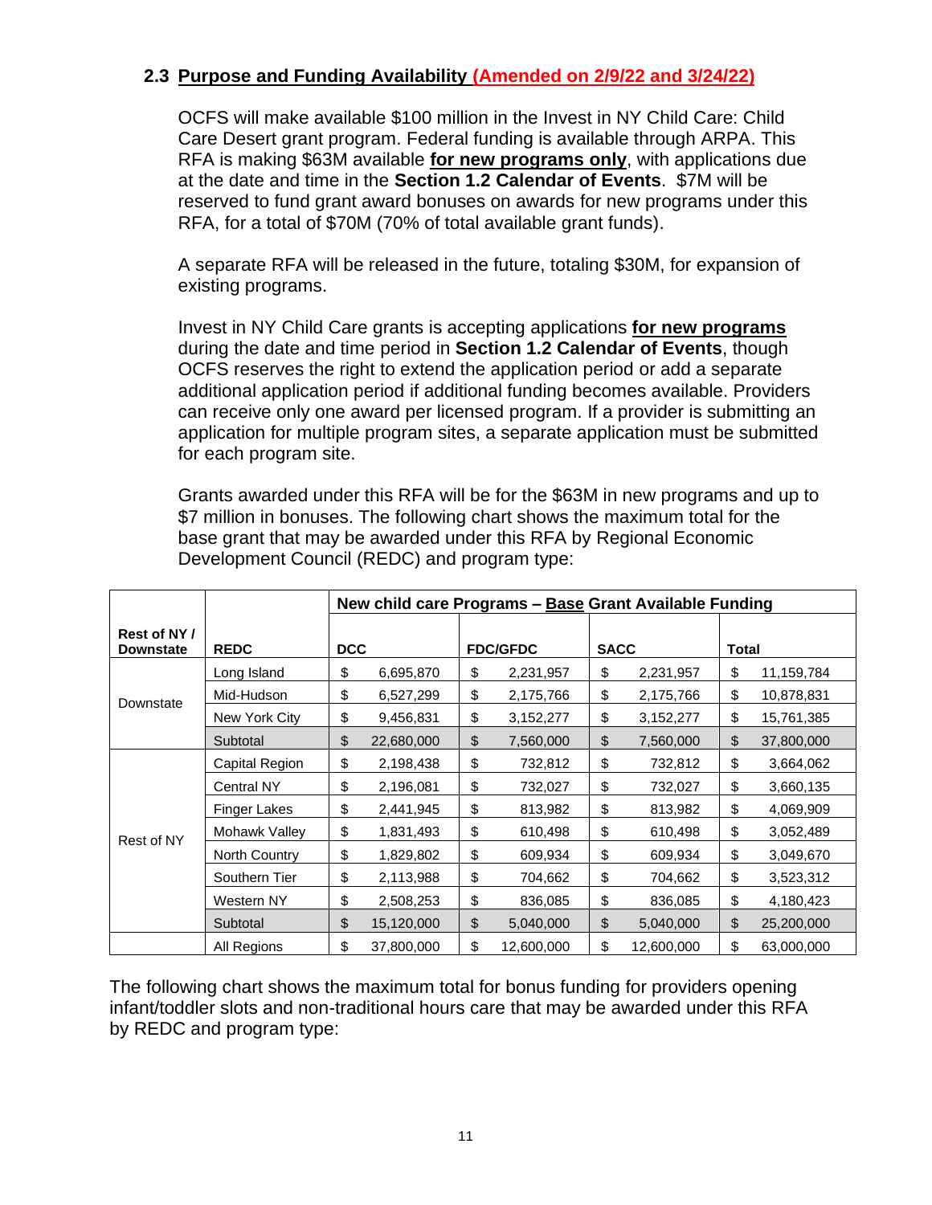## 2.3 Purpose and Funding Availability (Amended on 2/9/22 and 3/24/22)

OCFS will make available $100 million in the Invest in NY Child Care: Child Care Desert grant program. Federal funding is available through ARPA. This RFA is making $63M available **for new programs only**, with applications due at the date and time in the **Section 1.2 Calendar of Events**. $7M will be reserved to fund grant award bonuses on awards for new programs under this RFA, for a total of $70M (70% of total available grant funds).

A separate RFA will be released in the future, totaling $30M, for expansion of existing programs.

Invest in NY Child Care grants is accepting applications **for new programs** during the date and time period in **Section 1.2 Calendar of Events**, though OCFS reserves the right to extend the application period or add a separate additional application period if additional funding becomes available. Providers can receive only one award per licensed program. If a provider is submitting an application for multiple program sites, a separate application must be submitted for each program site.

Grants awarded under this RFA will be for the $63M in new programs and up to $7 million in bonuses. The following chart shows the maximum total for the base grant that may be awarded under this RFA by Regional Economic Development Council (REDC) and program type:

| | | New child care Programs – Base Grant Available Funding | | | |
|---|---|---|---|---|---|
| **Rest of NY / Downstate** | **REDC** | **DCC** | **FDC/GFDC** | **SACC** | **Total** |
| Downstate | Long Island | $ 6,695,870 | $ 2,231,957 | $ 2,231,957 | $ 11,159,784 |
| | Mid-Hudson | $ 6,527,299 | $ 2,175,766 | $ 2,175,766 | $ 10,878,831 |
| | New York City | $ 9,456,831 | $ 3,152,277 | $ 3,152,277 | $ 15,761,385 |
| | Subtotal | $ 22,680,000 | $ 7,560,000 | $ 7,560,000 | $ 37,800,000 |
| Rest of NY | Capital Region | $ 2,198,438 | $ 732,812 | $ 732,812 | $ 3,664,062 |
| | Central NY | $ 2,196,081 | $ 732,027 | $ 732,027 | $ 3,660,135 |
| | Finger Lakes | $ 2,441,945 | $ 813,982 | $ 813,982 | $ 4,069,909 |
| | Mohawk Valley | $ 1,831,493 | $ 610,498 | $ 610,498 | $ 3,052,489 |
| | North Country | $ 1,829,802 | $ 609,934 | $ 609,934 | $ 3,049,670 |
| | Southern Tier | $ 2,113,988 | $ 704,662 | $ 704,662 | $ 3,523,312 |
| | Western NY | $ 2,508,253 | $ 836,085 | $ 836,085 | $ 4,180,423 |
| | Subtotal | $ 15,120,000 | $ 5,040,000 | $ 5,040,000 | $ 25,200,000 |
| | All Regions | $ 37,800,000 | $ 12,600,000 | $ 12,600,000 | $ 63,000,000 |

The following chart shows the maximum total for bonus funding for providers opening infant/toddler slots and non-traditional hours care that may be awarded under this RFA by REDC and program type: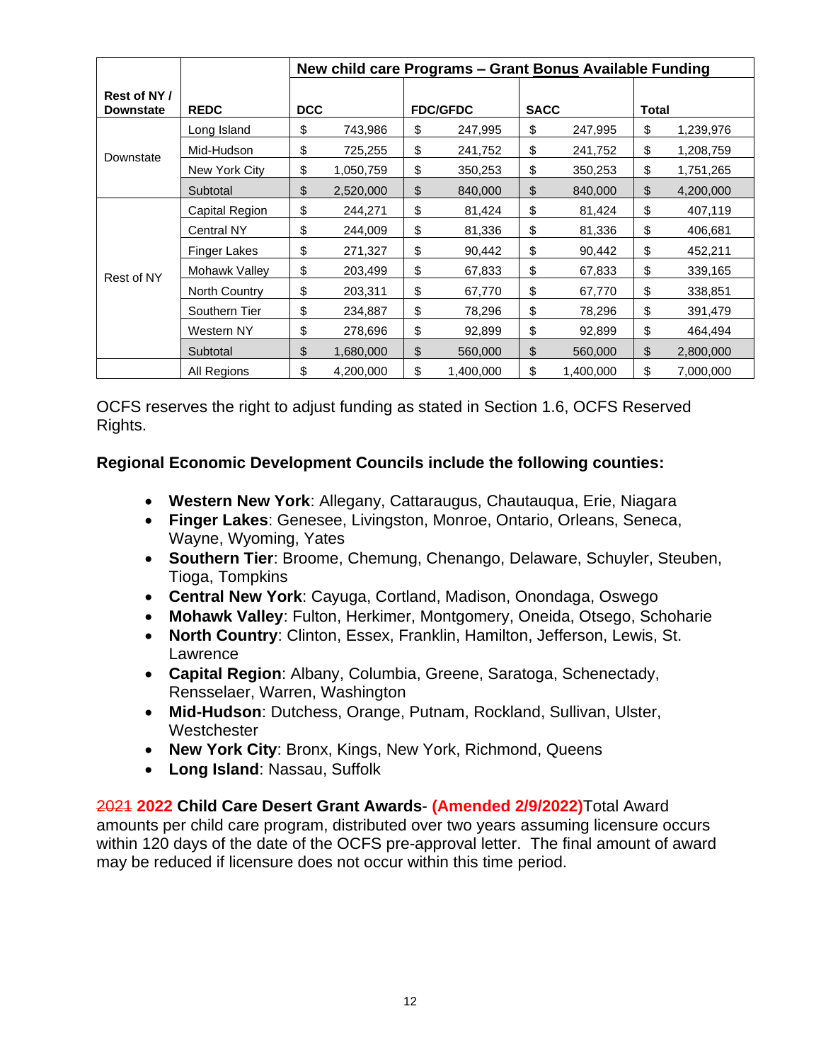| Rest of NY / Downstate | REDC | New child care Programs – Grant **Bonus** Available Funding | | | |
|---|---|---|---|---|---|
| | | **DCC** | **FDC/GFDC** | **SACC** | **Total** |
| Downstate | Long Island | $ 743,986 | $ 247,995 | $ 247,995 | $ 1,239,976 |
| | Mid-Hudson | $ 725,255 | $ 241,752 | $ 241,752 | $ 1,208,759 |
| | New York City | $ 1,050,759 | $ 350,253 | $ 350,253 | $ 1,751,265 |
| | Subtotal | $ 2,520,000 | $ 840,000 | $ 840,000 | $ 4,200,000 |
| Rest of NY | Capital Region | $ 244,271 | $ 81,424 | $ 81,424 | $ 407,119 |
| | Central NY | $ 244,009 | $ 81,336 | $ 81,336 | $ 406,681 |
| | Finger Lakes | $ 271,327 | $ 90,442 | $ 90,442 | $ 452,211 |
| | Mohawk Valley | $ 203,499 | $ 67,833 | $ 67,833 | $ 339,165 |
| | North Country | $ 203,311 | $ 67,770 | $ 67,770 | $ 338,851 |
| | Southern Tier | $ 234,887 | $ 78,296 | $ 78,296 | $ 391,479 |
| | Western NY | $ 278,696 | $ 92,899 | $ 92,899 | $ 464,494 |
| | Subtotal | $ 1,680,000 | $ 560,000 | $ 560,000 | $ 2,800,000 |
| | All Regions | $ 4,200,000 | $ 1,400,000 | $ 1,400,000 | $ 7,000,000 |

OCFS reserves the right to adjust funding as stated in Section 1.6, OCFS Reserved Rights.

**Regional Economic Development Councils include the following counties:**

- **Western New York**: Allegany, Cattaraugus, Chautauqua, Erie, Niagara
- **Finger Lakes**: Genesee, Livingston, Monroe, Ontario, Orleans, Seneca, Wayne, Wyoming, Yates
- **Southern Tier**: Broome, Chemung, Chenango, Delaware, Schuyler, Steuben, Tioga, Tompkins
- **Central New York**: Cayuga, Cortland, Madison, Onondaga, Oswego
- **Mohawk Valley**: Fulton, Herkimer, Montgomery, Oneida, Otsego, Schoharie
- **North Country**: Clinton, Essex, Franklin, Hamilton, Jefferson, Lewis, St. Lawrence
- **Capital Region**: Albany, Columbia, Greene, Saratoga, Schenectady, Rensselaer, Warren, Washington
- **Mid-Hudson**: Dutchess, Orange, Putnam, Rockland, Sullivan, Ulster, Westchester
- **New York City**: Bronx, Kings, New York, Richmond, Queens
- **Long Island**: Nassau, Suffolk

~~2021~~ **2022 Child Care Desert Grant Awards**- **(Amended 2/9/2022)**Total Award amounts per child care program, distributed over two years assuming licensure occurs within 120 days of the date of the OCFS pre-approval letter. The final amount of award may be reduced if licensure does not occur within this time period.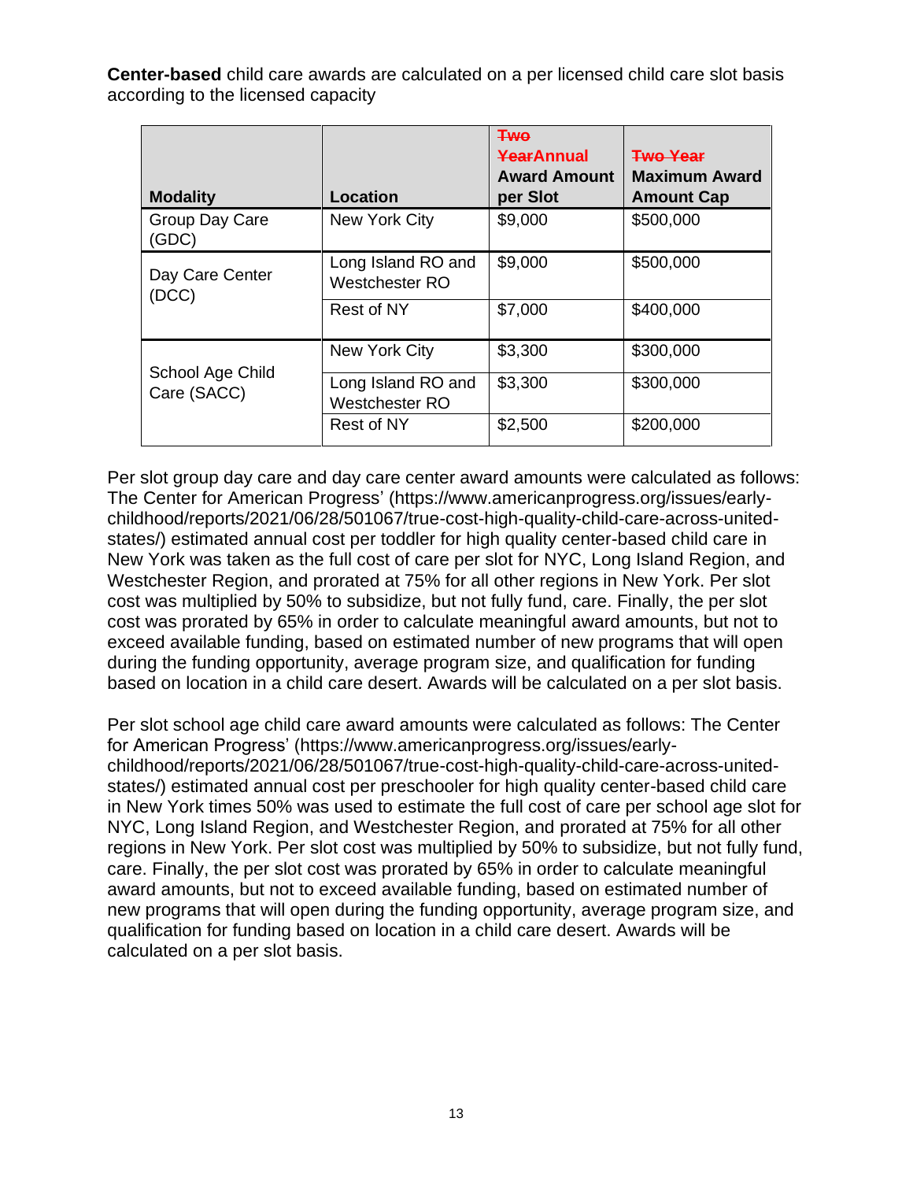**Center-based** child care awards are calculated on a per licensed child care slot basis according to the licensed capacity

| Modality | Location | ~~Two Year~~Annual Award Amount per Slot | ~~Two Year~~ Maximum Award Amount Cap |
|---|---|---|---|
| Group Day Care (GDC) | New York City | $9,000 | $500,000 |
| Day Care Center (DCC) | Long Island RO and Westchester RO | $9,000 | $500,000 |
| | Rest of NY | $7,000 | $400,000 |
| School Age Child Care (SACC) | New York City | $3,300 | $300,000 |
| | Long Island RO and Westchester RO | $3,300 | $300,000 |
| | Rest of NY | $2,500 | $200,000 |

Per slot group day care and day care center award amounts were calculated as follows: The Center for American Progress' (https://www.americanprogress.org/issues/early-childhood/reports/2021/06/28/501067/true-cost-high-quality-child-care-across-united-states/) estimated annual cost per toddler for high quality center-based child care in New York was taken as the full cost of care per slot for NYC, Long Island Region, and Westchester Region, and prorated at 75% for all other regions in New York. Per slot cost was multiplied by 50% to subsidize, but not fully fund, care. Finally, the per slot cost was prorated by 65% in order to calculate meaningful award amounts, but not to exceed available funding, based on estimated number of new programs that will open during the funding opportunity, average program size, and qualification for funding based on location in a child care desert. Awards will be calculated on a per slot basis.

Per slot school age child care award amounts were calculated as follows: The Center for American Progress' (https://www.americanprogress.org/issues/early-childhood/reports/2021/06/28/501067/true-cost-high-quality-child-care-across-united-states/) estimated annual cost per preschooler for high quality center-based child care in New York times 50% was used to estimate the full cost of care per school age slot for NYC, Long Island Region, and Westchester Region, and prorated at 75% for all other regions in New York. Per slot cost was multiplied by 50% to subsidize, but not fully fund, care. Finally, the per slot cost was prorated by 65% in order to calculate meaningful award amounts, but not to exceed available funding, based on estimated number of new programs that will open during the funding opportunity, average program size, and qualification for funding based on location in a child care desert. Awards will be calculated on a per slot basis.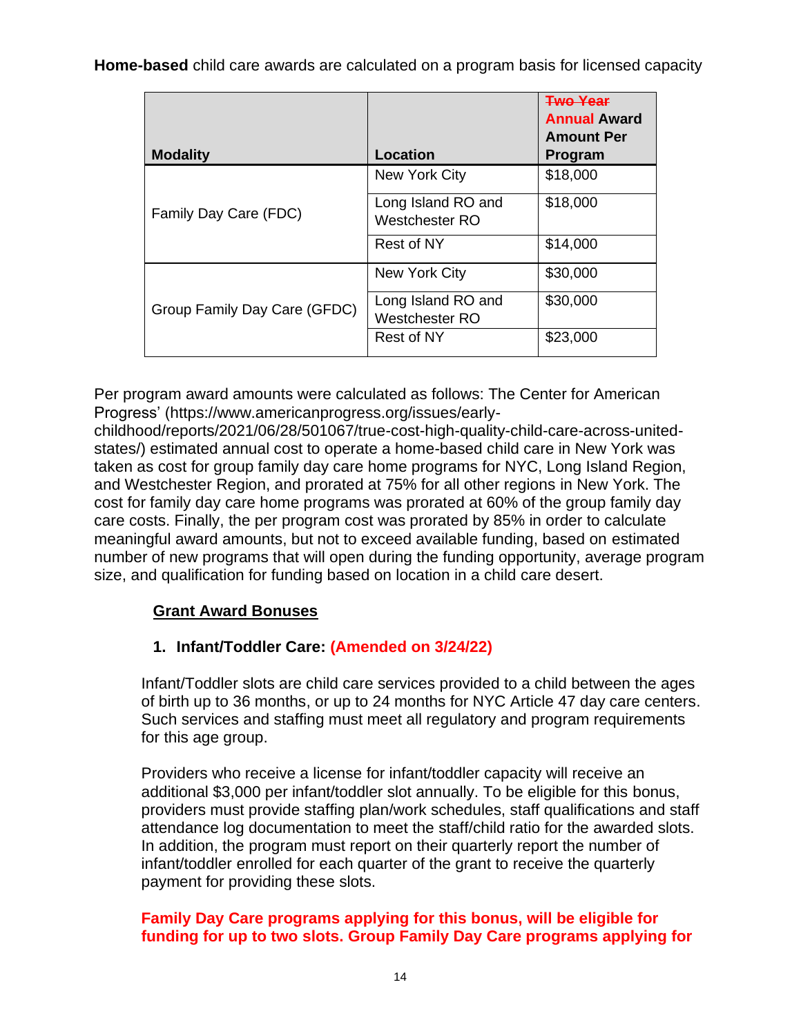**Home-based** child care awards are calculated on a program basis for licensed capacity

| Modality | Location | ~~Two Year~~ Annual Award Amount Per Program |
|---|---|---|
| Family Day Care (FDC) | New York City | $18,000 |
| | Long Island RO and Westchester RO | $18,000 |
| | Rest of NY | $14,000 |
| Group Family Day Care (GFDC) | New York City | $30,000 |
| | Long Island RO and Westchester RO | $30,000 |
| | Rest of NY | $23,000 |

Per program award amounts were calculated as follows: The Center for American Progress' (https://www.americanprogress.org/issues/early-childhood/reports/2021/06/28/501067/true-cost-high-quality-child-care-across-united-states/) estimated annual cost to operate a home-based child care in New York was taken as cost for group family day care home programs for NYC, Long Island Region, and Westchester Region, and prorated at 75% for all other regions in New York. The cost for family day care home programs was prorated at 60% of the group family day care costs. Finally, the per program cost was prorated by 85% in order to calculate meaningful award amounts, but not to exceed available funding, based on estimated number of new programs that will open during the funding opportunity, average program size, and qualification for funding based on location in a child care desert.

## Grant Award Bonuses

### 1. Infant/Toddler Care: (Amended on 3/24/22)

Infant/Toddler slots are child care services provided to a child between the ages of birth up to 36 months, or up to 24 months for NYC Article 47 day care centers. Such services and staffing must meet all regulatory and program requirements for this age group.

Providers who receive a license for infant/toddler capacity will receive an additional $3,000 per infant/toddler slot annually. To be eligible for this bonus, providers must provide staffing plan/work schedules, staff qualifications and staff attendance log documentation to meet the staff/child ratio for the awarded slots. In addition, the program must report on their quarterly report the number of infant/toddler enrolled for each quarter of the grant to receive the quarterly payment for providing these slots.

**Family Day Care programs applying for this bonus, will be eligible for funding for up to two slots. Group Family Day Care programs applying for**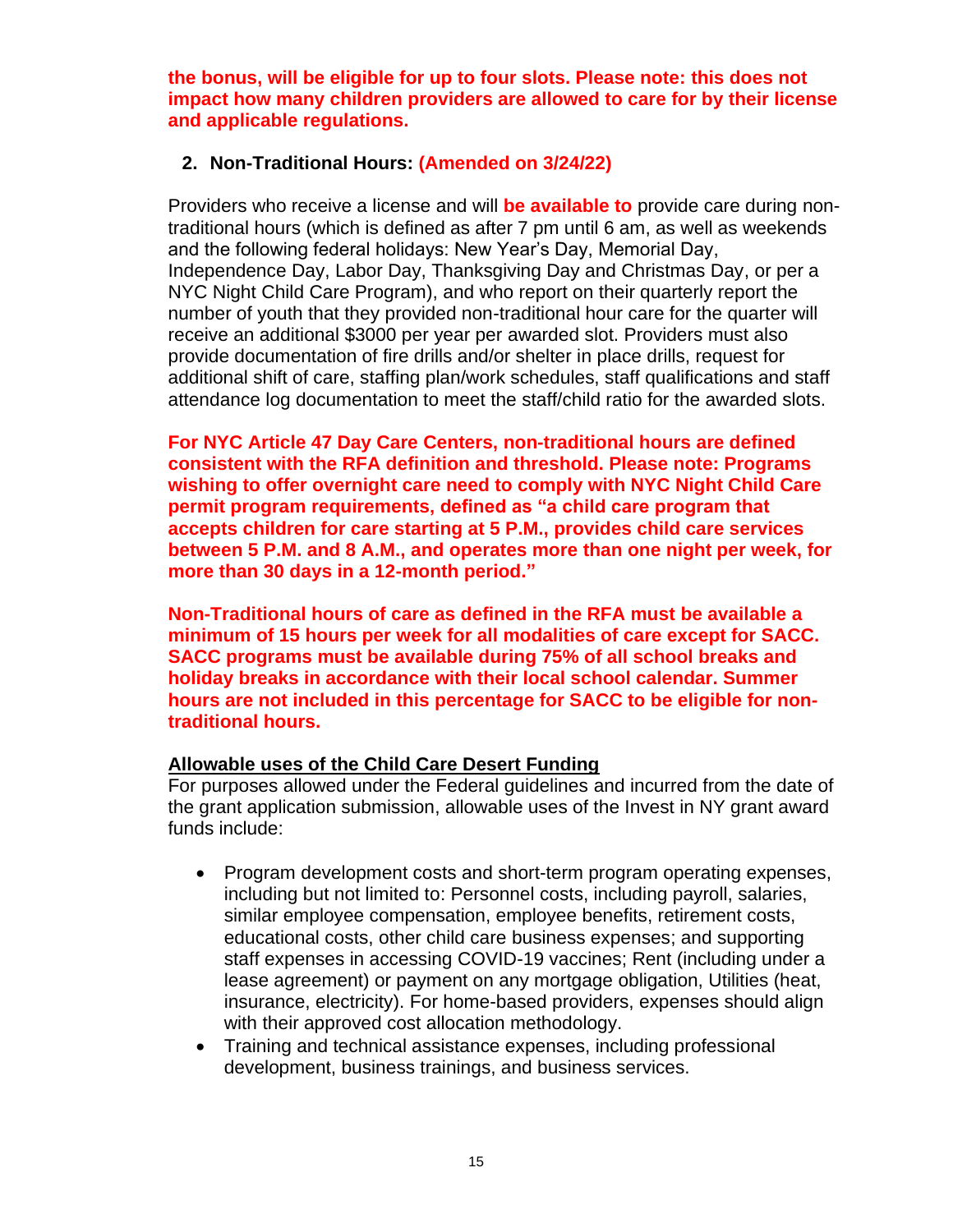**the bonus, will be eligible for up to four slots. Please note: this does not impact how many children providers are allowed to care for by their license and applicable regulations.**

2. **Non-Traditional Hours:** **(Amended on 3/24/22)**

Providers who receive a license and will **be available to** provide care during non-traditional hours (which is defined as after 7 pm until 6 am, as well as weekends and the following federal holidays: New Year's Day, Memorial Day, Independence Day, Labor Day, Thanksgiving Day and Christmas Day, or per a NYC Night Child Care Program), and who report on their quarterly report the number of youth that they provided non-traditional hour care for the quarter will receive an additional $3000 per year per awarded slot. Providers must also provide documentation of fire drills and/or shelter in place drills, request for additional shift of care, staffing plan/work schedules, staff qualifications and staff attendance log documentation to meet the staff/child ratio for the awarded slots.

**For NYC Article 47 Day Care Centers, non-traditional hours are defined consistent with the RFA definition and threshold. Please note: Programs wishing to offer overnight care need to comply with NYC Night Child Care permit program requirements, defined as "a child care program that accepts children for care starting at 5 P.M., provides child care services between 5 P.M. and 8 A.M., and operates more than one night per week, for more than 30 days in a 12-month period."**

**Non-Traditional hours of care as defined in the RFA must be available a minimum of 15 hours per week for all modalities of care except for SACC. SACC programs must be available during 75% of all school breaks and holiday breaks in accordance with their local school calendar. Summer hours are not included in this percentage for SACC to be eligible for non-traditional hours.**

**Allowable uses of the Child Care Desert Funding**

For purposes allowed under the Federal guidelines and incurred from the date of the grant application submission, allowable uses of the Invest in NY grant award funds include:

- Program development costs and short-term program operating expenses, including but not limited to: Personnel costs, including payroll, salaries, similar employee compensation, employee benefits, retirement costs, educational costs, other child care business expenses; and supporting staff expenses in accessing COVID-19 vaccines; Rent (including under a lease agreement) or payment on any mortgage obligation, Utilities (heat, insurance, electricity). For home-based providers, expenses should align with their approved cost allocation methodology.
- Training and technical assistance expenses, including professional development, business trainings, and business services.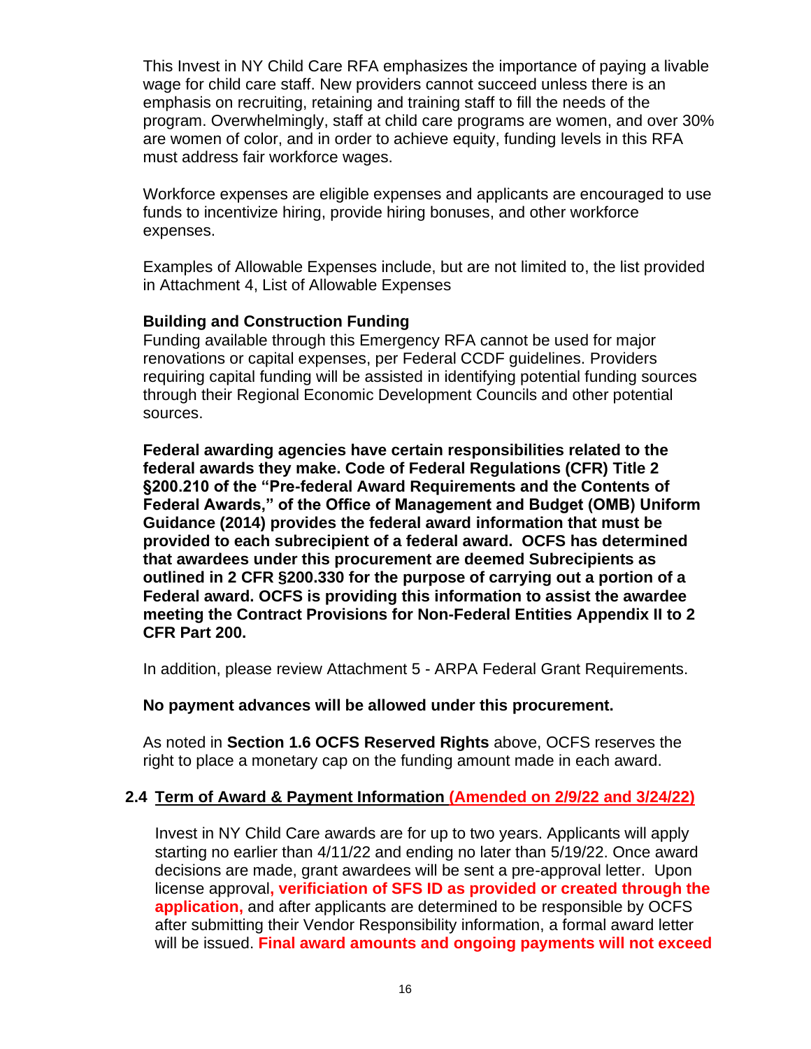This Invest in NY Child Care RFA emphasizes the importance of paying a livable wage for child care staff. New providers cannot succeed unless there is an emphasis on recruiting, retaining and training staff to fill the needs of the program. Overwhelmingly, staff at child care programs are women, and over 30% are women of color, and in order to achieve equity, funding levels in this RFA must address fair workforce wages.

Workforce expenses are eligible expenses and applicants are encouraged to use funds to incentivize hiring, provide hiring bonuses, and other workforce expenses.

Examples of Allowable Expenses include, but are not limited to, the list provided in Attachment 4, List of Allowable Expenses

**Building and Construction Funding**

Funding available through this Emergency RFA cannot be used for major renovations or capital expenses, per Federal CCDF guidelines. Providers requiring capital funding will be assisted in identifying potential funding sources through their Regional Economic Development Councils and other potential sources.

**Federal awarding agencies have certain responsibilities related to the federal awards they make. Code of Federal Regulations (CFR) Title 2 §200.210 of the "Pre-federal Award Requirements and the Contents of Federal Awards," of the Office of Management and Budget (OMB) Uniform Guidance (2014) provides the federal award information that must be provided to each subrecipient of a federal award. OCFS has determined that awardees under this procurement are deemed Subrecipients as outlined in 2 CFR §200.330 for the purpose of carrying out a portion of a Federal award. OCFS is providing this information to assist the awardee meeting the Contract Provisions for Non-Federal Entities Appendix II to 2 CFR Part 200.**

In addition, please review Attachment 5 - ARPA Federal Grant Requirements.

**No payment advances will be allowed under this procurement.**

As noted in **Section 1.6 OCFS Reserved Rights** above, OCFS reserves the right to place a monetary cap on the funding amount made in each award.

## 2.4 Term of Award & Payment Information (Amended on 2/9/22 and 3/24/22)

Invest in NY Child Care awards are for up to two years. Applicants will apply starting no earlier than 4/11/22 and ending no later than 5/19/22. Once award decisions are made, grant awardees will be sent a pre-approval letter. Upon license approval**, verificiation of SFS ID as provided or created through the application,** and after applicants are determined to be responsible by OCFS after submitting their Vendor Responsibility information, a formal award letter will be issued. **Final award amounts and ongoing payments will not exceed**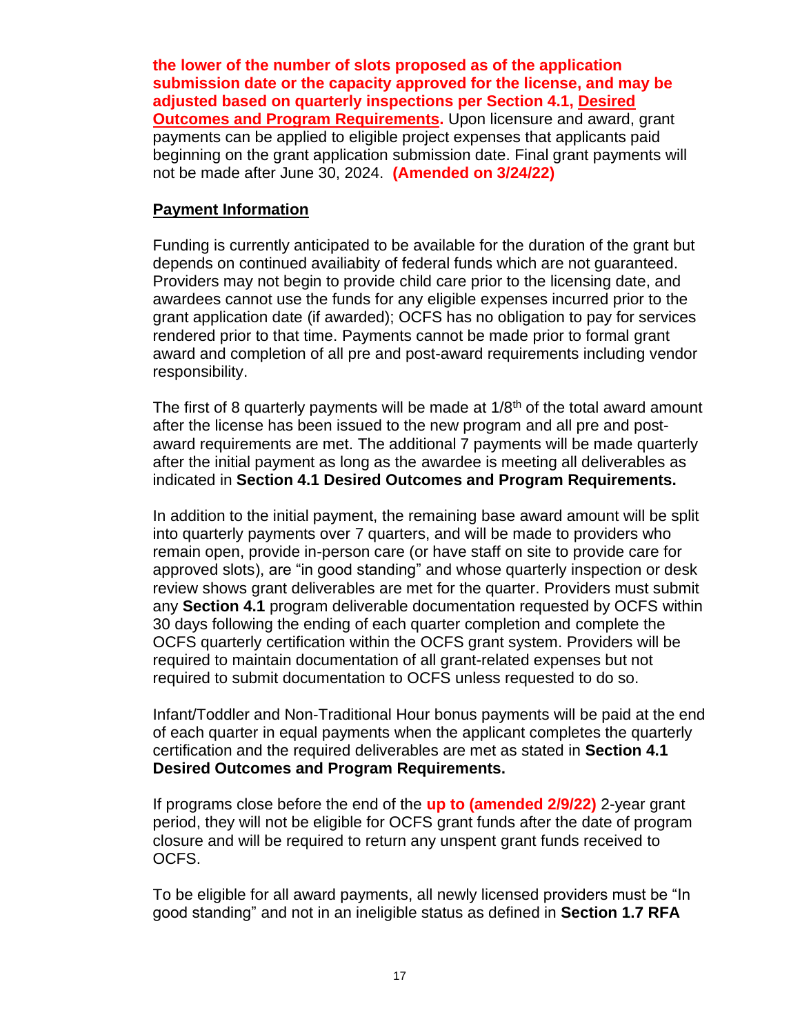**the lower of the number of slots proposed as of the application submission date or the capacity approved for the license, and may be adjusted based on quarterly inspections per Section 4.1, Desired Outcomes and Program Requirements.** Upon licensure and award, grant payments can be applied to eligible project expenses that applicants paid beginning on the grant application submission date. Final grant payments will not be made after June 30, 2024. **(Amended on 3/24/22)**

**Payment Information**

Funding is currently anticipated to be available for the duration of the grant but depends on continued availiabity of federal funds which are not guaranteed. Providers may not begin to provide child care prior to the licensing date, and awardees cannot use the funds for any eligible expenses incurred prior to the grant application date (if awarded); OCFS has no obligation to pay for services rendered prior to that time. Payments cannot be made prior to formal grant award and completion of all pre and post-award requirements including vendor responsibility.

The first of 8 quarterly payments will be made at 1/8th of the total award amount after the license has been issued to the new program and all pre and post-award requirements are met. The additional 7 payments will be made quarterly after the initial payment as long as the awardee is meeting all deliverables as indicated in **Section 4.1 Desired Outcomes and Program Requirements.**

In addition to the initial payment, the remaining base award amount will be split into quarterly payments over 7 quarters, and will be made to providers who remain open, provide in-person care (or have staff on site to provide care for approved slots), are "in good standing" and whose quarterly inspection or desk review shows grant deliverables are met for the quarter. Providers must submit any **Section 4.1** program deliverable documentation requested by OCFS within 30 days following the ending of each quarter completion and complete the OCFS quarterly certification within the OCFS grant system. Providers will be required to maintain documentation of all grant-related expenses but not required to submit documentation to OCFS unless requested to do so.

Infant/Toddler and Non-Traditional Hour bonus payments will be paid at the end of each quarter in equal payments when the applicant completes the quarterly certification and the required deliverables are met as stated in **Section 4.1 Desired Outcomes and Program Requirements.**

If programs close before the end of the **up to (amended 2/9/22)** 2-year grant period, they will not be eligible for OCFS grant funds after the date of program closure and will be required to return any unspent grant funds received to OCFS.

To be eligible for all award payments, all newly licensed providers must be "In good standing" and not in an ineligible status as defined in **Section 1.7 RFA**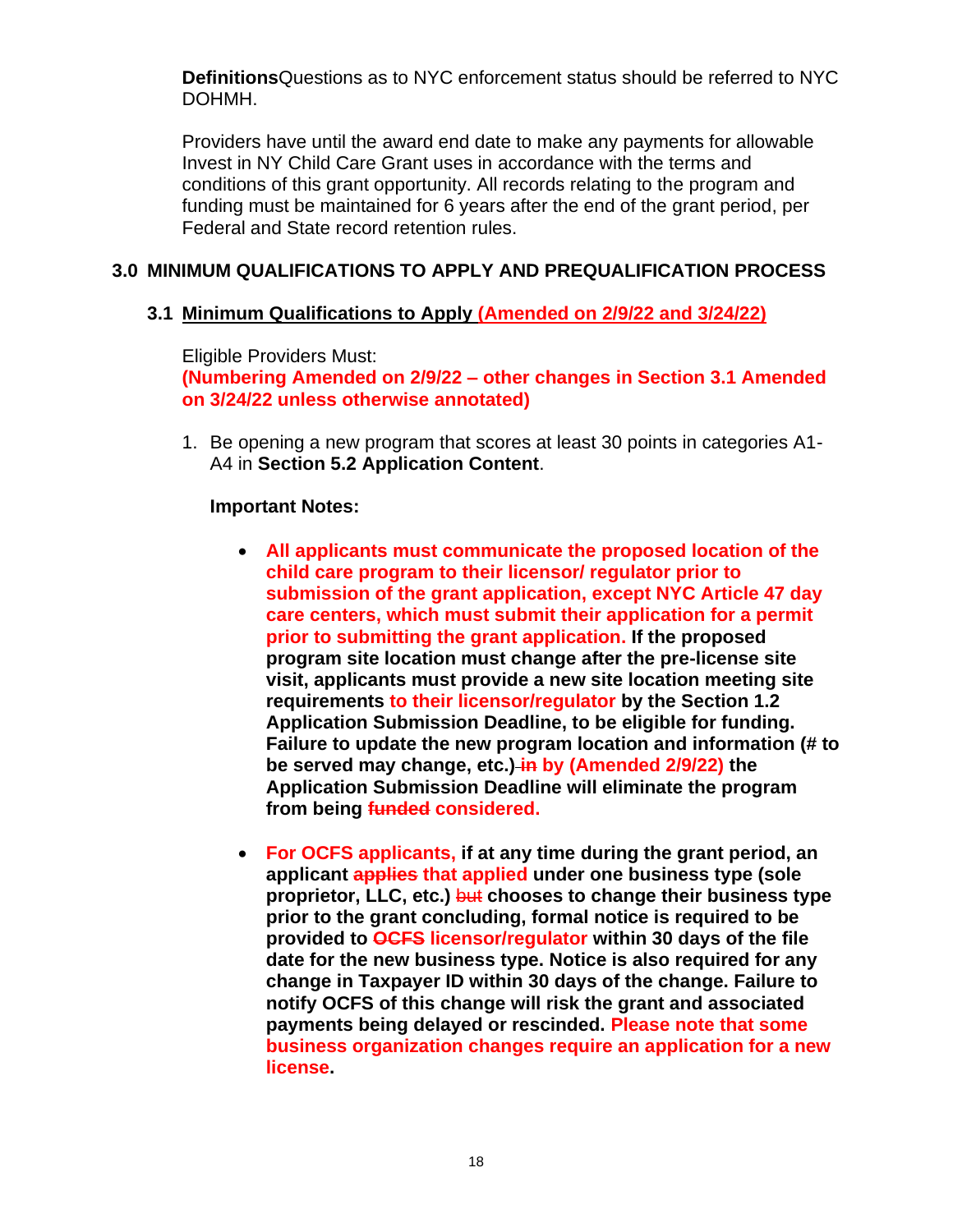**Definitions**Questions as to NYC enforcement status should be referred to NYC DOHMH.

Providers have until the award end date to make any payments for allowable Invest in NY Child Care Grant uses in accordance with the terms and conditions of this grant opportunity. All records relating to the program and funding must be maintained for 6 years after the end of the grant period, per Federal and State record retention rules.

## 3.0 MINIMUM QUALIFICATIONS TO APPLY AND PREQUALIFICATION PROCESS

### 3.1 Minimum Qualifications to Apply (Amended on 2/9/22 and 3/24/22)

Eligible Providers Must:
**(Numbering Amended on 2/9/22 – other changes in Section 3.1 Amended on 3/24/22 unless otherwise annotated)**

1. Be opening a new program that scores at least 30 points in categories A1-A4 in **Section 5.2 Application Content**.

   **Important Notes:**

   - **All applicants must communicate the proposed location of the child care program to their licensor/ regulator prior to submission of the grant application, except NYC Article 47 day care centers, which must submit their application for a permit prior to submitting the grant application. If the proposed program site location must change after the pre-license site visit, applicants must provide a new site location meeting site requirements to their licensor/regulator by the Section 1.2 Application Submission Deadline, to be eligible for funding. Failure to update the new program location and information (# to be served may change, etc.) ~~in~~ by (Amended 2/9/22) the Application Submission Deadline will eliminate the program from being ~~funded~~ considered.**

   - **For OCFS applicants, if at any time during the grant period, an applicant ~~applies~~ that applied under one business type (sole proprietor, LLC, etc.) ~~but~~ chooses to change their business type prior to the grant concluding, formal notice is required to be provided to ~~OCFS~~ licensor/regulator within 30 days of the file date for the new business type. Notice is also required for any change in Taxpayer ID within 30 days of the change. Failure to notify OCFS of this change will risk the grant and associated payments being delayed or rescinded. Please note that some business organization changes require an application for a new license.**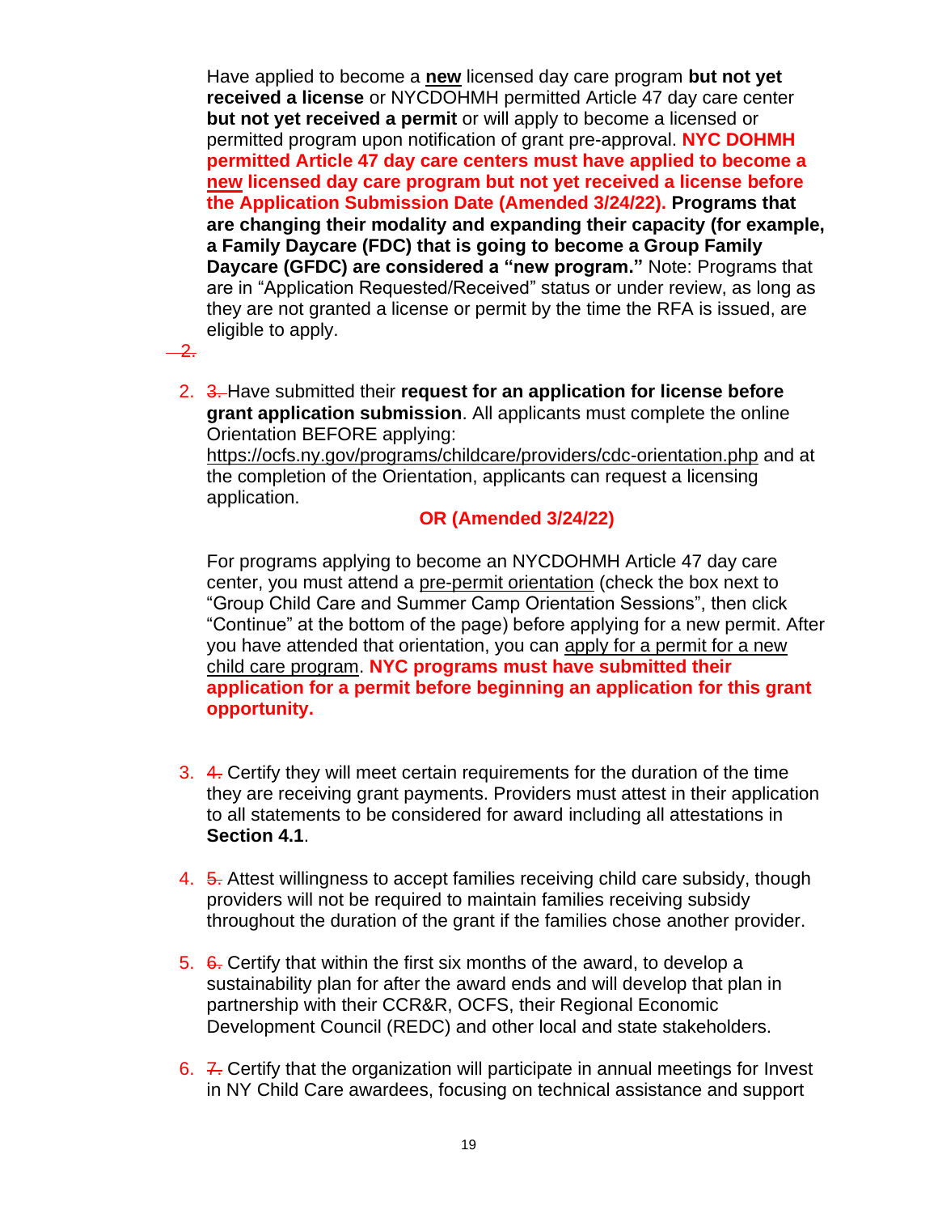Have applied to become a **new** licensed day care program **but not yet received a license** or NYCDOHMH permitted Article 47 day care center **but not yet received a permit** or will apply to become a licensed or permitted program upon notification of grant pre-approval. **NYC DOHMH permitted Article 47 day care centers must have applied to become a new licensed day care program but not yet received a license before the Application Submission Date (Amended 3/24/22). Programs that are changing their modality and expanding their capacity (for example, a Family Daycare (FDC) that is going to become a Group Family Daycare (GFDC) are considered a "new program."** Note: Programs that are in "Application Requested/Received" status or under review, as long as they are not granted a license or permit by the time the RFA is issued, are eligible to apply.

~~2.~~

2. ~~3.~~ Have submitted their **request for an application for license before grant application submission**. All applicants must complete the online Orientation BEFORE applying: https://ocfs.ny.gov/programs/childcare/providers/cdc-orientation.php and at the completion of the Orientation, applicants can request a licensing application.

   **OR (Amended 3/24/22)**

   For programs applying to become an NYCDOHMH Article 47 day care center, you must attend a pre-permit orientation (check the box next to "Group Child Care and Summer Camp Orientation Sessions", then click "Continue" at the bottom of the page) before applying for a new permit. After you have attended that orientation, you can apply for a permit for a new child care program. **NYC programs must have submitted their application for a permit before beginning an application for this grant opportunity.**

3. ~~4.~~ Certify they will meet certain requirements for the duration of the time they are receiving grant payments. Providers must attest in their application to all statements to be considered for award including all attestations in **Section 4.1**.

4. ~~5.~~ Attest willingness to accept families receiving child care subsidy, though providers will not be required to maintain families receiving subsidy throughout the duration of the grant if the families chose another provider.

5. ~~6.~~ Certify that within the first six months of the award, to develop a sustainability plan for after the award ends and will develop that plan in partnership with their CCR&R, OCFS, their Regional Economic Development Council (REDC) and other local and state stakeholders.

6. ~~7.~~ Certify that the organization will participate in annual meetings for Invest in NY Child Care awardees, focusing on technical assistance and support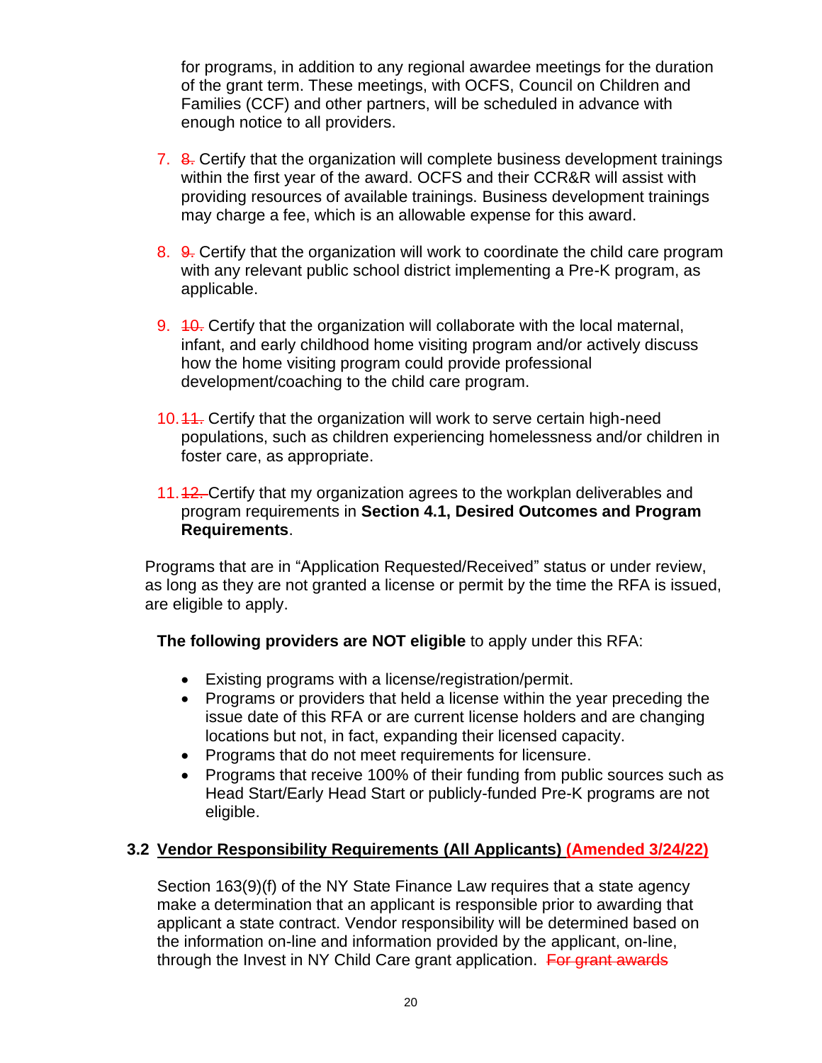for programs, in addition to any regional awardee meetings for the duration of the grant term. These meetings, with OCFS, Council on Children and Families (CCF) and other partners, will be scheduled in advance with enough notice to all providers.

7. ~~8.~~ Certify that the organization will complete business development trainings within the first year of the award. OCFS and their CCR&R will assist with providing resources of available trainings. Business development trainings may charge a fee, which is an allowable expense for this award.

8. ~~9.~~ Certify that the organization will work to coordinate the child care program with any relevant public school district implementing a Pre-K program, as applicable.

9. ~~10.~~ Certify that the organization will collaborate with the local maternal, infant, and early childhood home visiting program and/or actively discuss how the home visiting program could provide professional development/coaching to the child care program.

10. ~~11.~~ Certify that the organization will work to serve certain high-need populations, such as children experiencing homelessness and/or children in foster care, as appropriate.

11. ~~12.~~ Certify that my organization agrees to the workplan deliverables and program requirements in **Section 4.1, Desired Outcomes and Program Requirements**.

Programs that are in "Application Requested/Received" status or under review, as long as they are not granted a license or permit by the time the RFA is issued, are eligible to apply.

**The following providers are NOT eligible** to apply under this RFA:

- Existing programs with a license/registration/permit.
- Programs or providers that held a license within the year preceding the issue date of this RFA or are current license holders and are changing locations but not, in fact, expanding their licensed capacity.
- Programs that do not meet requirements for licensure.
- Programs that receive 100% of their funding from public sources such as Head Start/Early Head Start or publicly-funded Pre-K programs are not eligible.

### 3.2 Vendor Responsibility Requirements (All Applicants) (Amended 3/24/22)

Section 163(9)(f) of the NY State Finance Law requires that a state agency make a determination that an applicant is responsible prior to awarding that applicant a state contract. Vendor responsibility will be determined based on the information on-line and information provided by the applicant, on-line, through the Invest in NY Child Care grant application. ~~For grant awards~~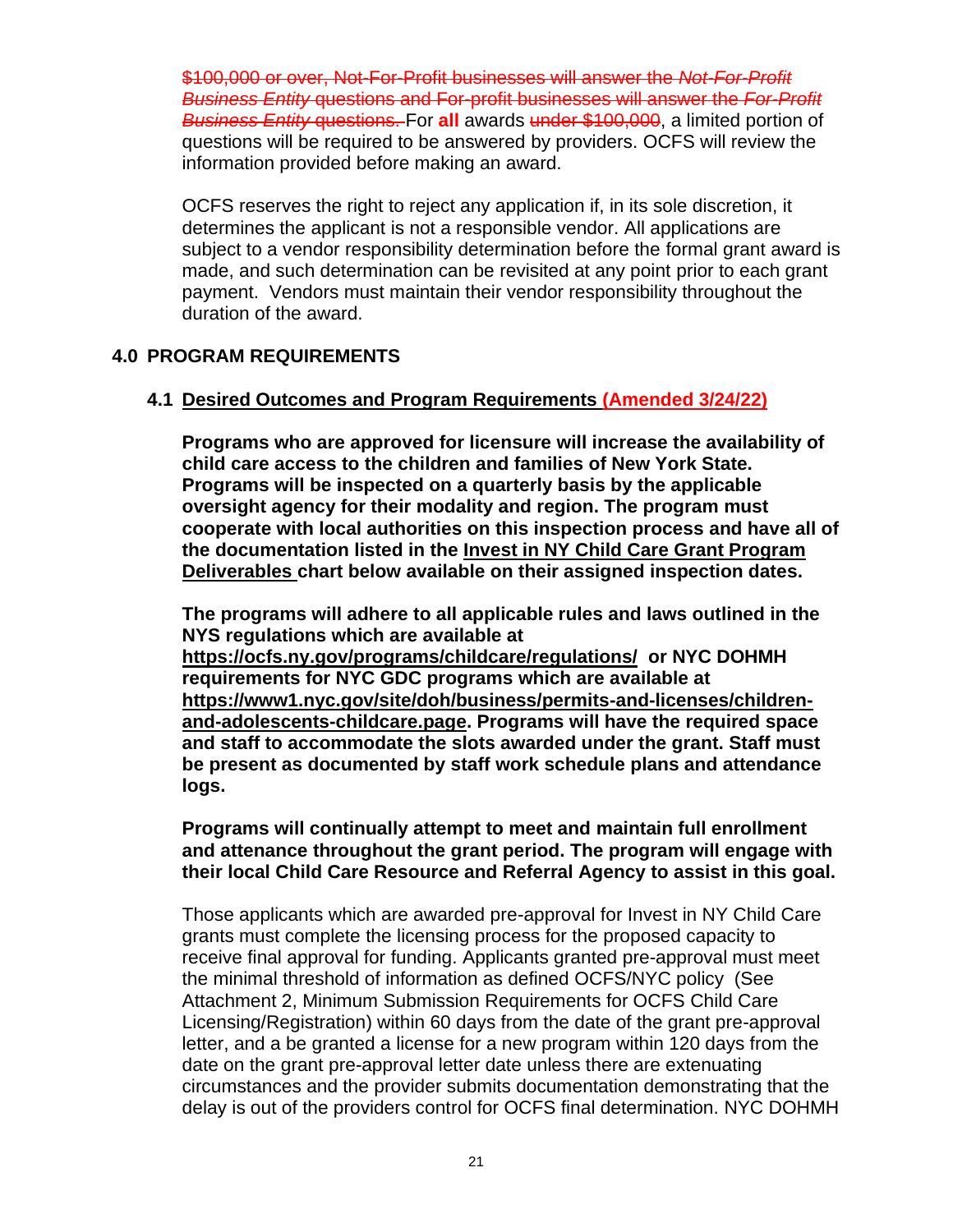~~$100,000 or over, Not-For-Profit businesses will answer the *Not-For-Profit Business Entity* questions and For-profit businesses will answer the *For-Profit Business Entity* questions.~~ For **all** awards ~~under $100,000~~, a limited portion of questions will be required to be answered by providers. OCFS will review the information provided before making an award.

OCFS reserves the right to reject any application if, in its sole discretion, it determines the applicant is not a responsible vendor. All applications are subject to a vendor responsibility determination before the formal grant award is made, and such determination can be revisited at any point prior to each grant payment. Vendors must maintain their vendor responsibility throughout the duration of the award.

## 4.0 PROGRAM REQUIREMENTS

### 4.1 Desired Outcomes and Program Requirements (Amended 3/24/22)

**Programs who are approved for licensure will increase the availability of child care access to the children and families of New York State. Programs will be inspected on a quarterly basis by the applicable oversight agency for their modality and region. The program must cooperate with local authorities on this inspection process and have all of the documentation listed in the Invest in NY Child Care Grant Program Deliverables chart below available on their assigned inspection dates.**

**The programs will adhere to all applicable rules and laws outlined in the NYS regulations which are available at https://ocfs.ny.gov/programs/childcare/regulations/ or NYC DOHMH requirements for NYC GDC programs which are available at https://www1.nyc.gov/site/doh/business/permits-and-licenses/children-and-adolescents-childcare.page. Programs will have the required space and staff to accommodate the slots awarded under the grant. Staff must be present as documented by staff work schedule plans and attendance logs.**

**Programs will continually attempt to meet and maintain full enrollment and attenance throughout the grant period. The program will engage with their local Child Care Resource and Referral Agency to assist in this goal.**

Those applicants which are awarded pre-approval for Invest in NY Child Care grants must complete the licensing process for the proposed capacity to receive final approval for funding. Applicants granted pre-approval must meet the minimal threshold of information as defined OCFS/NYC policy (See Attachment 2, Minimum Submission Requirements for OCFS Child Care Licensing/Registration) within 60 days from the date of the grant pre-approval letter, and a be granted a license for a new program within 120 days from the date on the grant pre-approval letter date unless there are extenuating circumstances and the provider submits documentation demonstrating that the delay is out of the providers control for OCFS final determination. NYC DOHMH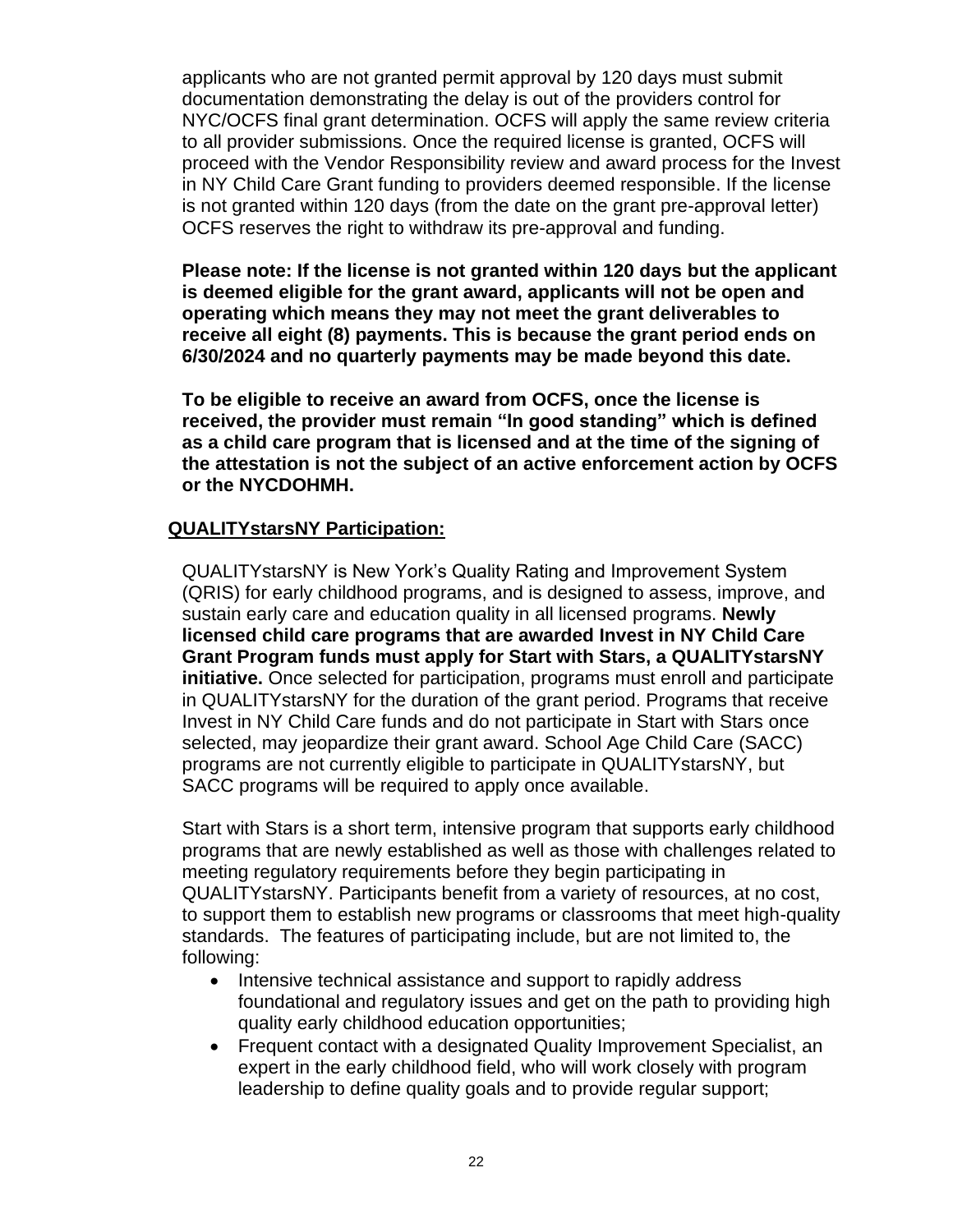applicants who are not granted permit approval by 120 days must submit documentation demonstrating the delay is out of the providers control for NYC/OCFS final grant determination. OCFS will apply the same review criteria to all provider submissions. Once the required license is granted, OCFS will proceed with the Vendor Responsibility review and award process for the Invest in NY Child Care Grant funding to providers deemed responsible. If the license is not granted within 120 days (from the date on the grant pre-approval letter) OCFS reserves the right to withdraw its pre-approval and funding.

**Please note: If the license is not granted within 120 days but the applicant is deemed eligible for the grant award, applicants will not be open and operating which means they may not meet the grant deliverables to receive all eight (8) payments. This is because the grant period ends on 6/30/2024 and no quarterly payments may be made beyond this date.**

**To be eligible to receive an award from OCFS, once the license is received, the provider must remain "In good standing" which is defined as a child care program that is licensed and at the time of the signing of the attestation is not the subject of an active enforcement action by OCFS or the NYCDOHMH.**

**QUALITYstarsNY Participation:**

QUALITYstarsNY is New York's Quality Rating and Improvement System (QRIS) for early childhood programs, and is designed to assess, improve, and sustain early care and education quality in all licensed programs. **Newly licensed child care programs that are awarded Invest in NY Child Care Grant Program funds must apply for Start with Stars, a QUALITYstarsNY initiative.** Once selected for participation, programs must enroll and participate in QUALITYstarsNY for the duration of the grant period. Programs that receive Invest in NY Child Care funds and do not participate in Start with Stars once selected, may jeopardize their grant award. School Age Child Care (SACC) programs are not currently eligible to participate in QUALITYstarsNY, but SACC programs will be required to apply once available.

Start with Stars is a short term, intensive program that supports early childhood programs that are newly established as well as those with challenges related to meeting regulatory requirements before they begin participating in QUALITYstarsNY. Participants benefit from a variety of resources, at no cost, to support them to establish new programs or classrooms that meet high-quality standards. The features of participating include, but are not limited to, the following:

- Intensive technical assistance and support to rapidly address foundational and regulatory issues and get on the path to providing high quality early childhood education opportunities;
- Frequent contact with a designated Quality Improvement Specialist, an expert in the early childhood field, who will work closely with program leadership to define quality goals and to provide regular support;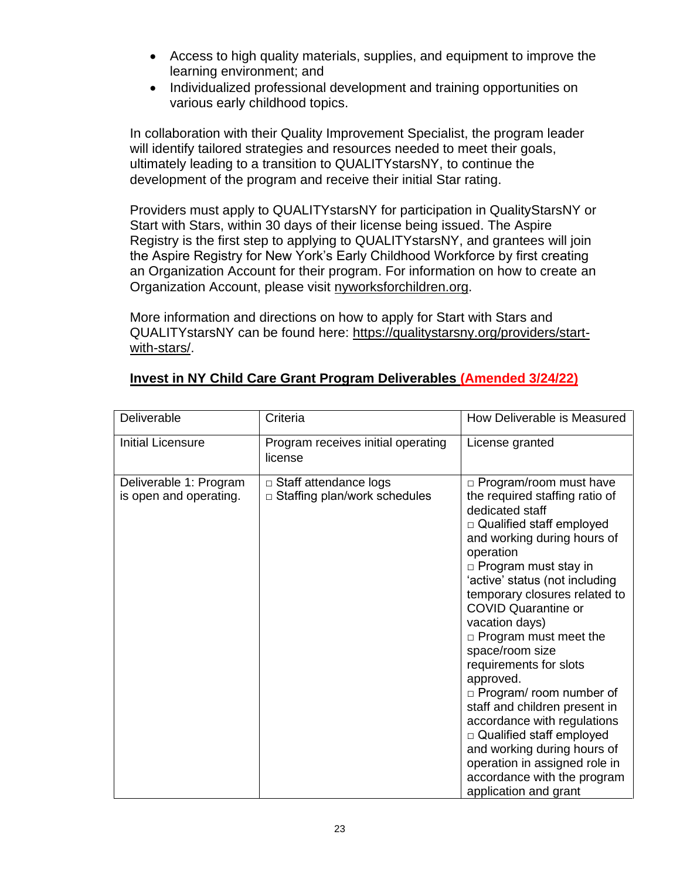- Access to high quality materials, supplies, and equipment to improve the learning environment; and
- Individualized professional development and training opportunities on various early childhood topics.

In collaboration with their Quality Improvement Specialist, the program leader will identify tailored strategies and resources needed to meet their goals, ultimately leading to a transition to QUALITYstarsNY, to continue the development of the program and receive their initial Star rating.

Providers must apply to QUALITYstarsNY for participation in QualityStarsNY or Start with Stars, within 30 days of their license being issued. The Aspire Registry is the first step to applying to QUALITYstarsNY, and grantees will join the Aspire Registry for New York's Early Childhood Workforce by first creating an Organization Account for their program. For information on how to create an Organization Account, please visit nyworksforchildren.org.

More information and directions on how to apply for Start with Stars and QUALITYstarsNY can be found here: https://qualitystarsny.org/providers/start-with-stars/.

**Invest in NY Child Care Grant Program Deliverables (Amended 3/24/22)**

| Deliverable | Criteria | How Deliverable is Measured |
|---|---|---|
| Initial Licensure | Program receives initial operating license | License granted |
| Deliverable 1: Program is open and operating. | □ Staff attendance logs<br>□ Staffing plan/work schedules | □ Program/room must have the required staffing ratio of dedicated staff<br>□ Qualified staff employed and working during hours of operation<br>□ Program must stay in 'active' status (not including temporary closures related to COVID Quarantine or vacation days)<br>□ Program must meet the space/room size requirements for slots approved.<br>□ Program/ room number of staff and children present in accordance with regulations<br>□ Qualified staff employed and working during hours of operation in assigned role in accordance with the program application and grant |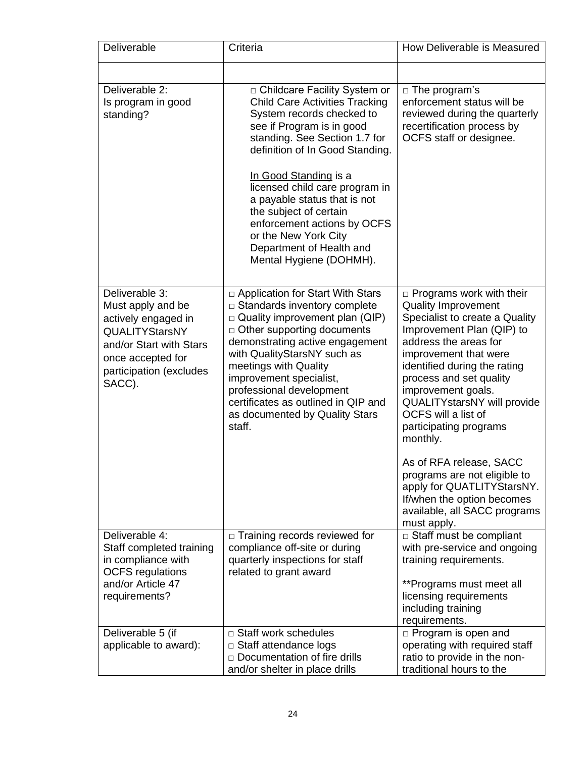| Deliverable | Criteria | How Deliverable is Measured |
|---|---|---|
| | | |
| Deliverable 2: Is program in good standing? | □ Childcare Facility System or Child Care Activities Tracking System records checked to see if Program is in good standing. See Section 1.7 for definition of In Good Standing. <br><br> In Good Standing is a licensed child care program in a payable status that is not the subject of certain enforcement actions by OCFS or the New York City Department of Health and Mental Hygiene (DOHMH). | □ The program's enforcement status will be reviewed during the quarterly recertification process by OCFS staff or designee. |
| Deliverable 3: Must apply and be actively engaged in QUALITYStarsNY and/or Start with Stars once accepted for participation (excludes SACC). | □ Application for Start With Stars <br> □ Standards inventory complete <br> □ Quality improvement plan (QIP) <br> □ Other supporting documents demonstrating active engagement with QualityStarsNY such as meetings with Quality improvement specialist, professional development certificates as outlined in QIP and as documented by Quality Stars staff. | □ Programs work with their Quality Improvement Specialist to create a Quality Improvement Plan (QIP) to address the areas for improvement that were identified during the rating process and set quality improvement goals. QUALITYstarsNY will provide OCFS will a list of participating programs monthly. <br><br> As of RFA release, SACC programs are not eligible to apply for QUATLITYStarsNY. If/when the option becomes available, all SACC programs must apply. |
| Deliverable 4: Staff completed training in compliance with OCFS regulations and/or Article 47 requirements? | □ Training records reviewed for compliance off-site or during quarterly inspections for staff related to grant award | □ Staff must be compliant with pre-service and ongoing training requirements. <br><br> **Programs must meet all licensing requirements including training requirements. |
| Deliverable 5 (if applicable to award): | □ Staff work schedules <br> □ Staff attendance logs <br> □ Documentation of fire drills and/or shelter in place drills | □ Program is open and operating with required staff ratio to provide in the non-traditional hours to the |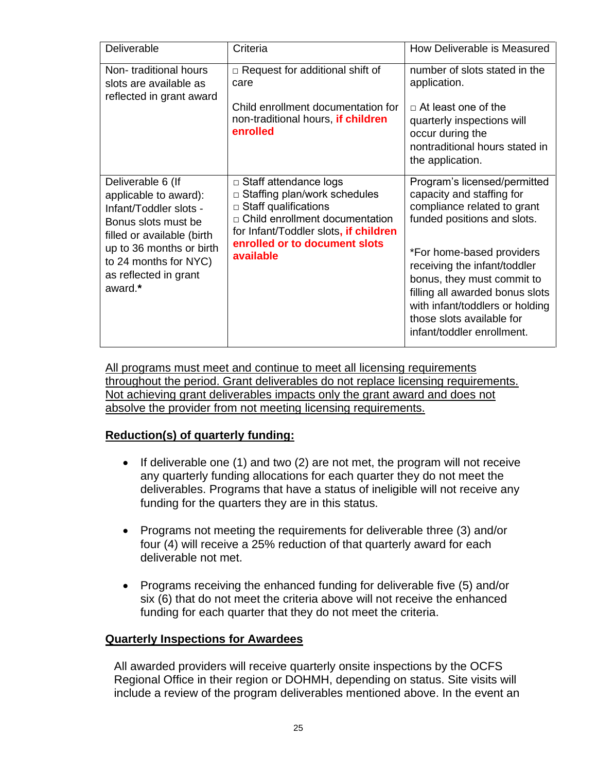| Deliverable | Criteria | How Deliverable is Measured |
|---|---|---|
| Non- traditional hours slots are available as reflected in grant award | □ Request for additional shift of care<br><br>Child enrollment documentation for non-traditional hours, **if children enrolled** | number of slots stated in the application.<br><br>□ At least one of the quarterly inspections will occur during the nontraditional hours stated in the application. |
| Deliverable 6 (If applicable to award): Infant/Toddler slots - Bonus slots must be filled or available (birth up to 36 months or birth to 24 months for NYC) as reflected in grant award.* | □ Staff attendance logs<br>□ Staffing plan/work schedules<br>□ Staff qualifications<br>□ Child enrollment documentation for Infant/Toddler slots**, if children enrolled or to document slots available** | Program's licensed/permitted capacity and staffing for compliance related to grant funded positions and slots.<br><br>*For home-based providers receiving the infant/toddler bonus, they must commit to filling all awarded bonus slots with infant/toddlers or holding those slots available for infant/toddler enrollment. |

<u>All programs must meet and continue to meet all licensing requirements throughout the period. Grant deliverables do not replace licensing requirements. Not achieving grant deliverables impacts only the grant award and does not absolve the provider from not meeting licensing requirements.</u>

## <u>Reduction(s) of quarterly funding:</u>

- If deliverable one (1) and two (2) are not met, the program will not receive any quarterly funding allocations for each quarter they do not meet the deliverables. Programs that have a status of ineligible will not receive any funding for the quarters they are in this status.

- Programs not meeting the requirements for deliverable three (3) and/or four (4) will receive a 25% reduction of that quarterly award for each deliverable not met.

- Programs receiving the enhanced funding for deliverable five (5) and/or six (6) that do not meet the criteria above will not receive the enhanced funding for each quarter that they do not meet the criteria.

## <u>Quarterly Inspections for Awardees</u>

All awarded providers will receive quarterly onsite inspections by the OCFS Regional Office in their region or DOHMH, depending on status. Site visits will include a review of the program deliverables mentioned above. In the event an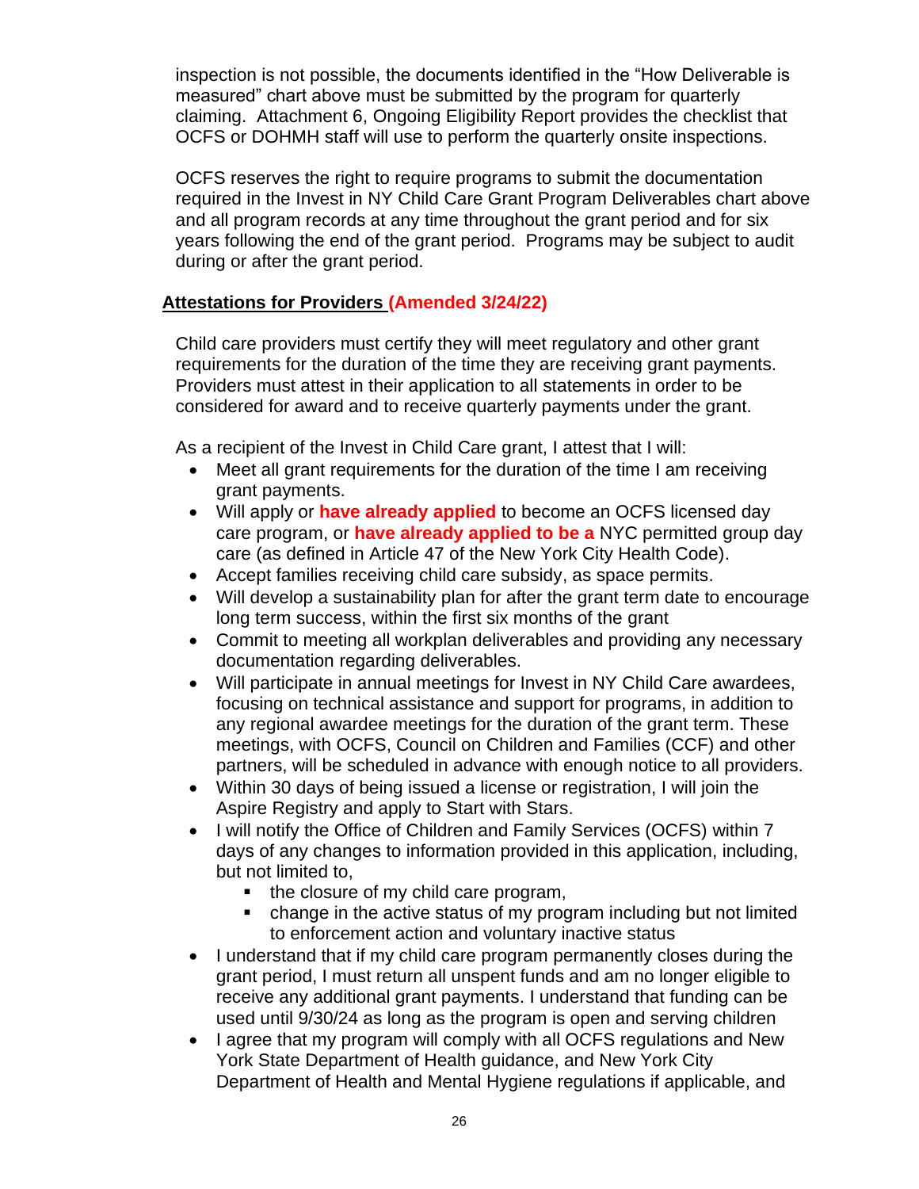inspection is not possible, the documents identified in the "How Deliverable is measured" chart above must be submitted by the program for quarterly claiming. Attachment 6, Ongoing Eligibility Report provides the checklist that OCFS or DOHMH staff will use to perform the quarterly onsite inspections.

OCFS reserves the right to require programs to submit the documentation required in the Invest in NY Child Care Grant Program Deliverables chart above and all program records at any time throughout the grant period and for six years following the end of the grant period. Programs may be subject to audit during or after the grant period.

## Attestations for Providers **(Amended 3/24/22)**

Child care providers must certify they will meet regulatory and other grant requirements for the duration of the time they are receiving grant payments. Providers must attest in their application to all statements in order to be considered for award and to receive quarterly payments under the grant.

As a recipient of the Invest in Child Care grant, I attest that I will:

- Meet all grant requirements for the duration of the time I am receiving grant payments.
- Will apply or **have already applied** to become an OCFS licensed day care program, or **have already applied to be a** NYC permitted group day care (as defined in Article 47 of the New York City Health Code).
- Accept families receiving child care subsidy, as space permits.
- Will develop a sustainability plan for after the grant term date to encourage long term success, within the first six months of the grant
- Commit to meeting all workplan deliverables and providing any necessary documentation regarding deliverables.
- Will participate in annual meetings for Invest in NY Child Care awardees, focusing on technical assistance and support for programs, in addition to any regional awardee meetings for the duration of the grant term. These meetings, with OCFS, Council on Children and Families (CCF) and other partners, will be scheduled in advance with enough notice to all providers.
- Within 30 days of being issued a license or registration, I will join the Aspire Registry and apply to Start with Stars.
- I will notify the Office of Children and Family Services (OCFS) within 7 days of any changes to information provided in this application, including, but not limited to,
  - the closure of my child care program,
  - change in the active status of my program including but not limited to enforcement action and voluntary inactive status
- I understand that if my child care program permanently closes during the grant period, I must return all unspent funds and am no longer eligible to receive any additional grant payments. I understand that funding can be used until 9/30/24 as long as the program is open and serving children
- I agree that my program will comply with all OCFS regulations and New York State Department of Health guidance, and New York City Department of Health and Mental Hygiene regulations if applicable, and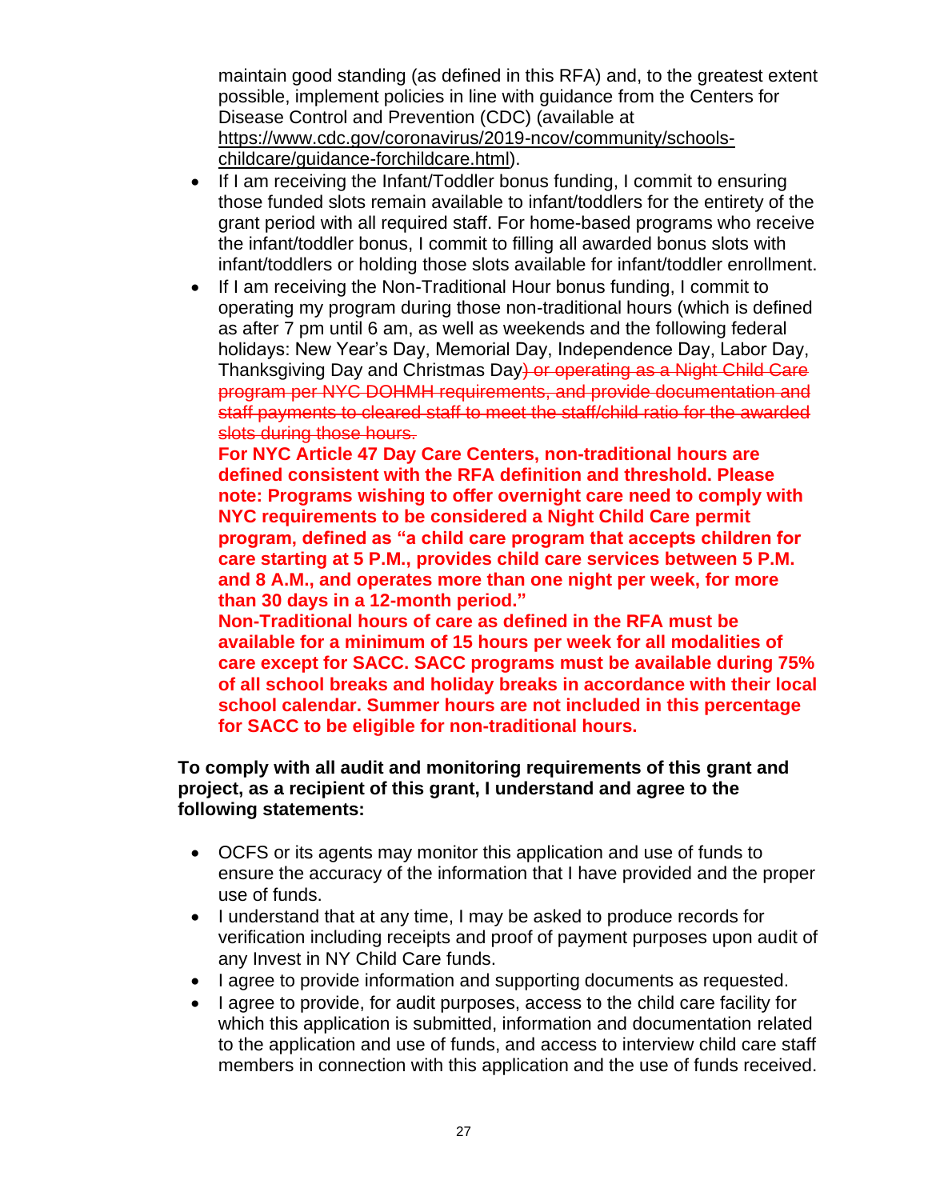maintain good standing (as defined in this RFA) and, to the greatest extent possible, implement policies in line with guidance from the Centers for Disease Control and Prevention (CDC) (available at https://www.cdc.gov/coronavirus/2019-ncov/community/schools-childcare/guidance-forchildcare.html).

- If I am receiving the Infant/Toddler bonus funding, I commit to ensuring those funded slots remain available to infant/toddlers for the entirety of the grant period with all required staff. For home-based programs who receive the infant/toddler bonus, I commit to filling all awarded bonus slots with infant/toddlers or holding those slots available for infant/toddler enrollment.
- If I am receiving the Non-Traditional Hour bonus funding, I commit to operating my program during those non-traditional hours (which is defined as after 7 pm until 6 am, as well as weekends and the following federal holidays: New Year's Day, Memorial Day, Independence Day, Labor Day, Thanksgiving Day and Christmas Day~~) or operating as a Night Child Care program per NYC DOHMH requirements, and provide documentation and staff payments to cleared staff to meet the staff/child ratio for the awarded slots during those hours.~~
  **For NYC Article 47 Day Care Centers, non-traditional hours are defined consistent with the RFA definition and threshold. Please note: Programs wishing to offer overnight care need to comply with NYC requirements to be considered a Night Child Care permit program, defined as "a child care program that accepts children for care starting at 5 P.M., provides child care services between 5 P.M. and 8 A.M., and operates more than one night per week, for more than 30 days in a 12-month period."**
  **Non-Traditional hours of care as defined in the RFA must be available for a minimum of 15 hours per week for all modalities of care except for SACC. SACC programs must be available during 75% of all school breaks and holiday breaks in accordance with their local school calendar. Summer hours are not included in this percentage for SACC to be eligible for non-traditional hours.**

**To comply with all audit and monitoring requirements of this grant and project, as a recipient of this grant, I understand and agree to the following statements:**

- OCFS or its agents may monitor this application and use of funds to ensure the accuracy of the information that I have provided and the proper use of funds.
- I understand that at any time, I may be asked to produce records for verification including receipts and proof of payment purposes upon audit of any Invest in NY Child Care funds.
- I agree to provide information and supporting documents as requested.
- I agree to provide, for audit purposes, access to the child care facility for which this application is submitted, information and documentation related to the application and use of funds, and access to interview child care staff members in connection with this application and the use of funds received.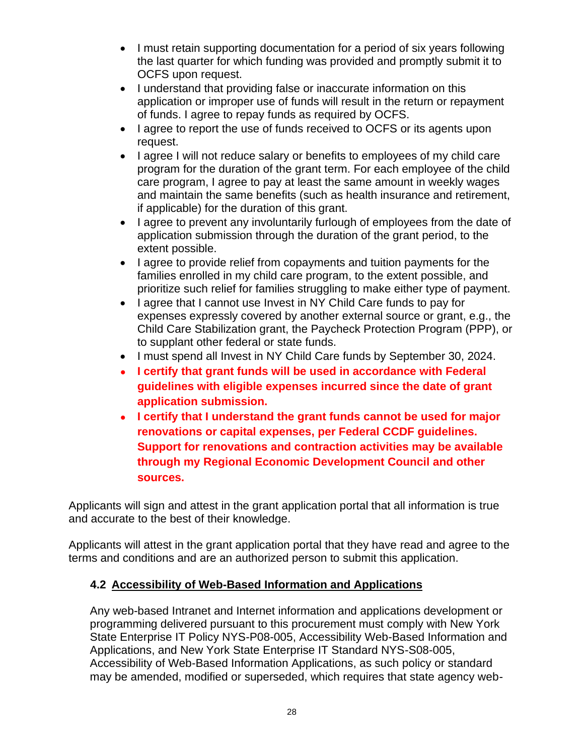- I must retain supporting documentation for a period of six years following the last quarter for which funding was provided and promptly submit it to OCFS upon request.
- I understand that providing false or inaccurate information on this application or improper use of funds will result in the return or repayment of funds. I agree to repay funds as required by OCFS.
- I agree to report the use of funds received to OCFS or its agents upon request.
- I agree I will not reduce salary or benefits to employees of my child care program for the duration of the grant term. For each employee of the child care program, I agree to pay at least the same amount in weekly wages and maintain the same benefits (such as health insurance and retirement, if applicable) for the duration of this grant.
- I agree to prevent any involuntarily furlough of employees from the date of application submission through the duration of the grant period, to the extent possible.
- I agree to provide relief from copayments and tuition payments for the families enrolled in my child care program, to the extent possible, and prioritize such relief for families struggling to make either type of payment.
- I agree that I cannot use Invest in NY Child Care funds to pay for expenses expressly covered by another external source or grant, e.g., the Child Care Stabilization grant, the Paycheck Protection Program (PPP), or to supplant other federal or state funds.
- I must spend all Invest in NY Child Care funds by September 30, 2024.
- **I certify that grant funds will be used in accordance with Federal guidelines with eligible expenses incurred since the date of grant application submission.**
- **I certify that I understand the grant funds cannot be used for major renovations or capital expenses, per Federal CCDF guidelines. Support for renovations and contraction activities may be available through my Regional Economic Development Council and other sources.**

Applicants will sign and attest in the grant application portal that all information is true and accurate to the best of their knowledge.

Applicants will attest in the grant application portal that they have read and agree to the terms and conditions and are an authorized person to submit this application.

### 4.2 Accessibility of Web-Based Information and Applications

Any web-based Intranet and Internet information and applications development or programming delivered pursuant to this procurement must comply with New York State Enterprise IT Policy NYS-P08-005, Accessibility Web-Based Information and Applications, and New York State Enterprise IT Standard NYS-S08-005, Accessibility of Web-Based Information Applications, as such policy or standard may be amended, modified or superseded, which requires that state agency web-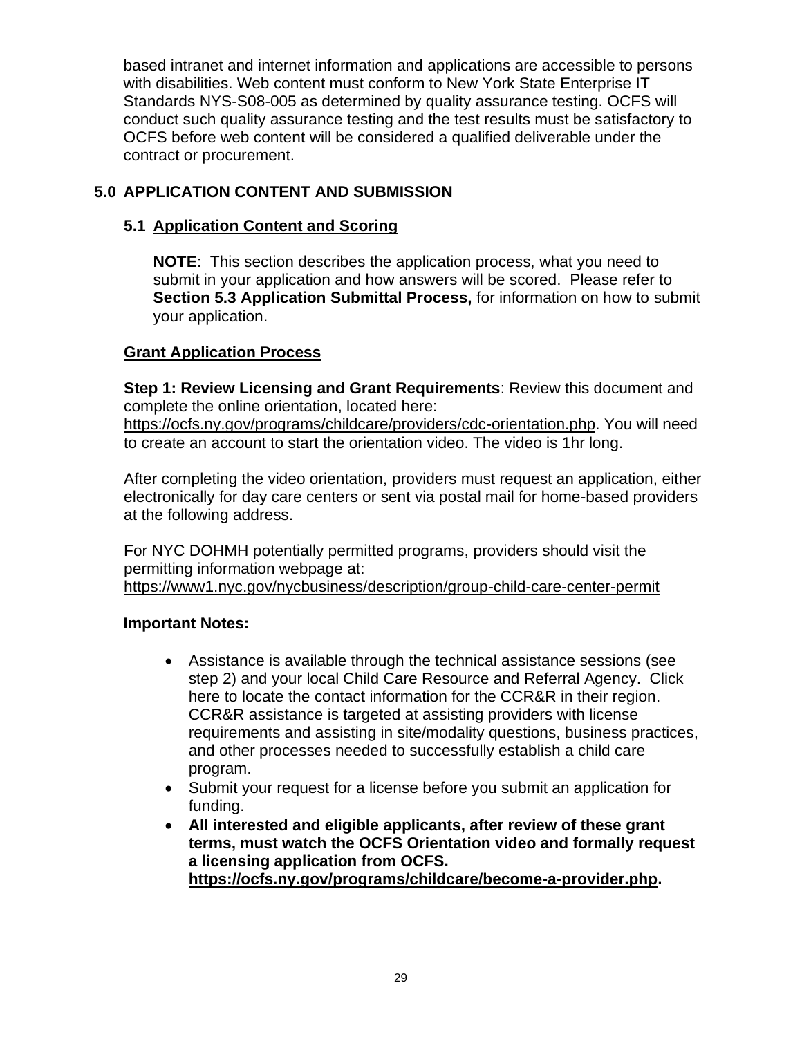based intranet and internet information and applications are accessible to persons with disabilities. Web content must conform to New York State Enterprise IT Standards NYS-S08-005 as determined by quality assurance testing. OCFS will conduct such quality assurance testing and the test results must be satisfactory to OCFS before web content will be considered a qualified deliverable under the contract or procurement.

## 5.0 APPLICATION CONTENT AND SUBMISSION

### 5.1 Application Content and Scoring

**NOTE**: This section describes the application process, what you need to submit in your application and how answers will be scored. Please refer to **Section 5.3 Application Submittal Process,** for information on how to submit your application.

**Grant Application Process**

**Step 1: Review Licensing and Grant Requirements**: Review this document and complete the online orientation, located here: https://ocfs.ny.gov/programs/childcare/providers/cdc-orientation.php. You will need to create an account to start the orientation video. The video is 1hr long.

After completing the video orientation, providers must request an application, either electronically for day care centers or sent via postal mail for home-based providers at the following address.

For NYC DOHMH potentially permitted programs, providers should visit the permitting information webpage at: https://www1.nyc.gov/nycbusiness/description/group-child-care-center-permit

**Important Notes:**

- Assistance is available through the technical assistance sessions (see step 2) and your local Child Care Resource and Referral Agency. Click here to locate the contact information for the CCR&R in their region. CCR&R assistance is targeted at assisting providers with license requirements and assisting in site/modality questions, business practices, and other processes needed to successfully establish a child care program.
- Submit your request for a license before you submit an application for funding.
- **All interested and eligible applicants, after review of these grant terms, must watch the OCFS Orientation video and formally request a licensing application from OCFS. https://ocfs.ny.gov/programs/childcare/become-a-provider.php.**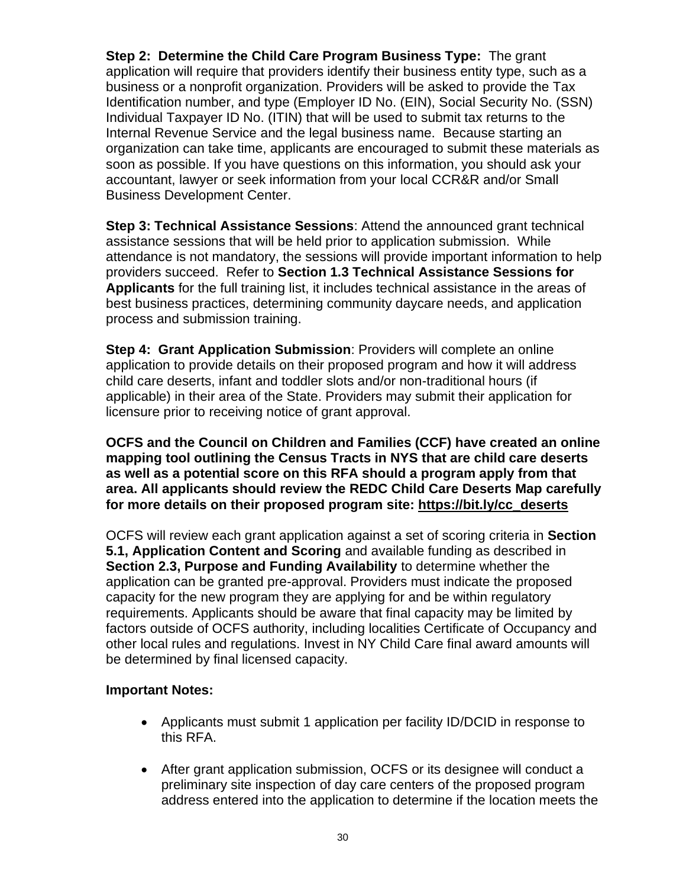**Step 2: Determine the Child Care Program Business Type:** The grant application will require that providers identify their business entity type, such as a business or a nonprofit organization. Providers will be asked to provide the Tax Identification number, and type (Employer ID No. (EIN), Social Security No. (SSN) Individual Taxpayer ID No. (ITIN) that will be used to submit tax returns to the Internal Revenue Service and the legal business name. Because starting an organization can take time, applicants are encouraged to submit these materials as soon as possible. If you have questions on this information, you should ask your accountant, lawyer or seek information from your local CCR&R and/or Small Business Development Center.

**Step 3: Technical Assistance Sessions**: Attend the announced grant technical assistance sessions that will be held prior to application submission. While attendance is not mandatory, the sessions will provide important information to help providers succeed. Refer to **Section 1.3 Technical Assistance Sessions for Applicants** for the full training list, it includes technical assistance in the areas of best business practices, determining community daycare needs, and application process and submission training.

**Step 4: Grant Application Submission**: Providers will complete an online application to provide details on their proposed program and how it will address child care deserts, infant and toddler slots and/or non-traditional hours (if applicable) in their area of the State. Providers may submit their application for licensure prior to receiving notice of grant approval.

**OCFS and the Council on Children and Families (CCF) have created an online mapping tool outlining the Census Tracts in NYS that are child care deserts as well as a potential score on this RFA should a program apply from that area. All applicants should review the REDC Child Care Deserts Map carefully for more details on their proposed program site: https://bit.ly/cc_deserts**

OCFS will review each grant application against a set of scoring criteria in **Section 5.1, Application Content and Scoring** and available funding as described in **Section 2.3, Purpose and Funding Availability** to determine whether the application can be granted pre-approval. Providers must indicate the proposed capacity for the new program they are applying for and be within regulatory requirements. Applicants should be aware that final capacity may be limited by factors outside of OCFS authority, including localities Certificate of Occupancy and other local rules and regulations. Invest in NY Child Care final award amounts will be determined by final licensed capacity.

**Important Notes:**

- Applicants must submit 1 application per facility ID/DCID in response to this RFA.
- After grant application submission, OCFS or its designee will conduct a preliminary site inspection of day care centers of the proposed program address entered into the application to determine if the location meets the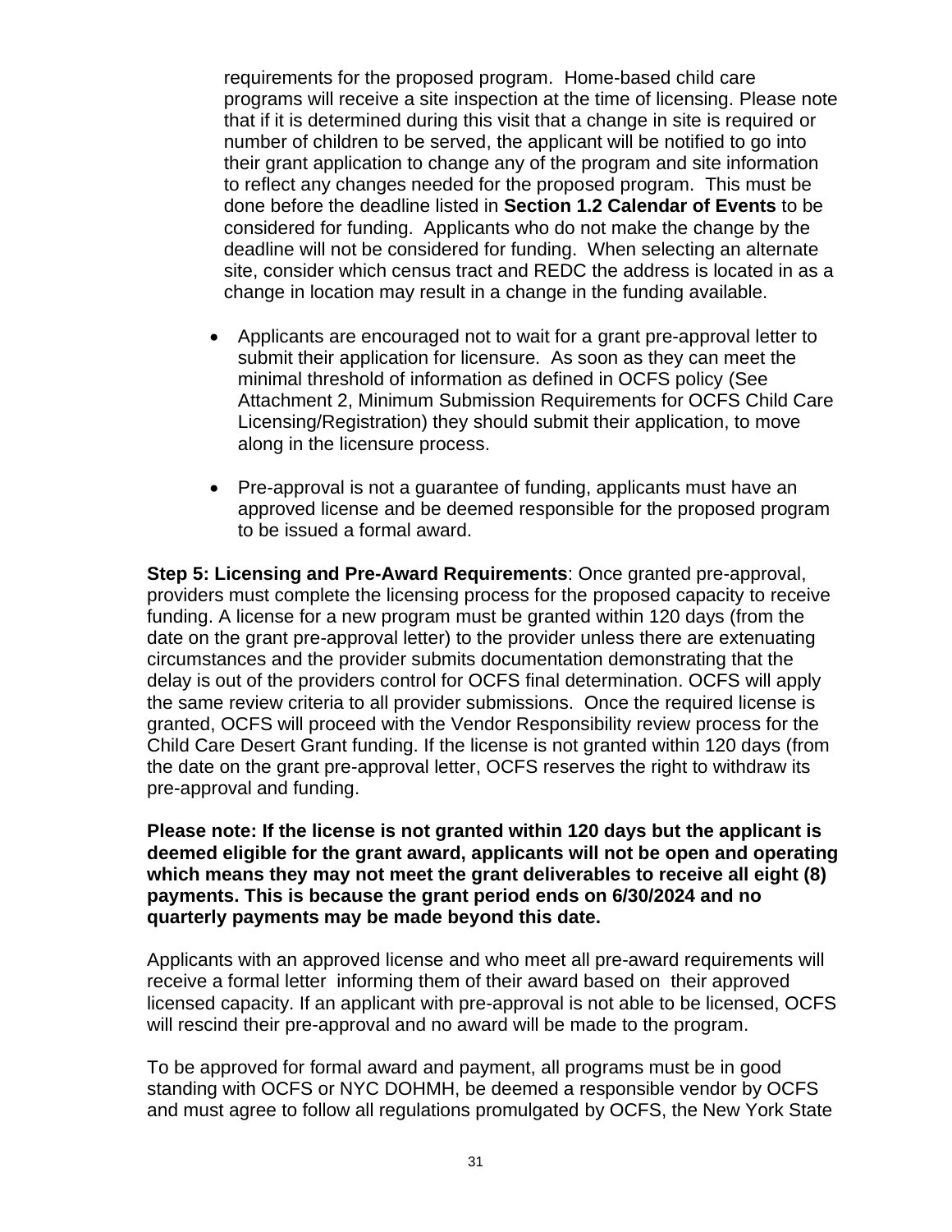requirements for the proposed program. Home-based child care programs will receive a site inspection at the time of licensing. Please note that if it is determined during this visit that a change in site is required or number of children to be served, the applicant will be notified to go into their grant application to change any of the program and site information to reflect any changes needed for the proposed program. This must be done before the deadline listed in **Section 1.2 Calendar of Events** to be considered for funding. Applicants who do not make the change by the deadline will not be considered for funding. When selecting an alternate site, consider which census tract and REDC the address is located in as a change in location may result in a change in the funding available.

- Applicants are encouraged not to wait for a grant pre-approval letter to submit their application for licensure. As soon as they can meet the minimal threshold of information as defined in OCFS policy (See Attachment 2, Minimum Submission Requirements for OCFS Child Care Licensing/Registration) they should submit their application, to move along in the licensure process.

- Pre-approval is not a guarantee of funding, applicants must have an approved license and be deemed responsible for the proposed program to be issued a formal award.

**Step 5: Licensing and Pre-Award Requirements**: Once granted pre-approval, providers must complete the licensing process for the proposed capacity to receive funding. A license for a new program must be granted within 120 days (from the date on the grant pre-approval letter) to the provider unless there are extenuating circumstances and the provider submits documentation demonstrating that the delay is out of the providers control for OCFS final determination. OCFS will apply the same review criteria to all provider submissions. Once the required license is granted, OCFS will proceed with the Vendor Responsibility review process for the Child Care Desert Grant funding. If the license is not granted within 120 days (from the date on the grant pre-approval letter, OCFS reserves the right to withdraw its pre-approval and funding.

**Please note: If the license is not granted within 120 days but the applicant is deemed eligible for the grant award, applicants will not be open and operating which means they may not meet the grant deliverables to receive all eight (8) payments. This is because the grant period ends on 6/30/2024 and no quarterly payments may be made beyond this date.**

Applicants with an approved license and who meet all pre-award requirements will receive a formal letter informing them of their award based on their approved licensed capacity. If an applicant with pre-approval is not able to be licensed, OCFS will rescind their pre-approval and no award will be made to the program.

To be approved for formal award and payment, all programs must be in good standing with OCFS or NYC DOHMH, be deemed a responsible vendor by OCFS and must agree to follow all regulations promulgated by OCFS, the New York State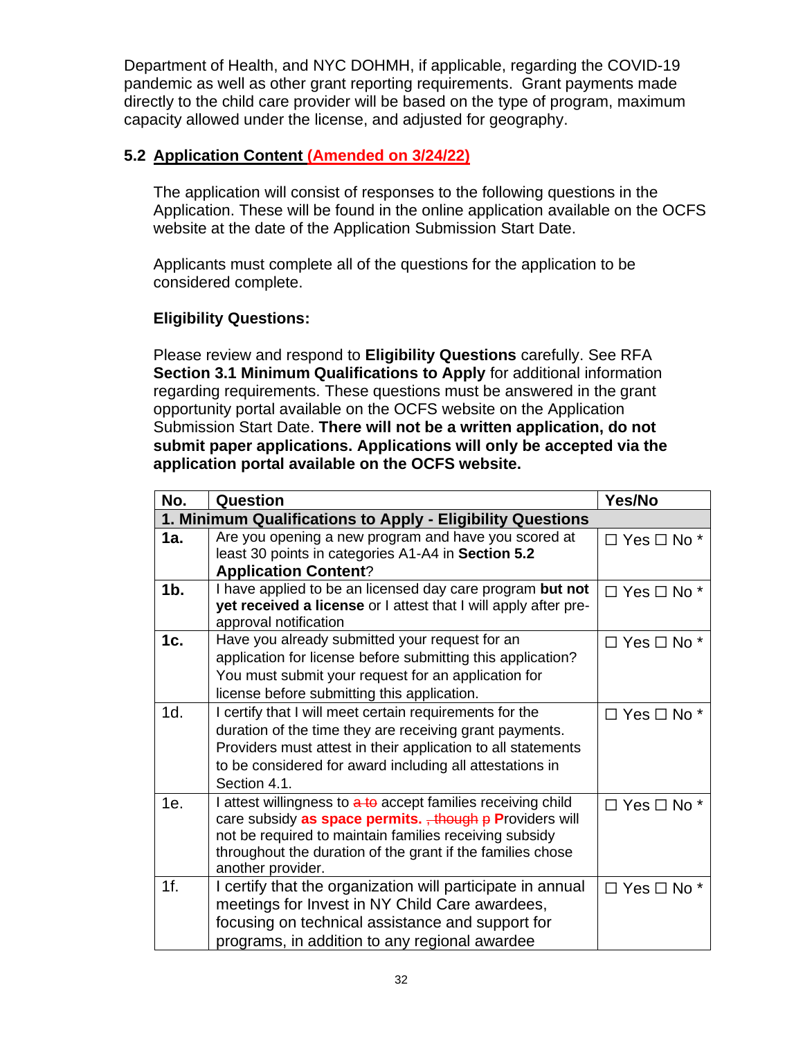Department of Health, and NYC DOHMH, if applicable, regarding the COVID-19 pandemic as well as other grant reporting requirements. Grant payments made directly to the child care provider will be based on the type of program, maximum capacity allowed under the license, and adjusted for geography.

## 5.2 Application Content (Amended on 3/24/22)

The application will consist of responses to the following questions in the Application. These will be found in the online application available on the OCFS website at the date of the Application Submission Start Date.

Applicants must complete all of the questions for the application to be considered complete.

**Eligibility Questions:**

Please review and respond to **Eligibility Questions** carefully. See RFA **Section 3.1 Minimum Qualifications to Apply** for additional information regarding requirements. These questions must be answered in the grant opportunity portal available on the OCFS website on the Application Submission Start Date. **There will not be a written application, do not submit paper applications. Applications will only be accepted via the application portal available on the OCFS website.**

| No. | Question | Yes/No |
|---|---|---|
| **1. Minimum Qualifications to Apply - Eligibility Questions** | | |
| **1a.** | Are you opening a new program and have you scored at least 30 points in categories A1-A4 in **Section 5.2 Application Content**? | ☐ Yes ☐ No * |
| **1b.** | I have applied to be an licensed day care program **but not yet received a license** or I attest that I will apply after pre-approval notification | ☐ Yes ☐ No * |
| **1c.** | Have you already submitted your request for an application for license before submitting this application? You must submit your request for an application for license before submitting this application. | ☐ Yes ☐ No * |
| 1d. | I certify that I will meet certain requirements for the duration of the time they are receiving grant payments. Providers must attest in their application to all statements to be considered for award including all attestations in Section 4.1. | ☐ Yes ☐ No * |
| 1e. | I attest willingness to ~~a to~~ accept families receiving child care subsidy **as space permits.** ~~, though p~~ **P**roviders will not be required to maintain families receiving subsidy throughout the duration of the grant if the families chose another provider. | ☐ Yes ☐ No * |
| 1f. | I certify that the organization will participate in annual meetings for Invest in NY Child Care awardees, focusing on technical assistance and support for programs, in addition to any regional awardee | ☐ Yes ☐ No * |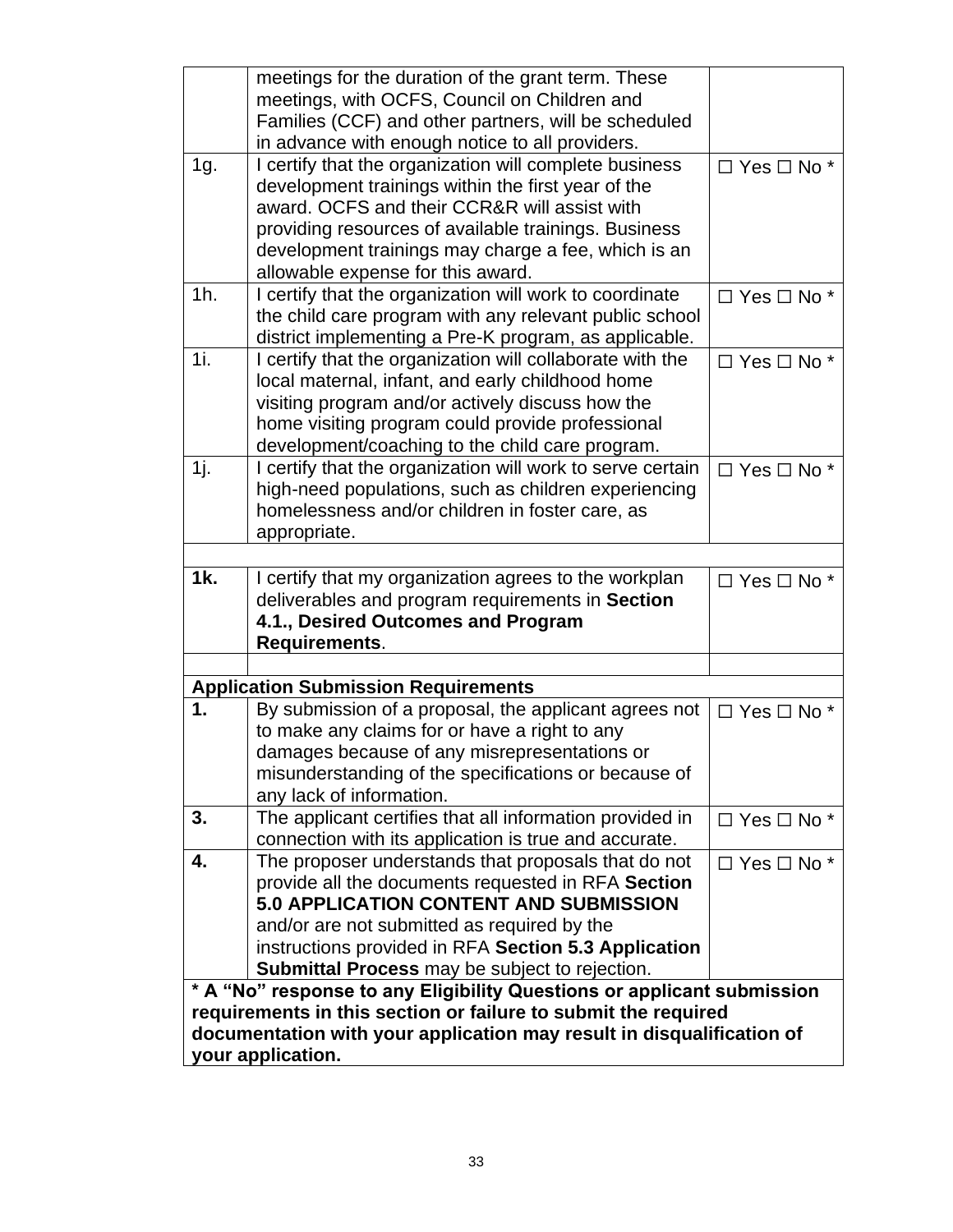| | | |
|---|---|---|
| | meetings for the duration of the grant term. These meetings, with OCFS, Council on Children and Families (CCF) and other partners, will be scheduled in advance with enough notice to all providers. | |
| 1g. | I certify that the organization will complete business development trainings within the first year of the award. OCFS and their CCR&R will assist with providing resources of available trainings. Business development trainings may charge a fee, which is an allowable expense for this award. | ☐ Yes ☐ No * |
| 1h. | I certify that the organization will work to coordinate the child care program with any relevant public school district implementing a Pre-K program, as applicable. | ☐ Yes ☐ No * |
| 1i. | I certify that the organization will collaborate with the local maternal, infant, and early childhood home visiting program and/or actively discuss how the home visiting program could provide professional development/coaching to the child care program. | ☐ Yes ☐ No * |
| 1j. | I certify that the organization will work to serve certain high-need populations, such as children experiencing homelessness and/or children in foster care, as appropriate. | ☐ Yes ☐ No * |
| | | |
| **1k.** | I certify that my organization agrees to the workplan deliverables and program requirements in **Section 4.1., Desired Outcomes and Program Requirements**. | ☐ Yes ☐ No * |
| | | |
| **Application Submission Requirements** | | |
| **1.** | By submission of a proposal, the applicant agrees not to make any claims for or have a right to any damages because of any misrepresentations or misunderstanding of the specifications or because of any lack of information. | ☐ Yes ☐ No * |
| **3.** | The applicant certifies that all information provided in connection with its application is true and accurate. | ☐ Yes ☐ No * |
| **4.** | The proposer understands that proposals that do not provide all the documents requested in RFA **Section 5.0 APPLICATION CONTENT AND SUBMISSION** and/or are not submitted as required by the instructions provided in RFA **Section 5.3 Application Submittal Process** may be subject to rejection. | ☐ Yes ☐ No * |
| **\* A "No" response to any Eligibility Questions or applicant submission requirements in this section or failure to submit the required documentation with your application may result in disqualification of your application.** | | |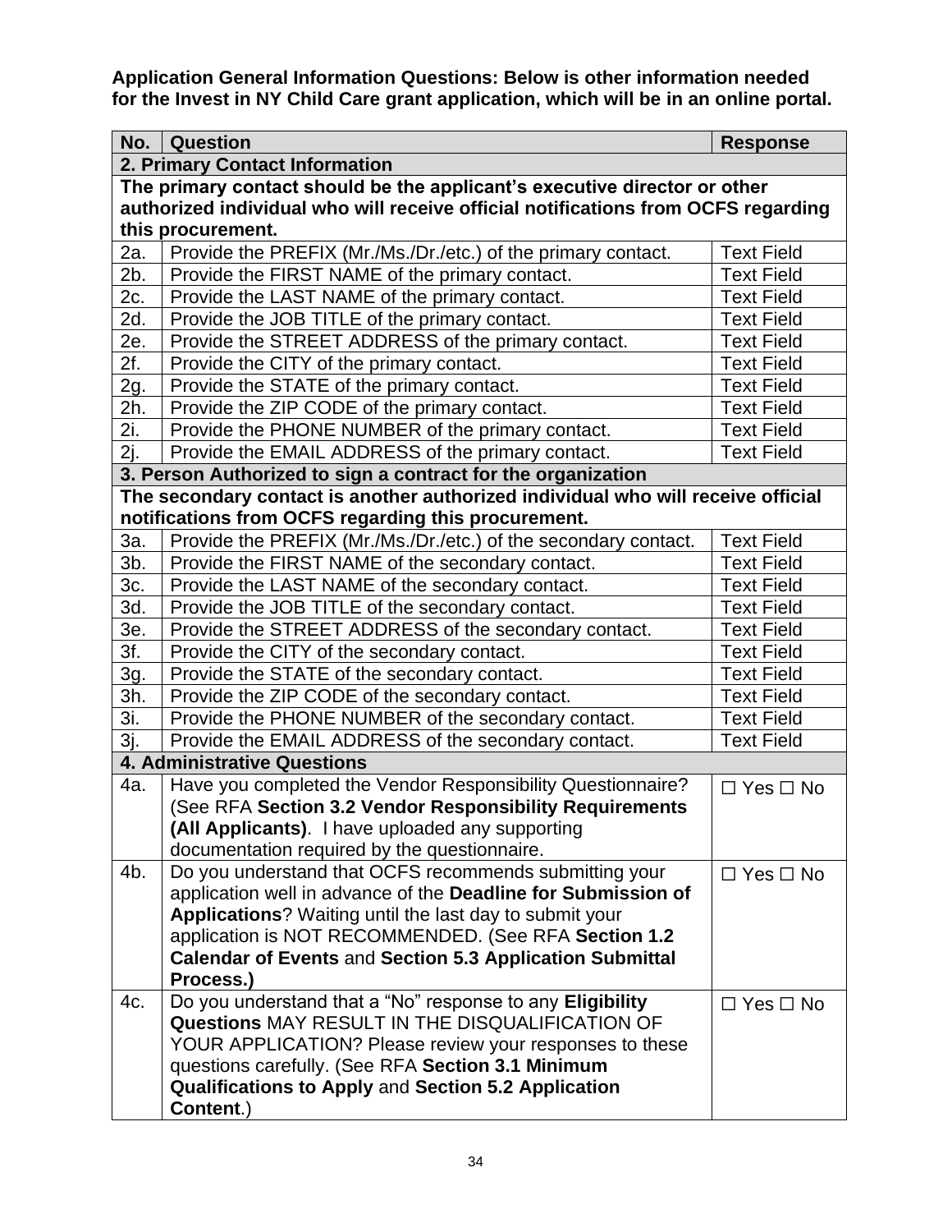**Application General Information Questions: Below is other information needed for the Invest in NY Child Care grant application, which will be in an online portal.**

| No. | Question | Response |
|---|---|---|
| **2. Primary Contact Information** | | |
| **The primary contact should be the applicant's executive director or other authorized individual who will receive official notifications from OCFS regarding this procurement.** | | |
| 2a. | Provide the PREFIX (Mr./Ms./Dr./etc.) of the primary contact. | Text Field |
| 2b. | Provide the FIRST NAME of the primary contact. | Text Field |
| 2c. | Provide the LAST NAME of the primary contact. | Text Field |
| 2d. | Provide the JOB TITLE of the primary contact. | Text Field |
| 2e. | Provide the STREET ADDRESS of the primary contact. | Text Field |
| 2f. | Provide the CITY of the primary contact. | Text Field |
| 2g. | Provide the STATE of the primary contact. | Text Field |
| 2h. | Provide the ZIP CODE of the primary contact. | Text Field |
| 2i. | Provide the PHONE NUMBER of the primary contact. | Text Field |
| 2j. | Provide the EMAIL ADDRESS of the primary contact. | Text Field |
| **3. Person Authorized to sign a contract for the organization** | | |
| **The secondary contact is another authorized individual who will receive official notifications from OCFS regarding this procurement.** | | |
| 3a. | Provide the PREFIX (Mr./Ms./Dr./etc.) of the secondary contact. | Text Field |
| 3b. | Provide the FIRST NAME of the secondary contact. | Text Field |
| 3c. | Provide the LAST NAME of the secondary contact. | Text Field |
| 3d. | Provide the JOB TITLE of the secondary contact. | Text Field |
| 3e. | Provide the STREET ADDRESS of the secondary contact. | Text Field |
| 3f. | Provide the CITY of the secondary contact. | Text Field |
| 3g. | Provide the STATE of the secondary contact. | Text Field |
| 3h. | Provide the ZIP CODE of the secondary contact. | Text Field |
| 3i. | Provide the PHONE NUMBER of the secondary contact. | Text Field |
| 3j. | Provide the EMAIL ADDRESS of the secondary contact. | Text Field |
| **4. Administrative Questions** | | |
| 4a. | Have you completed the Vendor Responsibility Questionnaire? (See RFA **Section 3.2 Vendor Responsibility Requirements (All Applicants)**. I have uploaded any supporting documentation required by the questionnaire. | ☐ Yes ☐ No |
| 4b. | Do you understand that OCFS recommends submitting your application well in advance of the **Deadline for Submission of Applications**? Waiting until the last day to submit your application is NOT RECOMMENDED. (See RFA **Section 1.2 Calendar of Events** and **Section 5.3 Application Submittal Process.)** | ☐ Yes ☐ No |
| 4c. | Do you understand that a "No" response to any **Eligibility Questions** MAY RESULT IN THE DISQUALIFICATION OF YOUR APPLICATION? Please review your responses to these questions carefully. (See RFA **Section 3.1 Minimum Qualifications to Apply** and **Section 5.2 Application Content**.) | ☐ Yes ☐ No |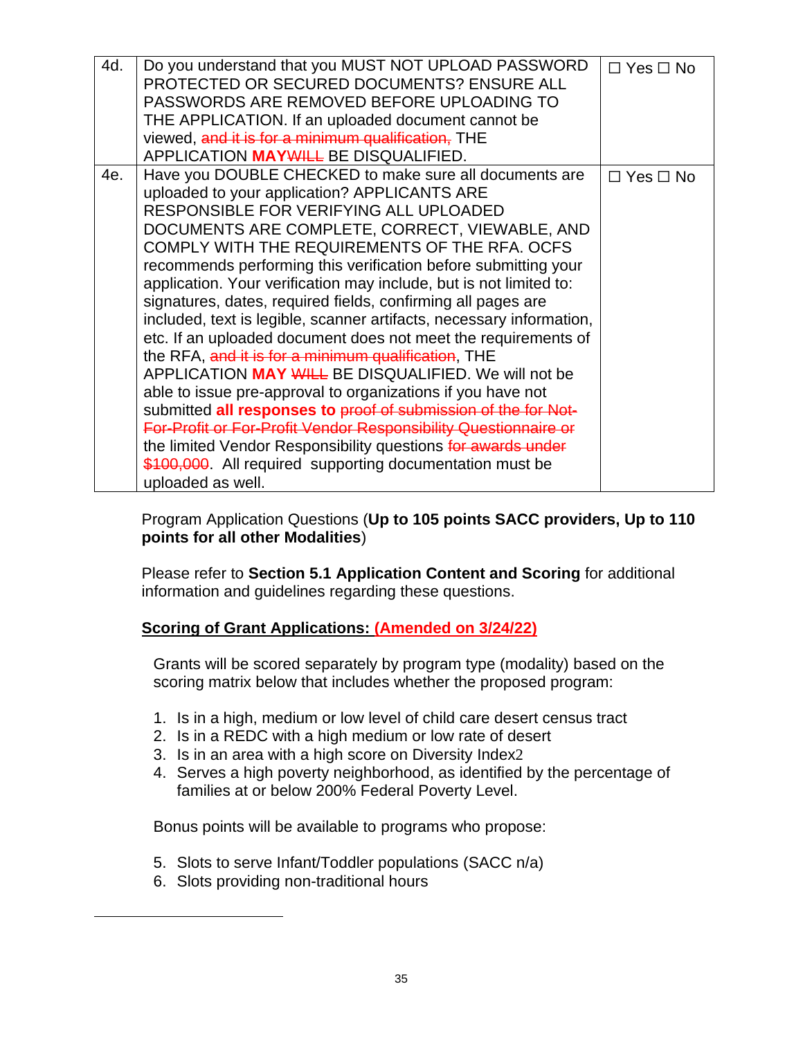| 4d. | Do you understand that you MUST NOT UPLOAD PASSWORD PROTECTED OR SECURED DOCUMENTS? ENSURE ALL PASSWORDS ARE REMOVED BEFORE UPLOADING TO THE APPLICATION. If an uploaded document cannot be viewed, ~~and it is for a minimum qualification,~~ THE APPLICATION **MAY**~~WILL~~ BE DISQUALIFIED. | ☐ Yes ☐ No |
|---|---|---|
| 4e. | Have you DOUBLE CHECKED to make sure all documents are uploaded to your application? APPLICANTS ARE RESPONSIBLE FOR VERIFYING ALL UPLOADED DOCUMENTS ARE COMPLETE, CORRECT, VIEWABLE, AND COMPLY WITH THE REQUIREMENTS OF THE RFA. OCFS recommends performing this verification before submitting your application. Your verification may include, but is not limited to: signatures, dates, required fields, confirming all pages are included, text is legible, scanner artifacts, necessary information, etc. If an uploaded document does not meet the requirements of the RFA, ~~and it is for a minimum qualification~~, THE APPLICATION **MAY** ~~WILL~~ BE DISQUALIFIED. We will not be able to issue pre-approval to organizations if you have not submitted **all responses to** ~~proof of submission of the for Not-For-Profit or For-Profit Vendor Responsibility Questionnaire or~~ the limited Vendor Responsibility questions ~~for awards under $100,000~~. All required supporting documentation must be uploaded as well. | ☐ Yes ☐ No |

Program Application Questions (**Up to 105 points SACC providers, Up to 110 points for all other Modalities**)

Please refer to **Section 5.1 Application Content and Scoring** for additional information and guidelines regarding these questions.

**Scoring of Grant Applications: (Amended on 3/24/22)**

Grants will be scored separately by program type (modality) based on the scoring matrix below that includes whether the proposed program:

1. Is in a high, medium or low level of child care desert census tract
2. Is in a REDC with a high medium or low rate of desert
3. Is in an area with a high score on Diversity Index[2]
4. Serves a high poverty neighborhood, as identified by the percentage of families at or below 200% Federal Poverty Level.

Bonus points will be available to programs who propose:

5. Slots to serve Infant/Toddler populations (SACC n/a)
6. Slots providing non-traditional hours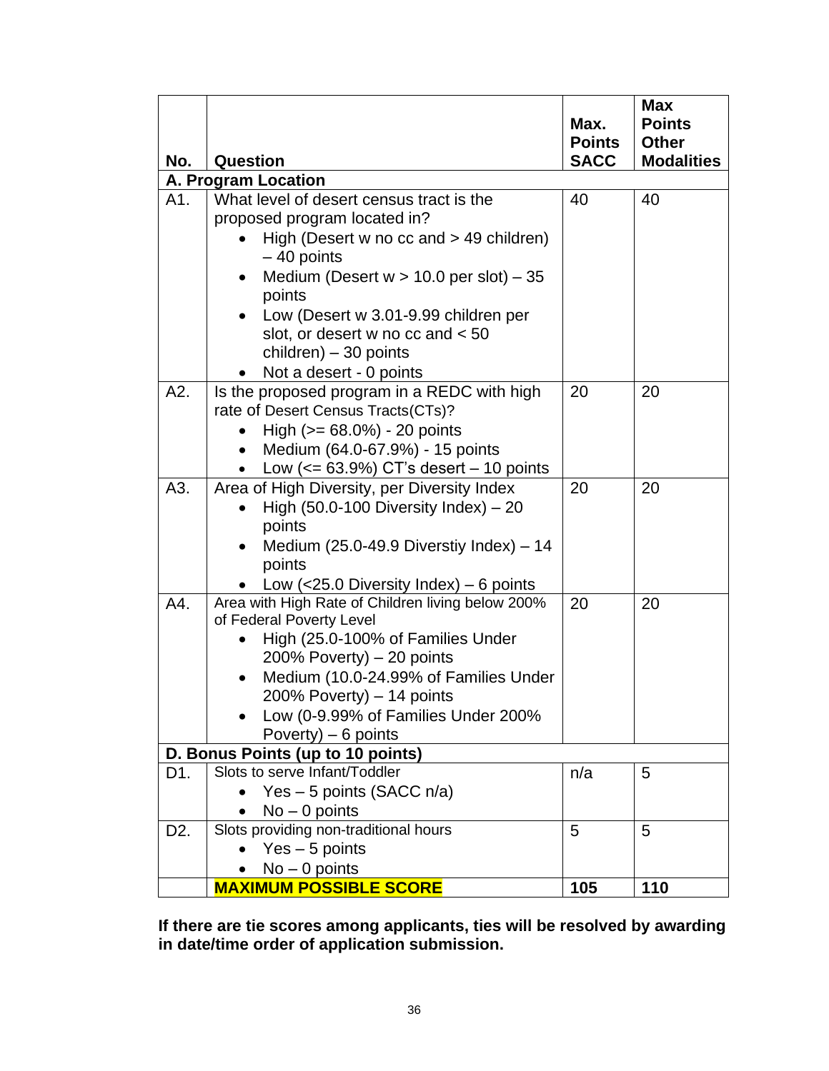| No. | Question | Max. Points SACC | Max Points Other Modalities |
|---|---|---|---|
| **A. Program Location** | | | |
| A1. | What level of desert census tract is the proposed program located in?<br>• High (Desert w no cc and > 49 children) – 40 points<br>• Medium (Desert w > 10.0 per slot) – 35 points<br>• Low (Desert w 3.01-9.99 children per slot, or desert w no cc and < 50 children) – 30 points<br>• Not a desert - 0 points | 40 | 40 |
| A2. | Is the proposed program in a REDC with high rate of Desert Census Tracts(CTs)?<br>• High (>= 68.0%) - 20 points<br>• Medium (64.0-67.9%) - 15 points<br>• Low (<= 63.9%) CT's desert – 10 points | 20 | 20 |
| A3. | Area of High Diversity, per Diversity Index<br>• High (50.0-100 Diversity Index) – 20 points<br>• Medium (25.0-49.9 Diverstiy Index) – 14 points<br>• Low (<25.0 Diversity Index) – 6 points | 20 | 20 |
| A4. | Area with High Rate of Children living below 200% of Federal Poverty Level<br>• High (25.0-100% of Families Under 200% Poverty) – 20 points<br>• Medium (10.0-24.99% of Families Under 200% Poverty) – 14 points<br>• Low (0-9.99% of Families Under 200% Poverty) – 6 points | 20 | 20 |
| **D. Bonus Points (up to 10 points)** | | | |
| D1. | Slots to serve Infant/Toddler<br>• Yes – 5 points (SACC n/a)<br>• No – 0 points | n/a | 5 |
| D2. | Slots providing non-traditional hours<br>• Yes – 5 points<br>• No – 0 points | 5 | 5 |
| | **MAXIMUM POSSIBLE SCORE** | **105** | **110** |

**If there are tie scores among applicants, ties will be resolved by awarding in date/time order of application submission.**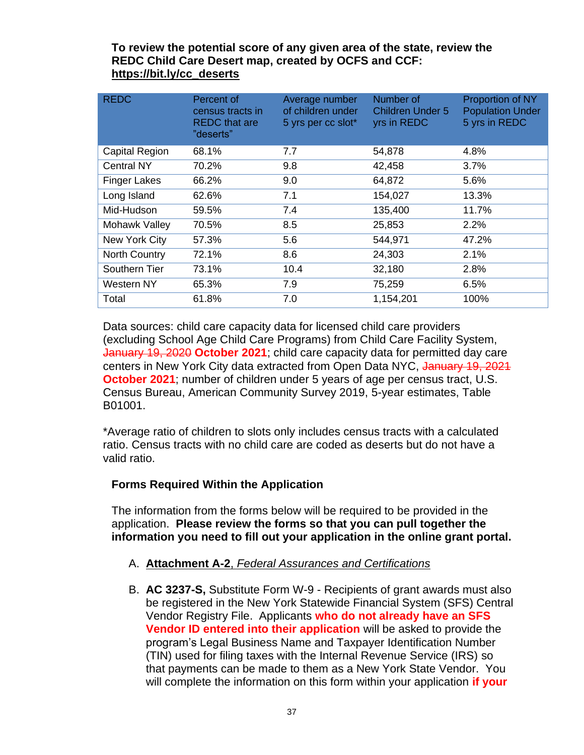**To review the potential score of any given area of the state, review the REDC Child Care Desert map, created by OCFS and CCF: https://bit.ly/cc_deserts**

| REDC | Percent of census tracts in REDC that are "deserts" | Average number of children under 5 yrs per cc slot* | Number of Children Under 5 yrs in REDC | Proportion of NY Population Under 5 yrs in REDC |
|---|---|---|---|---|
| Capital Region | 68.1% | 7.7 | 54,878 | 4.8% |
| Central NY | 70.2% | 9.8 | 42,458 | 3.7% |
| Finger Lakes | 66.2% | 9.0 | 64,872 | 5.6% |
| Long Island | 62.6% | 7.1 | 154,027 | 13.3% |
| Mid-Hudson | 59.5% | 7.4 | 135,400 | 11.7% |
| Mohawk Valley | 70.5% | 8.5 | 25,853 | 2.2% |
| New York City | 57.3% | 5.6 | 544,971 | 47.2% |
| North Country | 72.1% | 8.6 | 24,303 | 2.1% |
| Southern Tier | 73.1% | 10.4 | 32,180 | 2.8% |
| Western NY | 65.3% | 7.9 | 75,259 | 6.5% |
| Total | 61.8% | 7.0 | 1,154,201 | 100% |

Data sources: child care capacity data for licensed child care providers (excluding School Age Child Care Programs) from Child Care Facility System, ~~January 19, 2020~~ **October 2021**; child care capacity data for permitted day care centers in New York City data extracted from Open Data NYC, ~~January 19, 2021~~ **October 2021**; number of children under 5 years of age per census tract, U.S. Census Bureau, American Community Survey 2019, 5-year estimates, Table B01001.

*Average ratio of children to slots only includes census tracts with a calculated ratio. Census tracts with no child care are coded as deserts but do not have a valid ratio.

**Forms Required Within the Application**

The information from the forms below will be required to be provided in the application. **Please review the forms so that you can pull together the information you need to fill out your application in the online grant portal.**

A. **Attachment A-2**, *Federal Assurances and Certifications*

B. **AC 3237-S,** Substitute Form W-9 - Recipients of grant awards must also be registered in the New York Statewide Financial System (SFS) Central Vendor Registry File. Applicants **who do not already have an SFS Vendor ID entered into their application** will be asked to provide the program's Legal Business Name and Taxpayer Identification Number (TIN) used for filing taxes with the Internal Revenue Service (IRS) so that payments can be made to them as a New York State Vendor. You will complete the information on this form within your application **if your**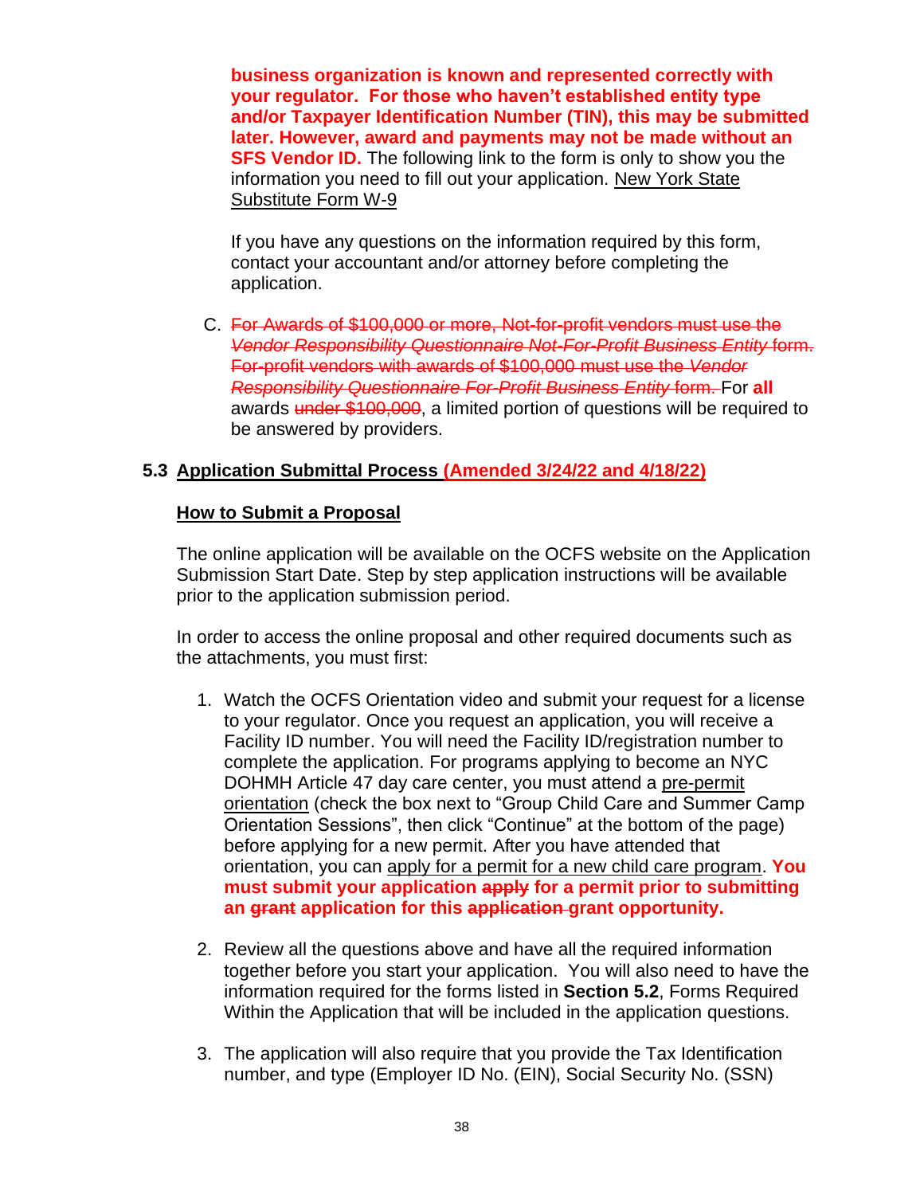**business organization is known and represented correctly with your regulator. For those who haven't established entity type and/or Taxpayer Identification Number (TIN), this may be submitted later. However, award and payments may not be made without an SFS Vendor ID.** The following link to the form is only to show you the information you need to fill out your application. New York State Substitute Form W-9

If you have any questions on the information required by this form, contact your accountant and/or attorney before completing the application.

C. ~~For Awards of $100,000 or more, Not-for-profit vendors must use the *Vendor Responsibility Questionnaire Not-For-Profit Business Entity* form. For-profit vendors with awards of $100,000 must use the *Vendor Responsibility Questionnaire For-Profit Business Entity* form.~~ For **all** awards ~~under $100,000~~, a limited portion of questions will be required to be answered by providers.

## 5.3 Application Submittal Process (Amended 3/24/22 and 4/18/22)

### How to Submit a Proposal

The online application will be available on the OCFS website on the Application Submission Start Date. Step by step application instructions will be available prior to the application submission period.

In order to access the online proposal and other required documents such as the attachments, you must first:

1. Watch the OCFS Orientation video and submit your request for a license to your regulator. Once you request an application, you will receive a Facility ID number. You will need the Facility ID/registration number to complete the application. For programs applying to become an NYC DOHMH Article 47 day care center, you must attend a pre-permit orientation (check the box next to "Group Child Care and Summer Camp Orientation Sessions", then click "Continue" at the bottom of the page) before applying for a new permit. After you have attended that orientation, you can apply for a permit for a new child care program. **You must submit your application ~~apply~~ for a permit prior to submitting an ~~grant~~ application for this ~~application~~ grant opportunity.**

2. Review all the questions above and have all the required information together before you start your application. You will also need to have the information required for the forms listed in **Section 5.2**, Forms Required Within the Application that will be included in the application questions.

3. The application will also require that you provide the Tax Identification number, and type (Employer ID No. (EIN), Social Security No. (SSN)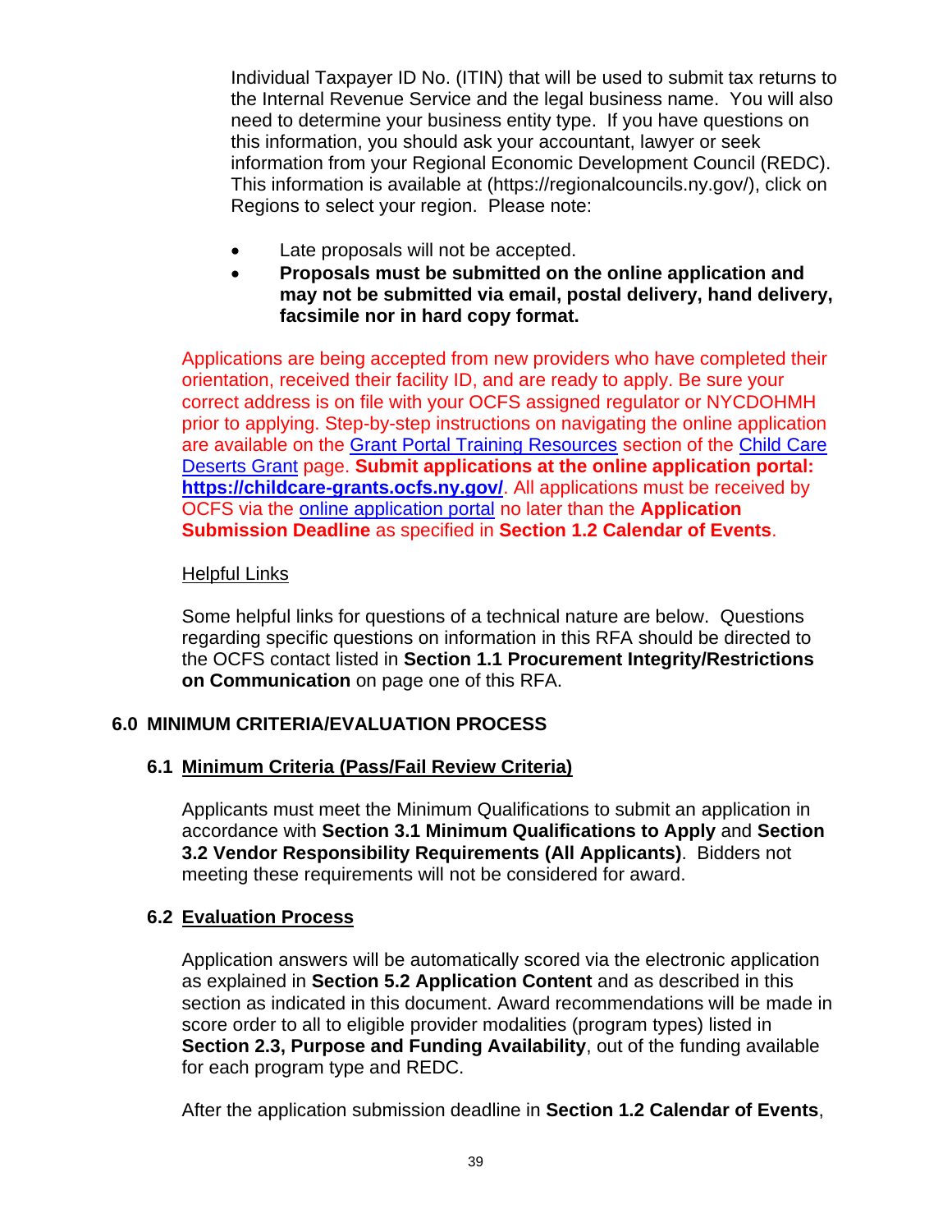Individual Taxpayer ID No. (ITIN) that will be used to submit tax returns to the Internal Revenue Service and the legal business name. You will also need to determine your business entity type. If you have questions on this information, you should ask your accountant, lawyer or seek information from your Regional Economic Development Council (REDC). This information is available at (https://regionalcouncils.ny.gov/), click on Regions to select your region. Please note:

- Late proposals will not be accepted.
- **Proposals must be submitted on the online application and may not be submitted via email, postal delivery, hand delivery, facsimile nor in hard copy format.**

Applications are being accepted from new providers who have completed their orientation, received their facility ID, and are ready to apply. Be sure your correct address is on file with your OCFS assigned regulator or NYCDOHMH prior to applying. Step-by-step instructions on navigating the online application are available on the Grant Portal Training Resources section of the Child Care Deserts Grant page. **Submit applications at the online application portal: https://childcare-grants.ocfs.ny.gov/**. All applications must be received by OCFS via the online application portal no later than the **Application Submission Deadline** as specified in **Section 1.2 Calendar of Events**.

Helpful Links

Some helpful links for questions of a technical nature are below. Questions regarding specific questions on information in this RFA should be directed to the OCFS contact listed in **Section 1.1 Procurement Integrity/Restrictions on Communication** on page one of this RFA.

## 6.0 MINIMUM CRITERIA/EVALUATION PROCESS

### 6.1 Minimum Criteria (Pass/Fail Review Criteria)

Applicants must meet the Minimum Qualifications to submit an application in accordance with **Section 3.1 Minimum Qualifications to Apply** and **Section 3.2 Vendor Responsibility Requirements (All Applicants)**. Bidders not meeting these requirements will not be considered for award.

### 6.2 Evaluation Process

Application answers will be automatically scored via the electronic application as explained in **Section 5.2 Application Content** and as described in this section as indicated in this document. Award recommendations will be made in score order to all to eligible provider modalities (program types) listed in **Section 2.3, Purpose and Funding Availability**, out of the funding available for each program type and REDC.

After the application submission deadline in **Section 1.2 Calendar of Events**,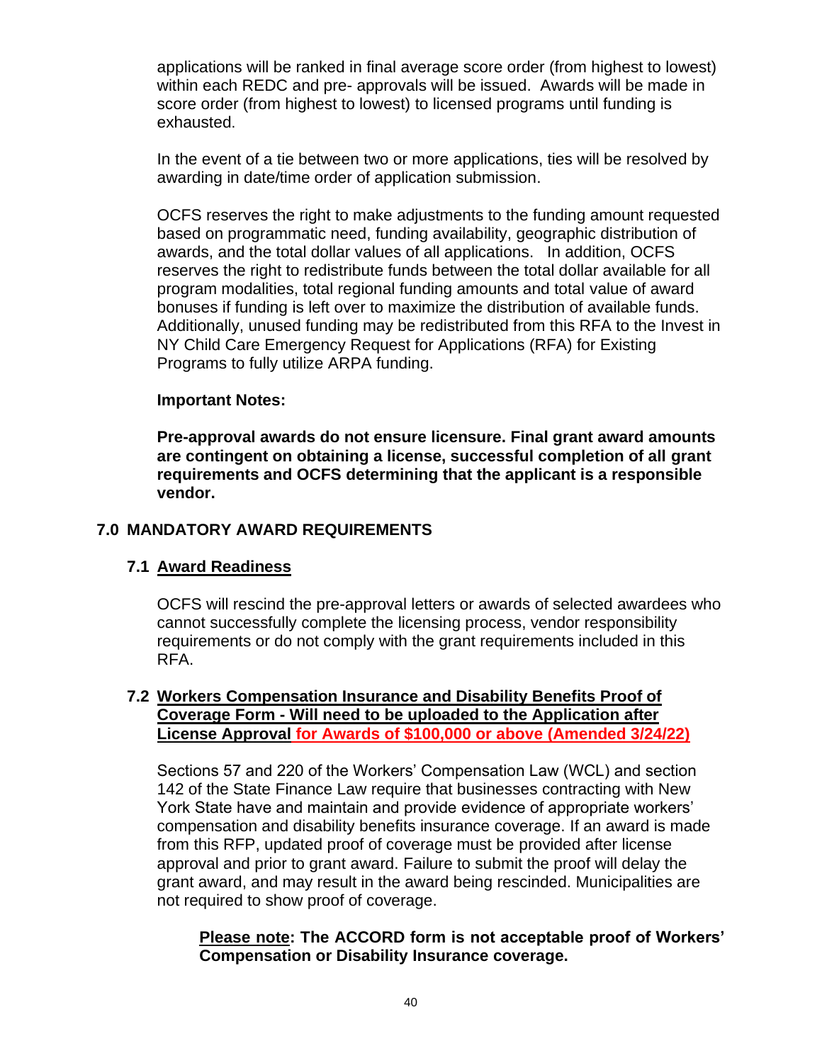applications will be ranked in final average score order (from highest to lowest) within each REDC and pre- approvals will be issued. Awards will be made in score order (from highest to lowest) to licensed programs until funding is exhausted.

In the event of a tie between two or more applications, ties will be resolved by awarding in date/time order of application submission.

OCFS reserves the right to make adjustments to the funding amount requested based on programmatic need, funding availability, geographic distribution of awards, and the total dollar values of all applications. In addition, OCFS reserves the right to redistribute funds between the total dollar available for all program modalities, total regional funding amounts and total value of award bonuses if funding is left over to maximize the distribution of available funds. Additionally, unused funding may be redistributed from this RFA to the Invest in NY Child Care Emergency Request for Applications (RFA) for Existing Programs to fully utilize ARPA funding.

**Important Notes:**

**Pre-approval awards do not ensure licensure. Final grant award amounts are contingent on obtaining a license, successful completion of all grant requirements and OCFS determining that the applicant is a responsible vendor.**

## 7.0 MANDATORY AWARD REQUIREMENTS

### 7.1 Award Readiness

OCFS will rescind the pre-approval letters or awards of selected awardees who cannot successfully complete the licensing process, vendor responsibility requirements or do not comply with the grant requirements included in this RFA.

### 7.2 Workers Compensation Insurance and Disability Benefits Proof of Coverage Form - Will need to be uploaded to the Application after License Approval for Awards of $100,000 or above (Amended 3/24/22)

Sections 57 and 220 of the Workers' Compensation Law (WCL) and section 142 of the State Finance Law require that businesses contracting with New York State have and maintain and provide evidence of appropriate workers' compensation and disability benefits insurance coverage. If an award is made from this RFP, updated proof of coverage must be provided after license approval and prior to grant award. Failure to submit the proof will delay the grant award, and may result in the award being rescinded. Municipalities are not required to show proof of coverage.

**Please note: The ACCORD form is not acceptable proof of Workers' Compensation or Disability Insurance coverage.**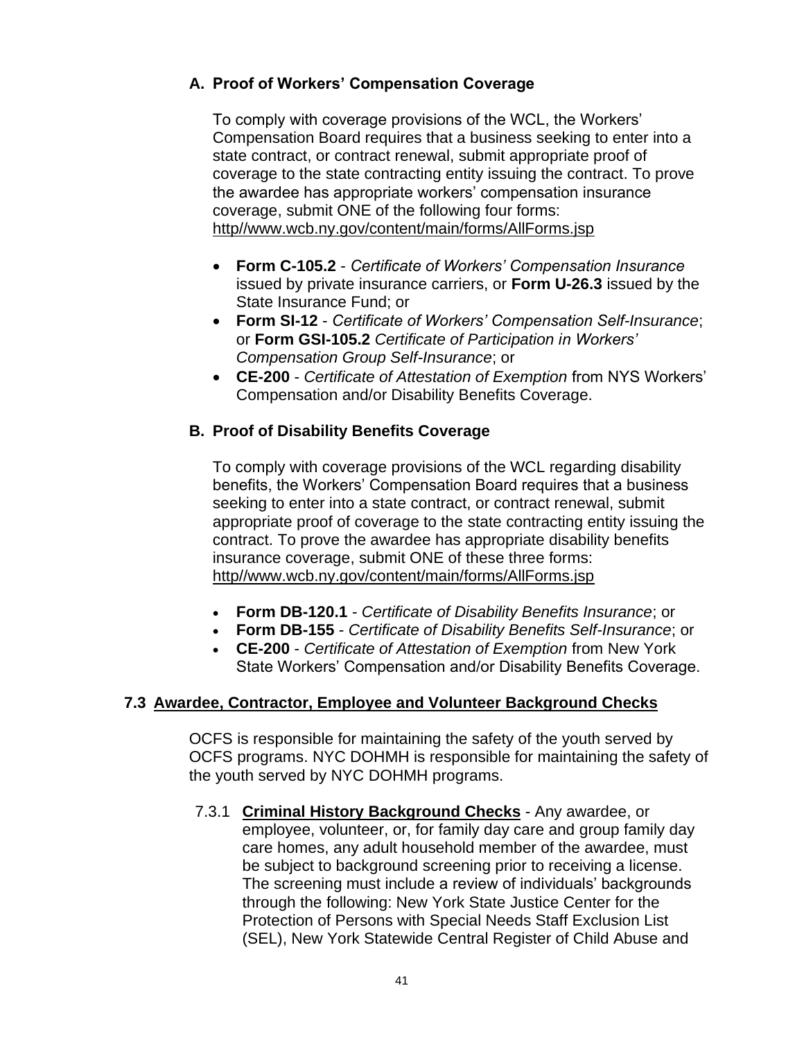### A. Proof of Workers' Compensation Coverage

To comply with coverage provisions of the WCL, the Workers' Compensation Board requires that a business seeking to enter into a state contract, or contract renewal, submit appropriate proof of coverage to the state contracting entity issuing the contract. To prove the awardee has appropriate workers' compensation insurance coverage, submit ONE of the following four forms: http//www.wcb.ny.gov/content/main/forms/AllForms.jsp

- **Form C-105.2** - *Certificate of Workers' Compensation Insurance* issued by private insurance carriers, or **Form U-26.3** issued by the State Insurance Fund; or
- **Form SI-12** - *Certificate of Workers' Compensation Self-Insurance*; or **Form GSI-105.2** *Certificate of Participation in Workers' Compensation Group Self-Insurance*; or
- **CE-200** - *Certificate of Attestation of Exemption* from NYS Workers' Compensation and/or Disability Benefits Coverage.

### B. Proof of Disability Benefits Coverage

To comply with coverage provisions of the WCL regarding disability benefits, the Workers' Compensation Board requires that a business seeking to enter into a state contract, or contract renewal, submit appropriate proof of coverage to the state contracting entity issuing the contract. To prove the awardee has appropriate disability benefits insurance coverage, submit ONE of these three forms: http//www.wcb.ny.gov/content/main/forms/AllForms.jsp

- **Form DB-120.1** - *Certificate of Disability Benefits Insurance*; or
- **Form DB-155** - *Certificate of Disability Benefits Self-Insurance*; or
- **CE-200** - *Certificate of Attestation of Exemption* from New York State Workers' Compensation and/or Disability Benefits Coverage.

## 7.3 Awardee, Contractor, Employee and Volunteer Background Checks

OCFS is responsible for maintaining the safety of the youth served by OCFS programs. NYC DOHMH is responsible for maintaining the safety of the youth served by NYC DOHMH programs.

7.3.1 **Criminal History Background Checks** - Any awardee, or employee, volunteer, or, for family day care and group family day care homes, any adult household member of the awardee, must be subject to background screening prior to receiving a license. The screening must include a review of individuals' backgrounds through the following: New York State Justice Center for the Protection of Persons with Special Needs Staff Exclusion List (SEL), New York Statewide Central Register of Child Abuse and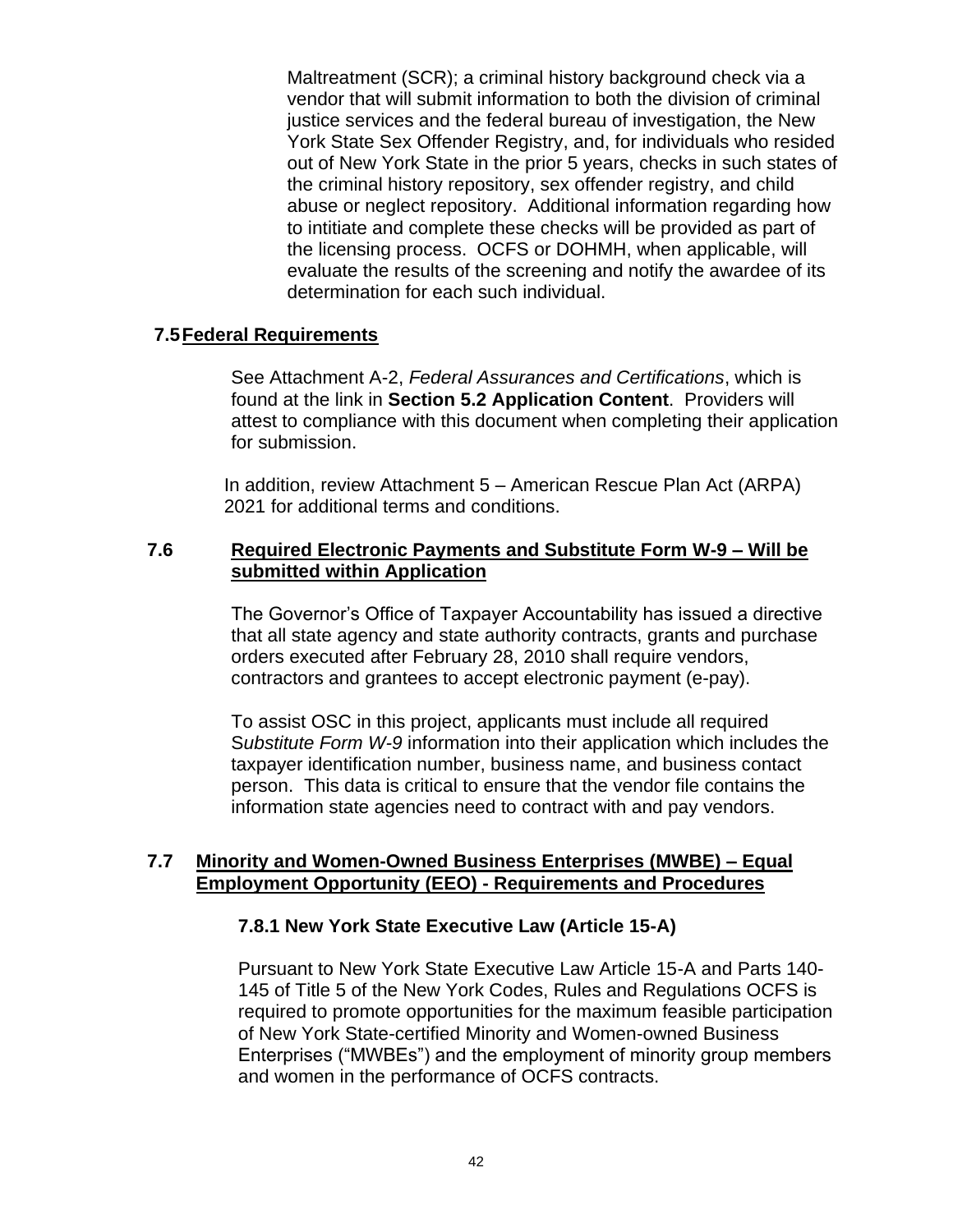Maltreatment (SCR); a criminal history background check via a vendor that will submit information to both the division of criminal justice services and the federal bureau of investigation, the New York State Sex Offender Registry, and, for individuals who resided out of New York State in the prior 5 years, checks in such states of the criminal history repository, sex offender registry, and child abuse or neglect repository. Additional information regarding how to intitiate and complete these checks will be provided as part of the licensing process. OCFS or DOHMH, when applicable, will evaluate the results of the screening and notify the awardee of its determination for each such individual.

## 7.5 Federal Requirements

See Attachment A-2, *Federal Assurances and Certifications*, which is found at the link in **Section 5.2 Application Content**. Providers will attest to compliance with this document when completing their application for submission.

In addition, review Attachment 5 – American Rescue Plan Act (ARPA) 2021 for additional terms and conditions.

## 7.6 Required Electronic Payments and Substitute Form W-9 – Will be submitted within Application

The Governor's Office of Taxpayer Accountability has issued a directive that all state agency and state authority contracts, grants and purchase orders executed after February 28, 2010 shall require vendors, contractors and grantees to accept electronic payment (e-pay).

To assist OSC in this project, applicants must include all required S*ubstitute Form W-9* information into their application which includes the taxpayer identification number, business name, and business contact person. This data is critical to ensure that the vendor file contains the information state agencies need to contract with and pay vendors.

## 7.7 Minority and Women-Owned Business Enterprises (MWBE) – Equal Employment Opportunity (EEO) - Requirements and Procedures

### 7.8.1 New York State Executive Law (Article 15-A)

Pursuant to New York State Executive Law Article 15-A and Parts 140-145 of Title 5 of the New York Codes, Rules and Regulations OCFS is required to promote opportunities for the maximum feasible participation of New York State-certified Minority and Women-owned Business Enterprises ("MWBEs") and the employment of minority group members and women in the performance of OCFS contracts.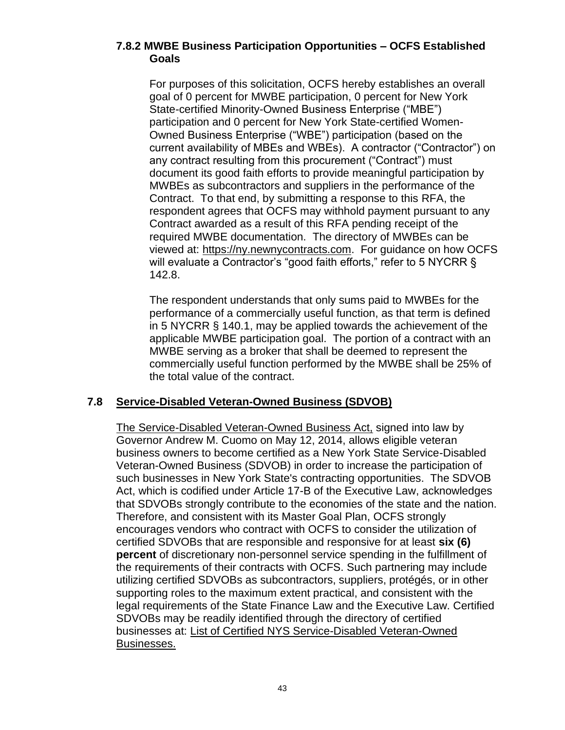### 7.8.2 MWBE Business Participation Opportunities – OCFS Established Goals

For purposes of this solicitation, OCFS hereby establishes an overall goal of 0 percent for MWBE participation, 0 percent for New York State-certified Minority-Owned Business Enterprise ("MBE") participation and 0 percent for New York State-certified Women-Owned Business Enterprise ("WBE") participation (based on the current availability of MBEs and WBEs). A contractor ("Contractor") on any contract resulting from this procurement ("Contract") must document its good faith efforts to provide meaningful participation by MWBEs as subcontractors and suppliers in the performance of the Contract. To that end, by submitting a response to this RFA, the respondent agrees that OCFS may withhold payment pursuant to any Contract awarded as a result of this RFA pending receipt of the required MWBE documentation. The directory of MWBEs can be viewed at: https://ny.newnycontracts.com. For guidance on how OCFS will evaluate a Contractor's "good faith efforts," refer to 5 NYCRR § 142.8.

The respondent understands that only sums paid to MWBEs for the performance of a commercially useful function, as that term is defined in 5 NYCRR § 140.1, may be applied towards the achievement of the applicable MWBE participation goal. The portion of a contract with an MWBE serving as a broker that shall be deemed to represent the commercially useful function performed by the MWBE shall be 25% of the total value of the contract.

## 7.8 Service-Disabled Veteran-Owned Business (SDVOB)

The Service-Disabled Veteran-Owned Business Act, signed into law by Governor Andrew M. Cuomo on May 12, 2014, allows eligible veteran business owners to become certified as a New York State Service-Disabled Veteran-Owned Business (SDVOB) in order to increase the participation of such businesses in New York State's contracting opportunities. The SDVOB Act, which is codified under Article 17-B of the Executive Law, acknowledges that SDVOBs strongly contribute to the economies of the state and the nation. Therefore, and consistent with its Master Goal Plan, OCFS strongly encourages vendors who contract with OCFS to consider the utilization of certified SDVOBs that are responsible and responsive for at least **six (6) percent** of discretionary non-personnel service spending in the fulfillment of the requirements of their contracts with OCFS. Such partnering may include utilizing certified SDVOBs as subcontractors, suppliers, protégés, or in other supporting roles to the maximum extent practical, and consistent with the legal requirements of the State Finance Law and the Executive Law. Certified SDVOBs may be readily identified through the directory of certified businesses at: List of Certified NYS Service-Disabled Veteran-Owned Businesses.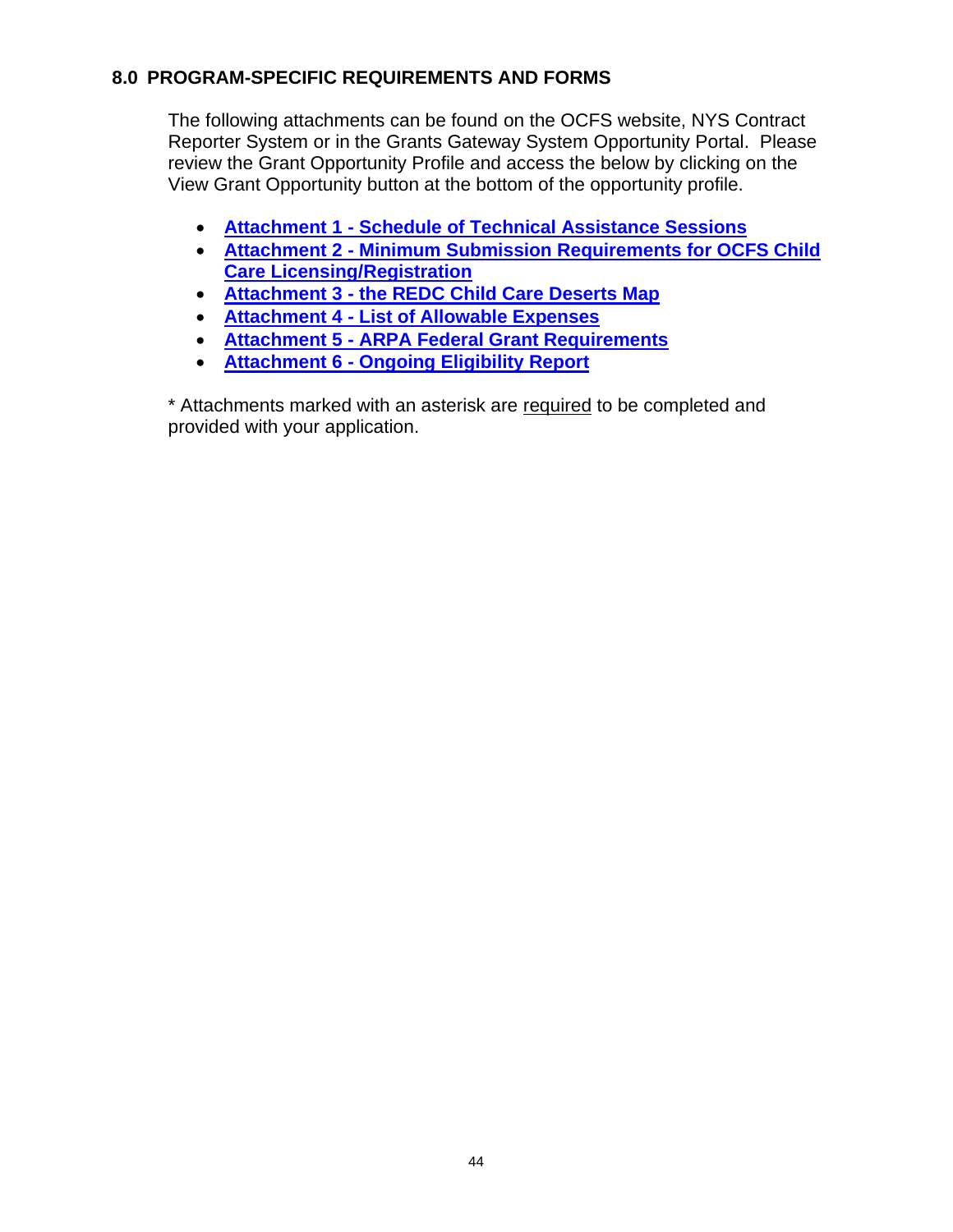## 8.0 PROGRAM-SPECIFIC REQUIREMENTS AND FORMS

The following attachments can be found on the OCFS website, NYS Contract Reporter System or in the Grants Gateway System Opportunity Portal. Please review the Grant Opportunity Profile and access the below by clicking on the View Grant Opportunity button at the bottom of the opportunity profile.

- **Attachment 1 - Schedule of Technical Assistance Sessions**
- **Attachment 2 - Minimum Submission Requirements for OCFS Child Care Licensing/Registration**
- **Attachment 3 - the REDC Child Care Deserts Map**
- **Attachment 4 - List of Allowable Expenses**
- **Attachment 5 - ARPA Federal Grant Requirements**
- **Attachment 6 - Ongoing Eligibility Report**

* Attachments marked with an asterisk are required to be completed and provided with your application.